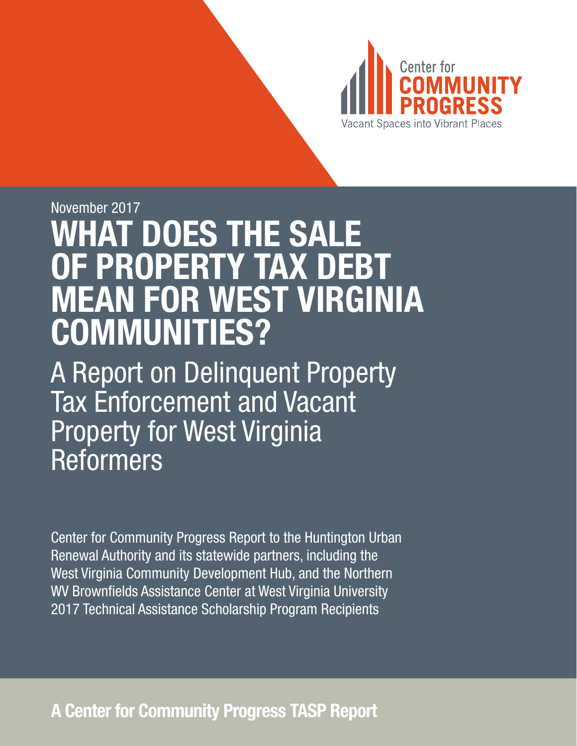Center for
COMMUNITY
PROGRESS
Vacant Spaces into Vibrant Places

November 2017

# WHAT DOES THE SALE OF PROPERTY TAX DEBT MEAN FOR WEST VIRGINIA COMMUNITIES?

## A Report on Delinquent Property Tax Enforcement and Vacant Property for West Virginia Reformers

Center for Community Progress Report to the Huntington Urban Renewal Authority and its statewide partners, including the West Virginia Community Development Hub, and the Northern WV Brownfields Assistance Center at West Virginia University 2017 Technical Assistance Scholarship Program Recipients

**A Center for Community Progress TASP Report**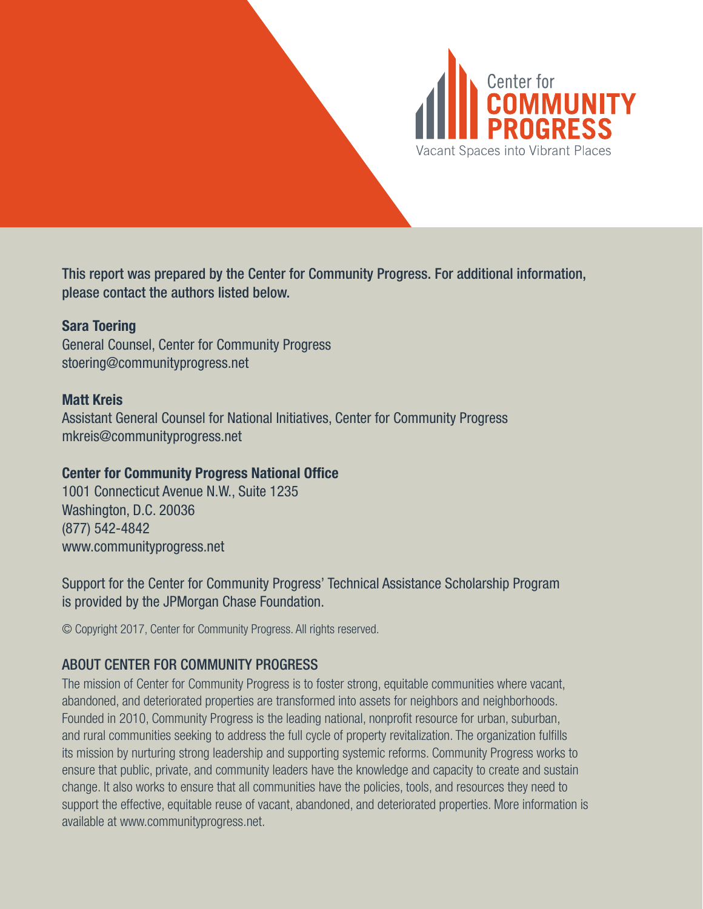Center for
COMMUNITY
PROGRESS
Vacant Spaces into Vibrant Places

This report was prepared by the Center for Community Progress. For additional information, please contact the authors listed below.

**Sara Toering**
General Counsel, Center for Community Progress
stoering@communityprogress.net

**Matt Kreis**
Assistant General Counsel for National Initiatives, Center for Community Progress
mkreis@communityprogress.net

**Center for Community Progress National Office**
1001 Connecticut Avenue N.W., Suite 1235
Washington, D.C. 20036
(877) 542-4842
www.communityprogress.net

Support for the Center for Community Progress' Technical Assistance Scholarship Program is provided by the JPMorgan Chase Foundation.

© Copyright 2017, Center for Community Progress. All rights reserved.

## ABOUT CENTER FOR COMMUNITY PROGRESS

The mission of Center for Community Progress is to foster strong, equitable communities where vacant, abandoned, and deteriorated properties are transformed into assets for neighbors and neighborhoods. Founded in 2010, Community Progress is the leading national, nonprofit resource for urban, suburban, and rural communities seeking to address the full cycle of property revitalization. The organization fulfills its mission by nurturing strong leadership and supporting systemic reforms. Community Progress works to ensure that public, private, and community leaders have the knowledge and capacity to create and sustain change. It also works to ensure that all communities have the policies, tools, and resources they need to support the effective, equitable reuse of vacant, abandoned, and deteriorated properties. More information is available at www.communityprogress.net.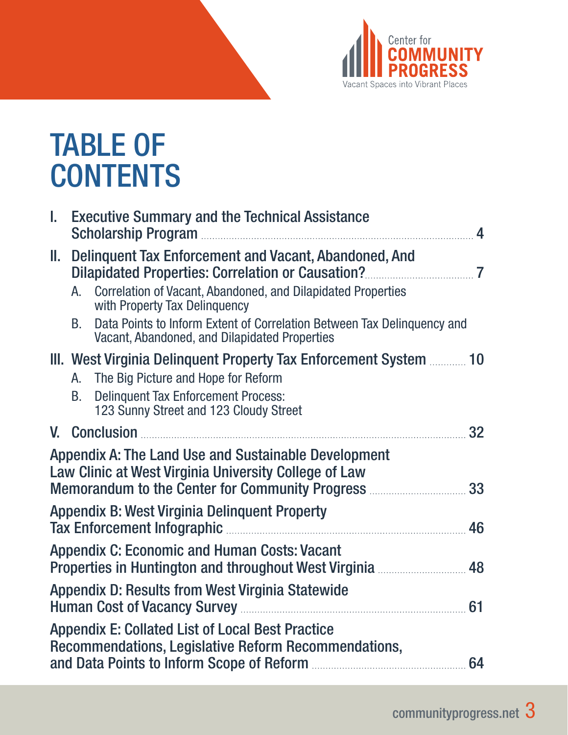Center for COMMUNITY PROGRESS

Vacant Spaces into Vibrant Places

# TABLE OF CONTENTS

I. Executive Summary and the Technical Assistance Scholarship Program ..... 4

II. Delinquent Tax Enforcement and Vacant, Abandoned, And Dilapidated Properties: Correlation or Causation? ..... 7

- A. Correlation of Vacant, Abandoned, and Dilapidated Properties with Property Tax Delinquency
- B. Data Points to Inform Extent of Correlation Between Tax Delinquency and Vacant, Abandoned, and Dilapidated Properties

III. West Virginia Delinquent Property Tax Enforcement System ..... 10

- A. The Big Picture and Hope for Reform
- B. Delinquent Tax Enforcement Process: 123 Sunny Street and 123 Cloudy Street

V. Conclusion ..... 32

Appendix A: The Land Use and Sustainable Development Law Clinic at West Virginia University College of Law Memorandum to the Center for Community Progress ..... 33

Appendix B: West Virginia Delinquent Property Tax Enforcement Infographic ..... 46

Appendix C: Economic and Human Costs: Vacant Properties in Huntington and throughout West Virginia ..... 48

Appendix D: Results from West Virginia Statewide Human Cost of Vacancy Survey ..... 61

Appendix E: Collated List of Local Best Practice Recommendations, Legislative Reform Recommendations, and Data Points to Inform Scope of Reform ..... 64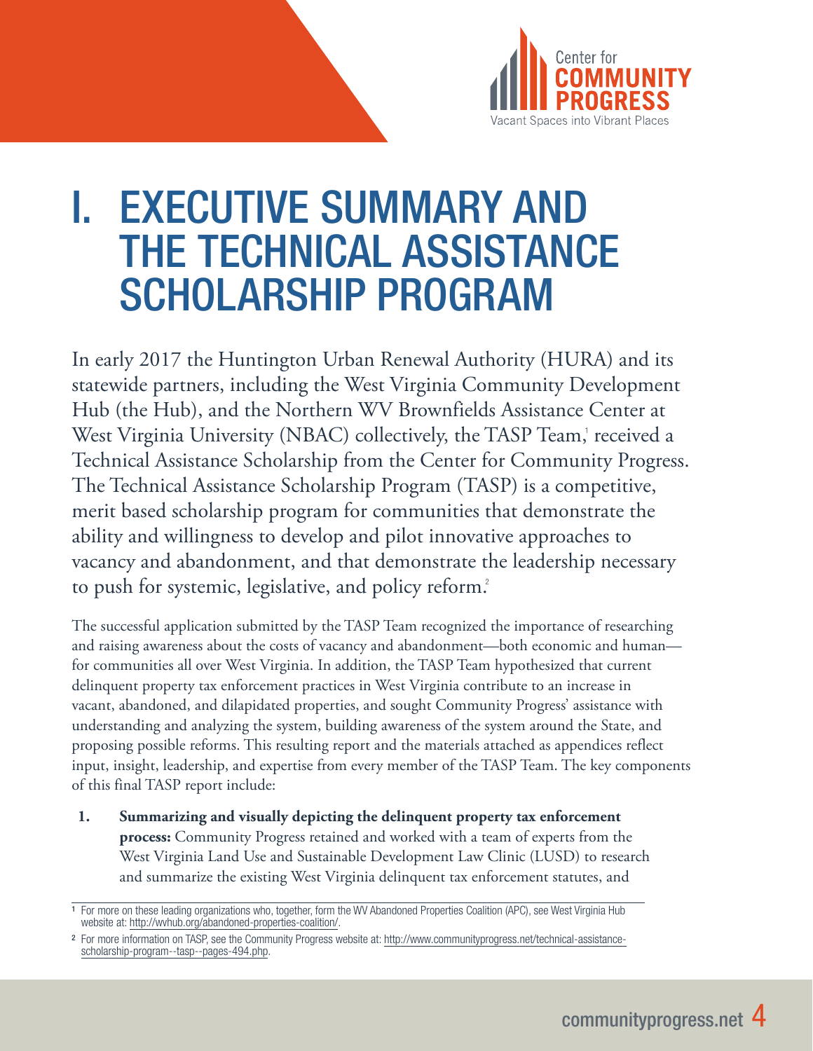# I. EXECUTIVE SUMMARY AND THE TECHNICAL ASSISTANCE SCHOLARSHIP PROGRAM

In early 2017 the Huntington Urban Renewal Authority (HURA) and its statewide partners, including the West Virginia Community Development Hub (the Hub), and the Northern WV Brownfields Assistance Center at West Virginia University (NBAC) collectively, the TASP Team,[1] received a Technical Assistance Scholarship from the Center for Community Progress. The Technical Assistance Scholarship Program (TASP) is a competitive, merit based scholarship program for communities that demonstrate the ability and willingness to develop and pilot innovative approaches to vacancy and abandonment, and that demonstrate the leadership necessary to push for systemic, legislative, and policy reform.[2]

The successful application submitted by the TASP Team recognized the importance of researching and raising awareness about the costs of vacancy and abandonment—both economic and human—for communities all over West Virginia. In addition, the TASP Team hypothesized that current delinquent property tax enforcement practices in West Virginia contribute to an increase in vacant, abandoned, and dilapidated properties, and sought Community Progress' assistance with understanding and analyzing the system, building awareness of the system around the State, and proposing possible reforms. This resulting report and the materials attached as appendices reflect input, insight, leadership, and expertise from every member of the TASP Team. The key components of this final TASP report include:

1. **Summarizing and visually depicting the delinquent property tax enforcement process:** Community Progress retained and worked with a team of experts from the West Virginia Land Use and Sustainable Development Law Clinic (LUSD) to research and summarize the existing West Virginia delinquent tax enforcement statutes, and

---

[1] For more on these leading organizations who, together, form the WV Abandoned Properties Coalition (APC), see West Virginia Hub website at: http://wvhub.org/abandoned-properties-coalition/.

[2] For more information on TASP, see the Community Progress website at: http://www.communityprogress.net/technical-assistance-scholarship-program--tasp--pages-494.php.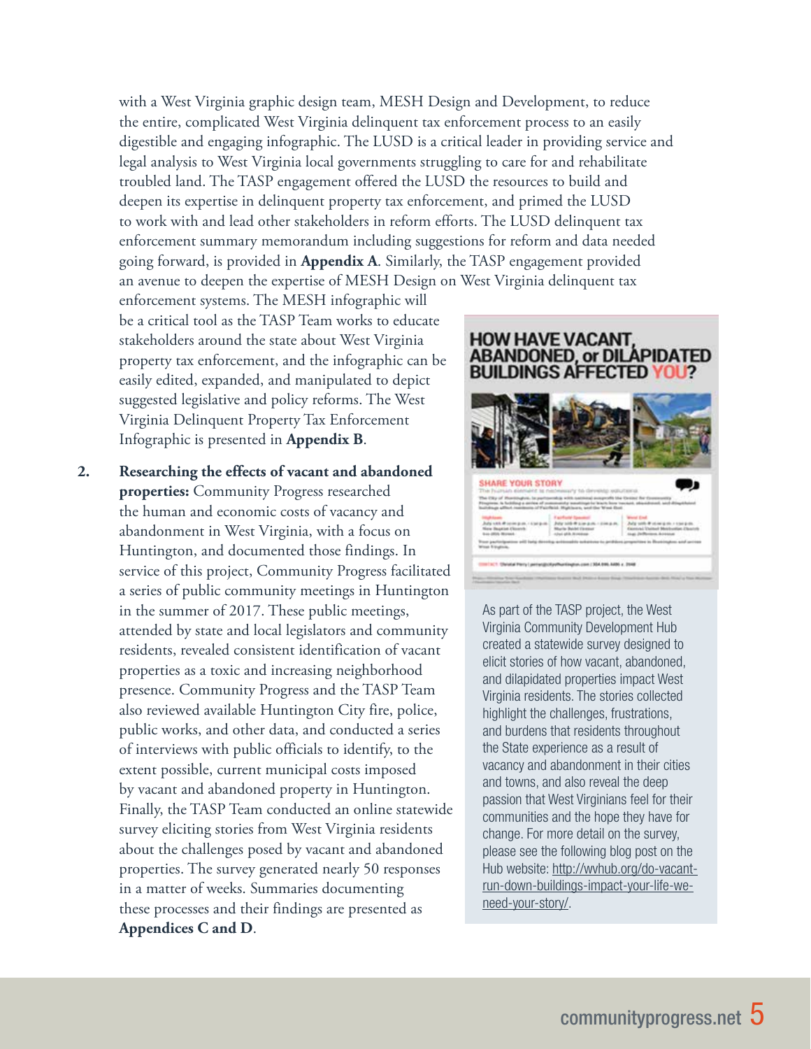with a West Virginia graphic design team, MESH Design and Development, to reduce the entire, complicated West Virginia delinquent tax enforcement process to an easily digestible and engaging infographic. The LUSD is a critical leader in providing service and legal analysis to West Virginia local governments struggling to care for and rehabilitate troubled land. The TASP engagement offered the LUSD the resources to build and deepen its expertise in delinquent property tax enforcement, and primed the LUSD to work with and lead other stakeholders in reform efforts. The LUSD delinquent tax enforcement summary memorandum including suggestions for reform and data needed going forward, is provided in **Appendix A**. Similarly, the TASP engagement provided an avenue to deepen the expertise of MESH Design on West Virginia delinquent tax enforcement systems. The MESH infographic will be a critical tool as the TASP Team works to educate stakeholders around the state about West Virginia property tax enforcement, and the infographic can be easily edited, expanded, and manipulated to depict suggested legislative and policy reforms. The West Virginia Delinquent Property Tax Enforcement Infographic is presented in **Appendix B**.

2. **Researching the effects of vacant and abandoned properties:** Community Progress researched the human and economic costs of vacancy and abandonment in West Virginia, with a focus on Huntington, and documented those findings. In service of this project, Community Progress facilitated a series of public community meetings in Huntington in the summer of 2017. These public meetings, attended by state and local legislators and community residents, revealed consistent identification of vacant properties as a toxic and increasing neighborhood presence. Community Progress and the TASP Team also reviewed available Huntington City fire, police, public works, and other data, and conducted a series of interviews with public officials to identify, to the extent possible, current municipal costs imposed by vacant and abandoned property in Huntington. Finally, the TASP Team conducted an online statewide survey eliciting stories from West Virginia residents about the challenges posed by vacant and abandoned properties. The survey generated nearly 50 responses in a matter of weeks. Summaries documenting these processes and their findings are presented as **Appendices C and D**.

HOW HAVE VACANT, ABANDONED, or DILAPIDATED BUILDINGS AFFECTED YOU?

As part of the TASP project, the West Virginia Community Development Hub created a statewide survey designed to elicit stories of how vacant, abandoned, and dilapidated properties impact West Virginia residents. The stories collected highlight the challenges, frustrations, and burdens that residents throughout the State experience as a result of vacancy and abandonment in their cities and towns, and also reveal the deep passion that West Virginians feel for their communities and the hope they have for change. For more detail on the survey, please see the following blog post on the Hub website: http://wvhub.org/do-vacant-run-down-buildings-impact-your-life-we-need-your-story/.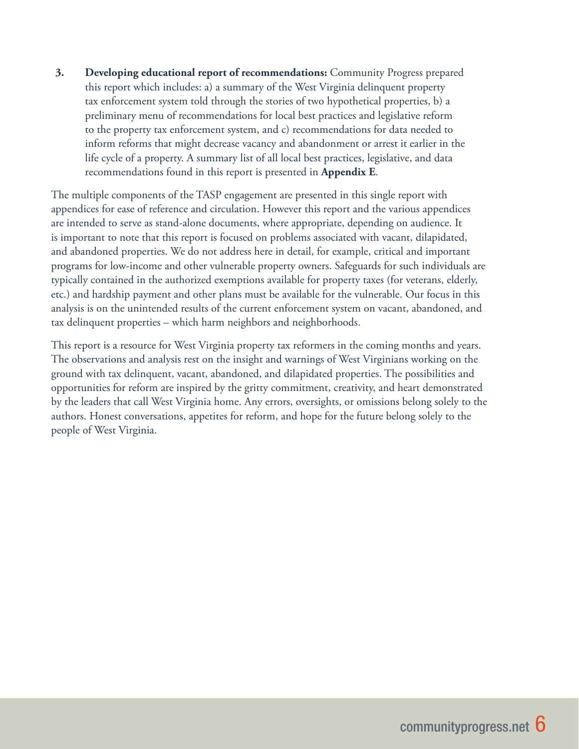3. **Developing educational report of recommendations:** Community Progress prepared this report which includes: a) a summary of the West Virginia delinquent property tax enforcement system told through the stories of two hypothetical properties, b) a preliminary menu of recommendations for local best practices and legislative reform to the property tax enforcement system, and c) recommendations for data needed to inform reforms that might decrease vacancy and abandonment or arrest it earlier in the life cycle of a property. A summary list of all local best practices, legislative, and data recommendations found in this report is presented in **Appendix E**.

The multiple components of the TASP engagement are presented in this single report with appendices for ease of reference and circulation. However this report and the various appendices are intended to serve as stand-alone documents, where appropriate, depending on audience. It is important to note that this report is focused on problems associated with vacant, dilapidated, and abandoned properties. We do not address here in detail, for example, critical and important programs for low-income and other vulnerable property owners. Safeguards for such individuals are typically contained in the authorized exemptions available for property taxes (for veterans, elderly, etc.) and hardship payment and other plans must be available for the vulnerable. Our focus in this analysis is on the unintended results of the current enforcement system on vacant, abandoned, and tax delinquent properties – which harm neighbors and neighborhoods.

This report is a resource for West Virginia property tax reformers in the coming months and years. The observations and analysis rest on the insight and warnings of West Virginians working on the ground with tax delinquent, vacant, abandoned, and dilapidated properties. The possibilities and opportunities for reform are inspired by the gritty commitment, creativity, and heart demonstrated by the leaders that call West Virginia home. Any errors, oversights, or omissions belong solely to the authors. Honest conversations, appetites for reform, and hope for the future belong solely to the people of West Virginia.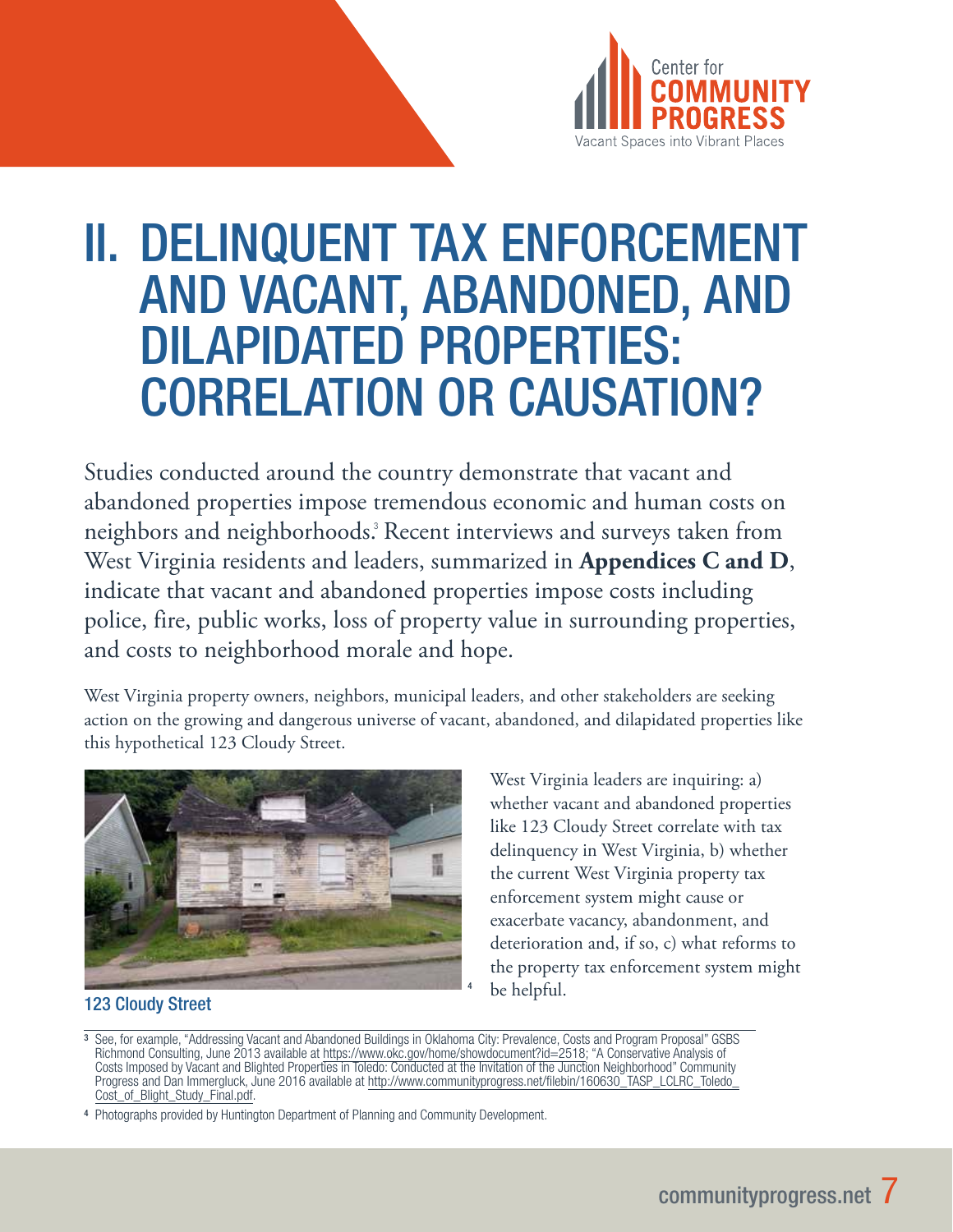# II. DELINQUENT TAX ENFORCEMENT AND VACANT, ABANDONED, AND DILAPIDATED PROPERTIES: CORRELATION OR CAUSATION?

Studies conducted around the country demonstrate that vacant and abandoned properties impose tremendous economic and human costs on neighbors and neighborhoods.[3] Recent interviews and surveys taken from West Virginia residents and leaders, summarized in **Appendices C and D**, indicate that vacant and abandoned properties impose costs including police, fire, public works, loss of property value in surrounding properties, and costs to neighborhood morale and hope.

West Virginia property owners, neighbors, municipal leaders, and other stakeholders are seeking action on the growing and dangerous universe of vacant, abandoned, and dilapidated properties like this hypothetical 123 Cloudy Street.

123 Cloudy Street[4]

West Virginia leaders are inquiring: a) whether vacant and abandoned properties like 123 Cloudy Street correlate with tax delinquency in West Virginia, b) whether the current West Virginia property tax enforcement system might cause or exacerbate vacancy, abandonment, and deterioration and, if so, c) what reforms to the property tax enforcement system might be helpful.

---

[3] See, for example, "Addressing Vacant and Abandoned Buildings in Oklahoma City: Prevalence, Costs and Program Proposal" GSBS Richmond Consulting, June 2013 available at https://www.okc.gov/home/showdocument?id=2518; "A Conservative Analysis of Costs Imposed by Vacant and Blighted Properties in Toledo: Conducted at the Invitation of the Junction Neighborhood" Community Progress and Dan Immergluck, June 2016 available at http://www.communityprogress.net/filebin/160630_TASP_LCLRC_Toledo_Cost_of_Blight_Study_Final.pdf.

[4] Photographs provided by Huntington Department of Planning and Community Development.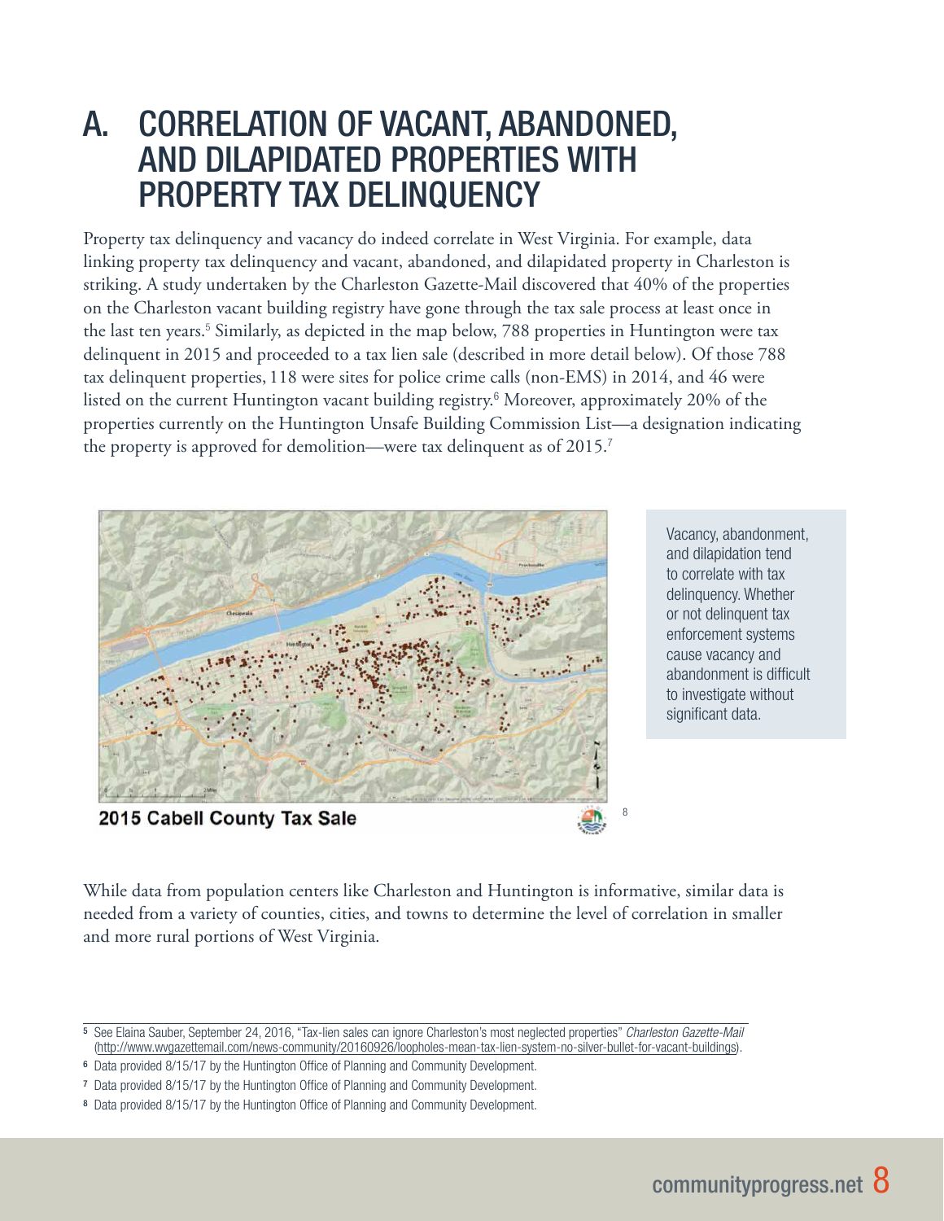# A. CORRELATION OF VACANT, ABANDONED, AND DILAPIDATED PROPERTIES WITH PROPERTY TAX DELINQUENCY

Property tax delinquency and vacancy do indeed correlate in West Virginia. For example, data linking property tax delinquency and vacant, abandoned, and dilapidated property in Charleston is striking. A study undertaken by the Charleston Gazette-Mail discovered that 40% of the properties on the Charleston vacant building registry have gone through the tax sale process at least once in the last ten years.[5] Similarly, as depicted in the map below, 788 properties in Huntington were tax delinquent in 2015 and proceeded to a tax lien sale (described in more detail below). Of those 788 tax delinquent properties, 118 were sites for police crime calls (non-EMS) in 2014, and 46 were listed on the current Huntington vacant building registry.[6] Moreover, approximately 20% of the properties currently on the Huntington Unsafe Building Commission List—a designation indicating the property is approved for demolition—were tax delinquent as of 2015.[7]

2015 Cabell County Tax Sale [8]

> Vacancy, abandonment, and dilapidation tend to correlate with tax delinquency. Whether or not delinquent tax enforcement systems cause vacancy and abandonment is difficult to investigate without significant data.

While data from population centers like Charleston and Huntington is informative, similar data is needed from a variety of counties, cities, and towns to determine the level of correlation in smaller and more rural portions of West Virginia.

---

[5] See Elaina Sauber, September 24, 2016, "Tax-lien sales can ignore Charleston's most neglected properties" *Charleston Gazette-Mail* (http://www.wvgazettemail.com/news-community/20160926/loopholes-mean-tax-lien-system-no-silver-bullet-for-vacant-buildings).

[6] Data provided 8/15/17 by the Huntington Office of Planning and Community Development.

[7] Data provided 8/15/17 by the Huntington Office of Planning and Community Development.

[8] Data provided 8/15/17 by the Huntington Office of Planning and Community Development.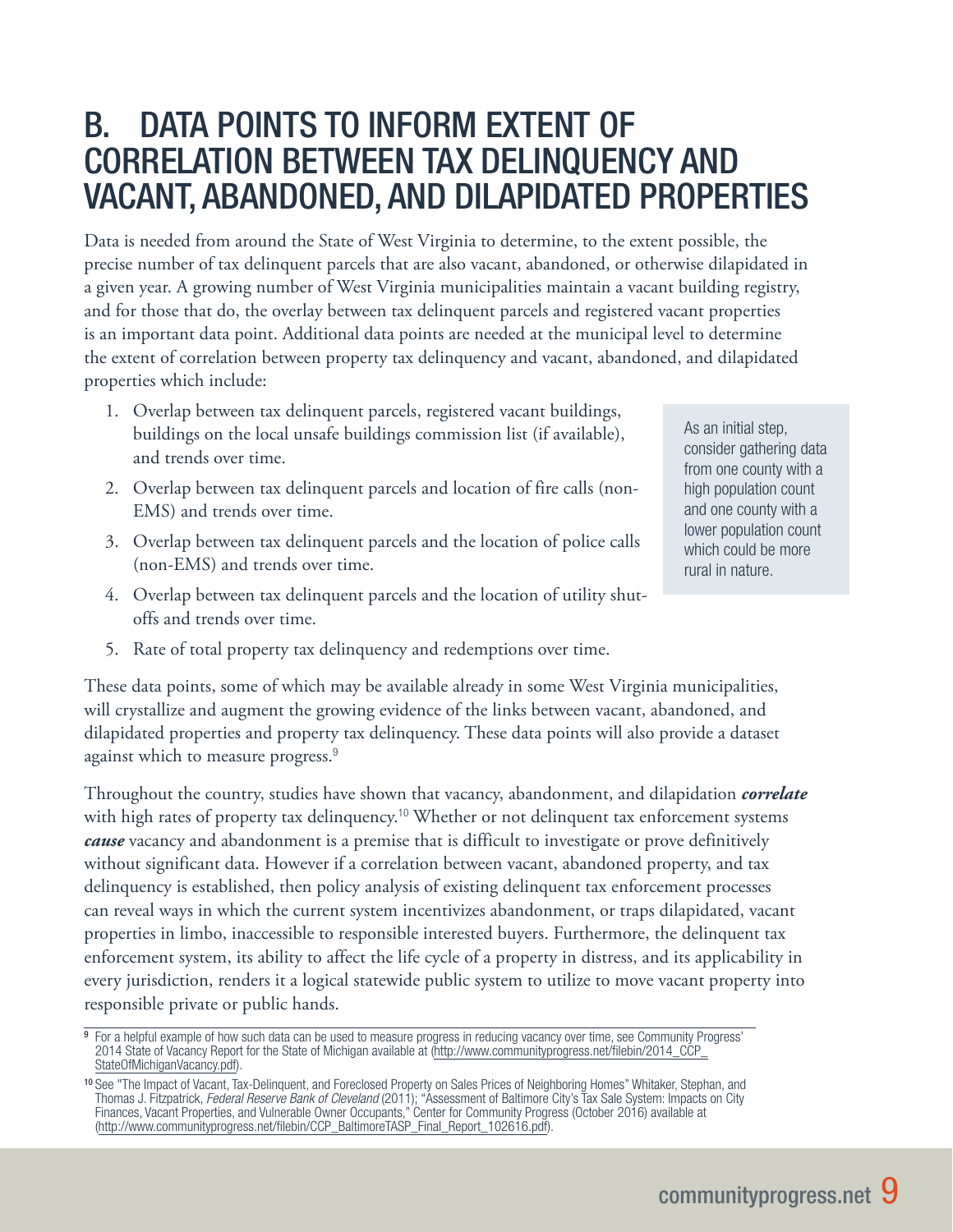## B. DATA POINTS TO INFORM EXTENT OF CORRELATION BETWEEN TAX DELINQUENCY AND VACANT, ABANDONED, AND DILAPIDATED PROPERTIES

Data is needed from around the State of West Virginia to determine, to the extent possible, the precise number of tax delinquent parcels that are also vacant, abandoned, or otherwise dilapidated in a given year. A growing number of West Virginia municipalities maintain a vacant building registry, and for those that do, the overlay between tax delinquent parcels and registered vacant properties is an important data point. Additional data points are needed at the municipal level to determine the extent of correlation between property tax delinquency and vacant, abandoned, and dilapidated properties which include:

1. Overlap between tax delinquent parcels, registered vacant buildings, buildings on the local unsafe buildings commission list (if available), and trends over time.
2. Overlap between tax delinquent parcels and location of fire calls (non-EMS) and trends over time.
3. Overlap between tax delinquent parcels and the location of police calls (non-EMS) and trends over time.
4. Overlap between tax delinquent parcels and the location of utility shut-offs and trends over time.
5. Rate of total property tax delinquency and redemptions over time.

> As an initial step, consider gathering data from one county with a high population count and one county with a lower population count which could be more rural in nature.

These data points, some of which may be available already in some West Virginia municipalities, will crystallize and augment the growing evidence of the links between vacant, abandoned, and dilapidated properties and property tax delinquency. These data points will also provide a dataset against which to measure progress.[9]

Throughout the country, studies have shown that vacancy, abandonment, and dilapidation ***correlate*** with high rates of property tax delinquency.[10] Whether or not delinquent tax enforcement systems ***cause*** vacancy and abandonment is a premise that is difficult to investigate or prove definitively without significant data. However if a correlation between vacant, abandoned property, and tax delinquency is established, then policy analysis of existing delinquent tax enforcement processes can reveal ways in which the current system incentivizes abandonment, or traps dilapidated, vacant properties in limbo, inaccessible to responsible interested buyers. Furthermore, the delinquent tax enforcement system, its ability to affect the life cycle of a property in distress, and its applicability in every jurisdiction, renders it a logical statewide public system to utilize to move vacant property into responsible private or public hands.

---

[9] For a helpful example of how such data can be used to measure progress in reducing vacancy over time, see Community Progress' 2014 State of Vacancy Report for the State of Michigan available at (http://www.communityprogress.net/filebin/2014_CCP_StateOfMichiganVacancy.pdf).

[10] See "The Impact of Vacant, Tax-Delinquent, and Foreclosed Property on Sales Prices of Neighboring Homes" Whitaker, Stephan, and Thomas J. Fitzpatrick, *Federal Reserve Bank of Cleveland* (2011); "Assessment of Baltimore City's Tax Sale System: Impacts on City Finances, Vacant Properties, and Vulnerable Owner Occupants," Center for Community Progress (October 2016) available at (http://www.communityprogress.net/filebin/CCP_BaltimoreTASP_Final_Report_102616.pdf).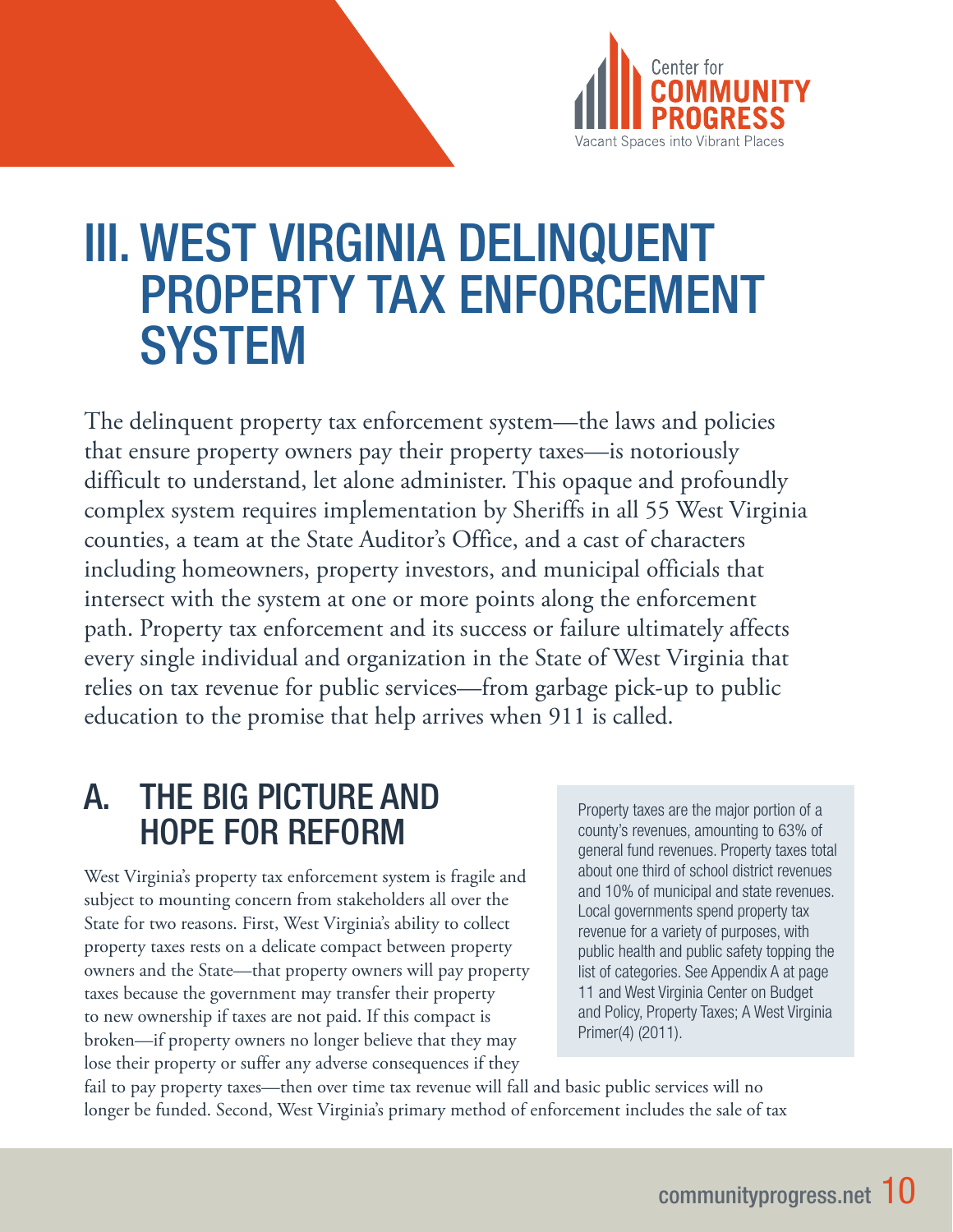# III. WEST VIRGINIA DELINQUENT PROPERTY TAX ENFORCEMENT SYSTEM

The delinquent property tax enforcement system—the laws and policies that ensure property owners pay their property taxes—is notoriously difficult to understand, let alone administer. This opaque and profoundly complex system requires implementation by Sheriffs in all 55 West Virginia counties, a team at the State Auditor's Office, and a cast of characters including homeowners, property investors, and municipal officials that intersect with the system at one or more points along the enforcement path. Property tax enforcement and its success or failure ultimately affects every single individual and organization in the State of West Virginia that relies on tax revenue for public services—from garbage pick-up to public education to the promise that help arrives when 911 is called.

## A. THE BIG PICTURE AND HOPE FOR REFORM

West Virginia's property tax enforcement system is fragile and subject to mounting concern from stakeholders all over the State for two reasons. First, West Virginia's ability to collect property taxes rests on a delicate compact between property owners and the State—that property owners will pay property taxes because the government may transfer their property to new ownership if taxes are not paid. If this compact is broken—if property owners no longer believe that they may lose their property or suffer any adverse consequences if they fail to pay property taxes—then over time tax revenue will fall and basic public services will no longer be funded. Second, West Virginia's primary method of enforcement includes the sale of tax

> Property taxes are the major portion of a county's revenues, amounting to 63% of general fund revenues. Property taxes total about one third of school district revenues and 10% of municipal and state revenues. Local governments spend property tax revenue for a variety of purposes, with public health and public safety topping the list of categories. See Appendix A at page 11 and West Virginia Center on Budget and Policy, Property Taxes; A West Virginia Primer(4) (2011).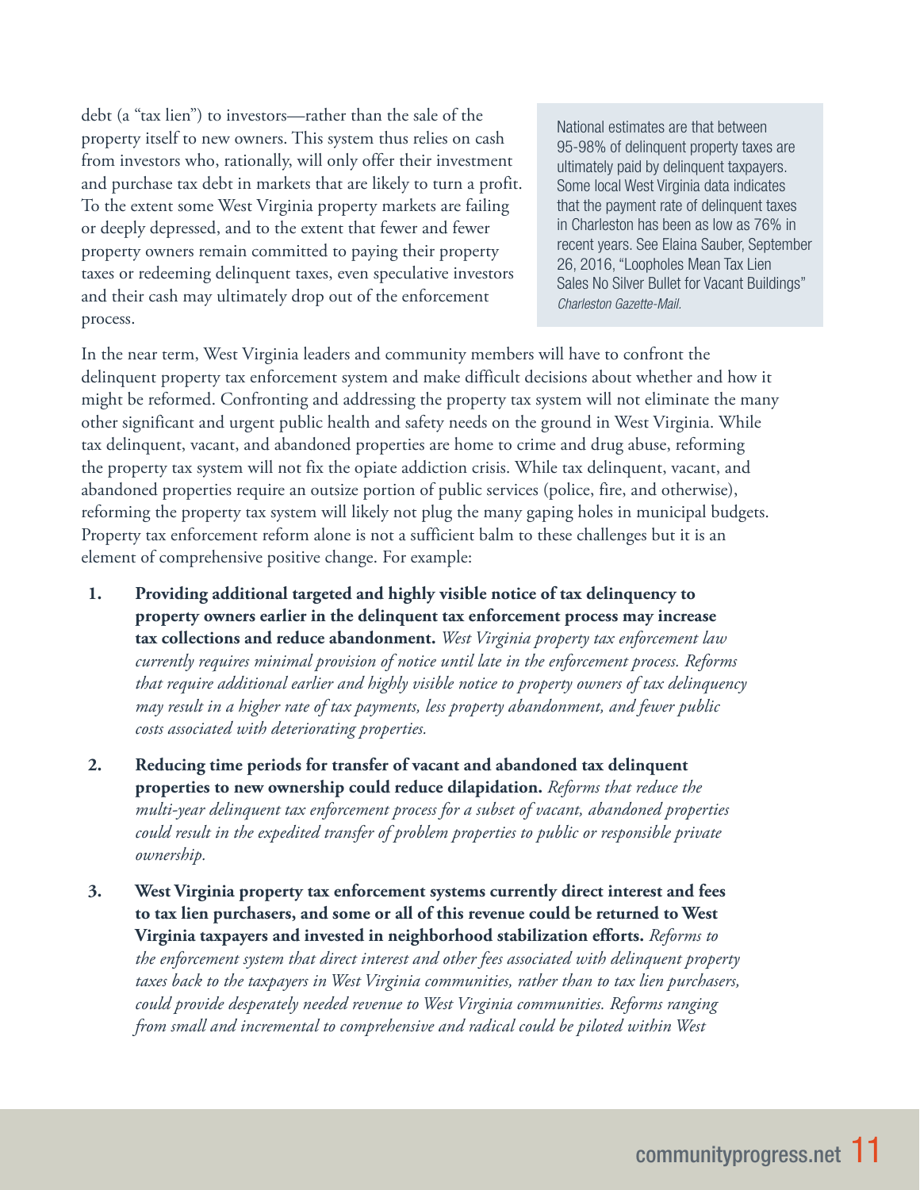debt (a "tax lien") to investors—rather than the sale of the property itself to new owners. This system thus relies on cash from investors who, rationally, will only offer their investment and purchase tax debt in markets that are likely to turn a profit. To the extent some West Virginia property markets are failing or deeply depressed, and to the extent that fewer and fewer property owners remain committed to paying their property taxes or redeeming delinquent taxes, even speculative investors and their cash may ultimately drop out of the enforcement process.

> National estimates are that between 95-98% of delinquent property taxes are ultimately paid by delinquent taxpayers. Some local West Virginia data indicates that the payment rate of delinquent taxes in Charleston has been as low as 76% in recent years. See Elaina Sauber, September 26, 2016, "Loopholes Mean Tax Lien Sales No Silver Bullet for Vacant Buildings" *Charleston Gazette-Mail.*

In the near term, West Virginia leaders and community members will have to confront the delinquent property tax enforcement system and make difficult decisions about whether and how it might be reformed. Confronting and addressing the property tax system will not eliminate the many other significant and urgent public health and safety needs on the ground in West Virginia. While tax delinquent, vacant, and abandoned properties are home to crime and drug abuse, reforming the property tax system will not fix the opiate addiction crisis. While tax delinquent, vacant, and abandoned properties require an outsize portion of public services (police, fire, and otherwise), reforming the property tax system will likely not plug the many gaping holes in municipal budgets. Property tax enforcement reform alone is not a sufficient balm to these challenges but it is an element of comprehensive positive change. For example:

1. **Providing additional targeted and highly visible notice of tax delinquency to property owners earlier in the delinquent tax enforcement process may increase tax collections and reduce abandonment.** *West Virginia property tax enforcement law currently requires minimal provision of notice until late in the enforcement process. Reforms that require additional earlier and highly visible notice to property owners of tax delinquency may result in a higher rate of tax payments, less property abandonment, and fewer public costs associated with deteriorating properties.*

2. **Reducing time periods for transfer of vacant and abandoned tax delinquent properties to new ownership could reduce dilapidation.** *Reforms that reduce the multi-year delinquent tax enforcement process for a subset of vacant, abandoned properties could result in the expedited transfer of problem properties to public or responsible private ownership.*

3. **West Virginia property tax enforcement systems currently direct interest and fees to tax lien purchasers, and some or all of this revenue could be returned to West Virginia taxpayers and invested in neighborhood stabilization efforts.** *Reforms to the enforcement system that direct interest and other fees associated with delinquent property taxes back to the taxpayers in West Virginia communities, rather than to tax lien purchasers, could provide desperately needed revenue to West Virginia communities. Reforms ranging from small and incremental to comprehensive and radical could be piloted within West*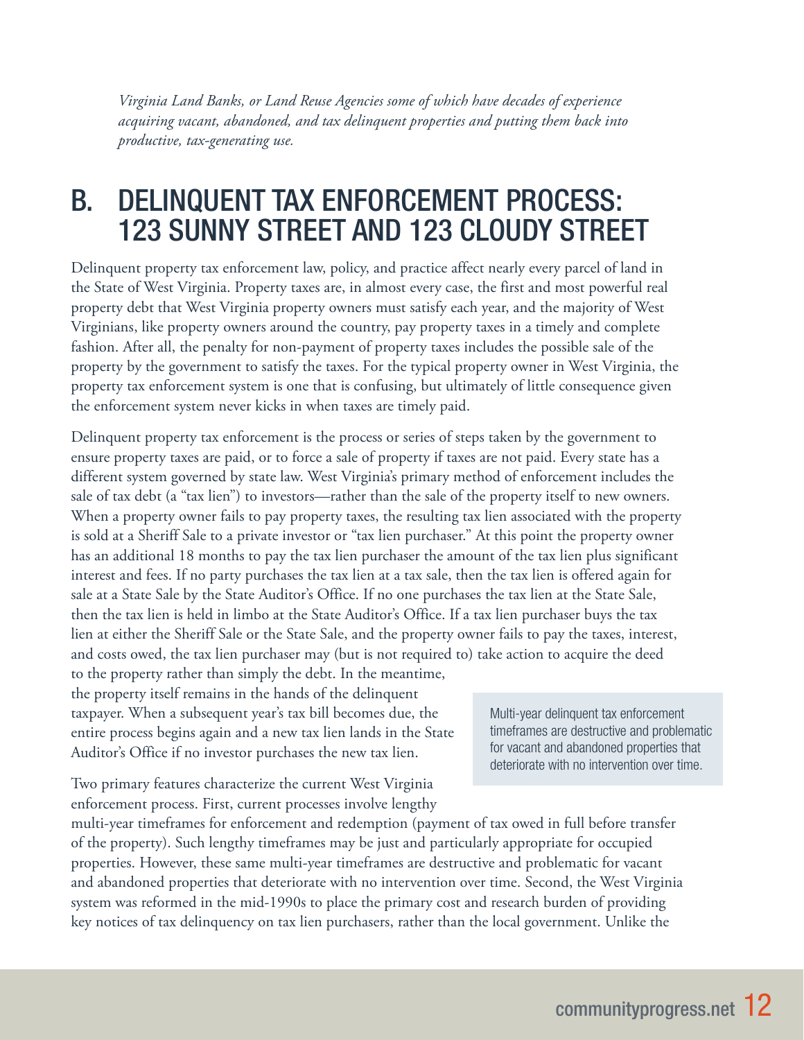*Virginia Land Banks, or Land Reuse Agencies some of which have decades of experience acquiring vacant, abandoned, and tax delinquent properties and putting them back into productive, tax-generating use.*

## B. DELINQUENT TAX ENFORCEMENT PROCESS: 123 SUNNY STREET AND 123 CLOUDY STREET

Delinquent property tax enforcement law, policy, and practice affect nearly every parcel of land in the State of West Virginia. Property taxes are, in almost every case, the first and most powerful real property debt that West Virginia property owners must satisfy each year, and the majority of West Virginians, like property owners around the country, pay property taxes in a timely and complete fashion. After all, the penalty for non-payment of property taxes includes the possible sale of the property by the government to satisfy the taxes. For the typical property owner in West Virginia, the property tax enforcement system is one that is confusing, but ultimately of little consequence given the enforcement system never kicks in when taxes are timely paid.

Delinquent property tax enforcement is the process or series of steps taken by the government to ensure property taxes are paid, or to force a sale of property if taxes are not paid. Every state has a different system governed by state law. West Virginia's primary method of enforcement includes the sale of tax debt (a "tax lien") to investors—rather than the sale of the property itself to new owners. When a property owner fails to pay property taxes, the resulting tax lien associated with the property is sold at a Sheriff Sale to a private investor or "tax lien purchaser." At this point the property owner has an additional 18 months to pay the tax lien purchaser the amount of the tax lien plus significant interest and fees. If no party purchases the tax lien at a tax sale, then the tax lien is offered again for sale at a State Sale by the State Auditor's Office. If no one purchases the tax lien at the State Sale, then the tax lien is held in limbo at the State Auditor's Office. If a tax lien purchaser buys the tax lien at either the Sheriff Sale or the State Sale, and the property owner fails to pay the taxes, interest, and costs owed, the tax lien purchaser may (but is not required to) take action to acquire the deed to the property rather than simply the debt. In the meantime, the property itself remains in the hands of the delinquent taxpayer. When a subsequent year's tax bill becomes due, the entire process begins again and a new tax lien lands in the State Auditor's Office if no investor purchases the new tax lien.

> Multi-year delinquent tax enforcement timeframes are destructive and problematic for vacant and abandoned properties that deteriorate with no intervention over time.

Two primary features characterize the current West Virginia enforcement process. First, current processes involve lengthy multi-year timeframes for enforcement and redemption (payment of tax owed in full before transfer of the property). Such lengthy timeframes may be just and particularly appropriate for occupied properties. However, these same multi-year timeframes are destructive and problematic for vacant and abandoned properties that deteriorate with no intervention over time. Second, the West Virginia system was reformed in the mid-1990s to place the primary cost and research burden of providing key notices of tax delinquency on tax lien purchasers, rather than the local government. Unlike the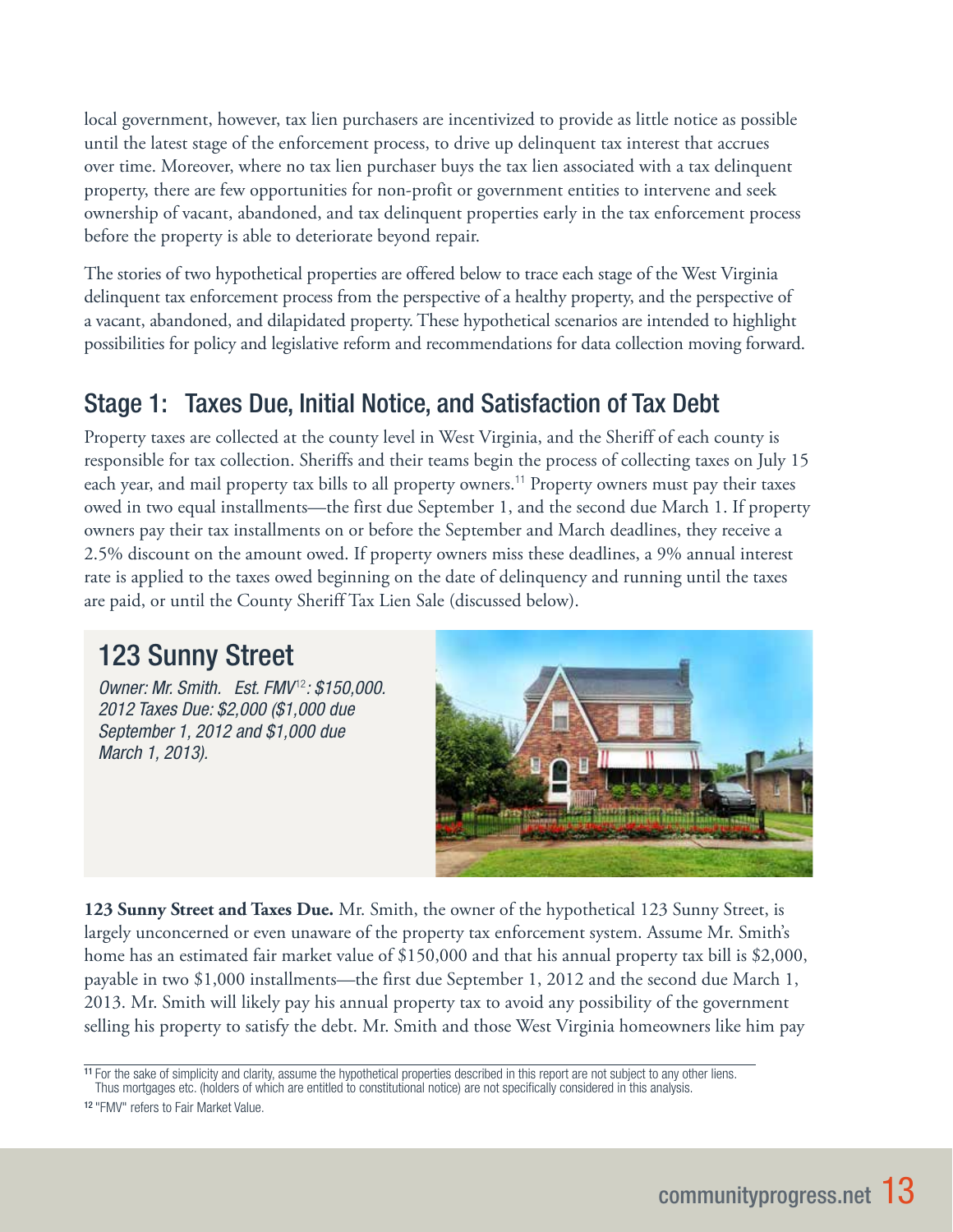local government, however, tax lien purchasers are incentivized to provide as little notice as possible until the latest stage of the enforcement process, to drive up delinquent tax interest that accrues over time. Moreover, where no tax lien purchaser buys the tax lien associated with a tax delinquent property, there are few opportunities for non-profit or government entities to intervene and seek ownership of vacant, abandoned, and tax delinquent properties early in the tax enforcement process before the property is able to deteriorate beyond repair.

The stories of two hypothetical properties are offered below to trace each stage of the West Virginia delinquent tax enforcement process from the perspective of a healthy property, and the perspective of a vacant, abandoned, and dilapidated property. These hypothetical scenarios are intended to highlight possibilities for policy and legislative reform and recommendations for data collection moving forward.

## Stage 1: Taxes Due, Initial Notice, and Satisfaction of Tax Debt

Property taxes are collected at the county level in West Virginia, and the Sheriff of each county is responsible for tax collection. Sheriffs and their teams begin the process of collecting taxes on July 15 each year, and mail property tax bills to all property owners.[11] Property owners must pay their taxes owed in two equal installments—the first due September 1, and the second due March 1. If property owners pay their tax installments on or before the September and March deadlines, they receive a 2.5% discount on the amount owed. If property owners miss these deadlines, a 9% annual interest rate is applied to the taxes owed beginning on the date of delinquency and running until the taxes are paid, or until the County Sheriff Tax Lien Sale (discussed below).

### 123 Sunny Street

*Owner: Mr. Smith. Est. FMV[12]: $150,000. 2012 Taxes Due: $2,000 ($1,000 due September 1, 2012 and $1,000 due March 1, 2013).*

**123 Sunny Street and Taxes Due.** Mr. Smith, the owner of the hypothetical 123 Sunny Street, is largely unconcerned or even unaware of the property tax enforcement system. Assume Mr. Smith's home has an estimated fair market value of $150,000 and that his annual property tax bill is $2,000, payable in two $1,000 installments—the first due September 1, 2012 and the second due March 1, 2013. Mr. Smith will likely pay his annual property tax to avoid any possibility of the government selling his property to satisfy the debt. Mr. Smith and those West Virginia homeowners like him pay

---

[11] For the sake of simplicity and clarity, assume the hypothetical properties described in this report are not subject to any other liens. Thus mortgages etc. (holders of which are entitled to constitutional notice) are not specifically considered in this analysis.

[12] "FMV" refers to Fair Market Value.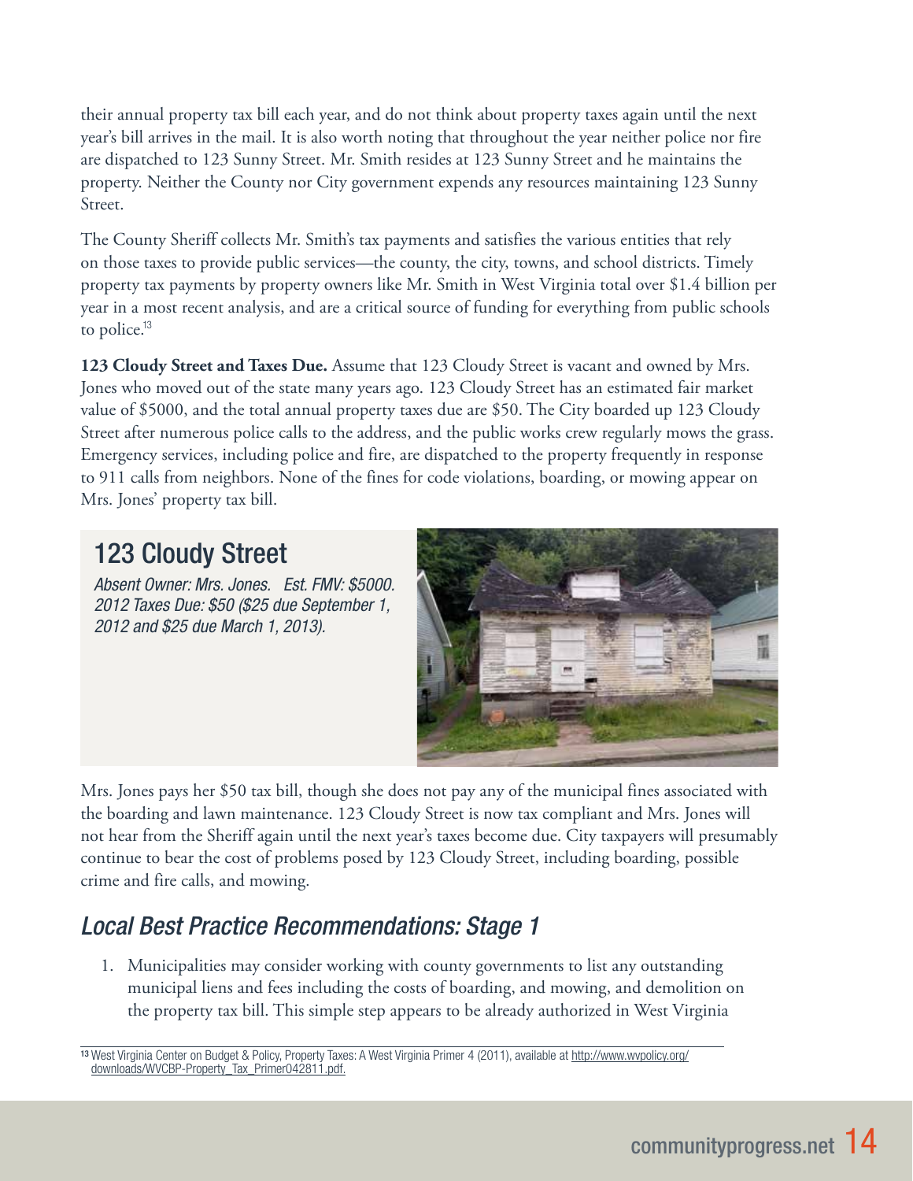their annual property tax bill each year, and do not think about property taxes again until the next year's bill arrives in the mail. It is also worth noting that throughout the year neither police nor fire are dispatched to 123 Sunny Street. Mr. Smith resides at 123 Sunny Street and he maintains the property. Neither the County nor City government expends any resources maintaining 123 Sunny Street.

The County Sheriff collects Mr. Smith's tax payments and satisfies the various entities that rely on those taxes to provide public services—the county, the city, towns, and school districts. Timely property tax payments by property owners like Mr. Smith in West Virginia total over $1.4 billion per year in a most recent analysis, and are a critical source of funding for everything from public schools to police.[13]

**123 Cloudy Street and Taxes Due.** Assume that 123 Cloudy Street is vacant and owned by Mrs. Jones who moved out of the state many years ago. 123 Cloudy Street has an estimated fair market value of $5000, and the total annual property taxes due are $50. The City boarded up 123 Cloudy Street after numerous police calls to the address, and the public works crew regularly mows the grass. Emergency services, including police and fire, are dispatched to the property frequently in response to 911 calls from neighbors. None of the fines for code violations, boarding, or mowing appear on Mrs. Jones' property tax bill.

## 123 Cloudy Street

*Absent Owner: Mrs. Jones. Est. FMV: $5000. 2012 Taxes Due: $50 ($25 due September 1, 2012 and $25 due March 1, 2013).*

Mrs. Jones pays her $50 tax bill, though she does not pay any of the municipal fines associated with the boarding and lawn maintenance. 123 Cloudy Street is now tax compliant and Mrs. Jones will not hear from the Sheriff again until the next year's taxes become due. City taxpayers will presumably continue to bear the cost of problems posed by 123 Cloudy Street, including boarding, possible crime and fire calls, and mowing.

## *Local Best Practice Recommendations: Stage 1*

1. Municipalities may consider working with county governments to list any outstanding municipal liens and fees including the costs of boarding, and mowing, and demolition on the property tax bill. This simple step appears to be already authorized in West Virginia

---

[13] West Virginia Center on Budget & Policy, Property Taxes: A West Virginia Primer 4 (2011), available at http://www.wvpolicy.org/downloads/WVCBP-Property_Tax_Primer042811.pdf.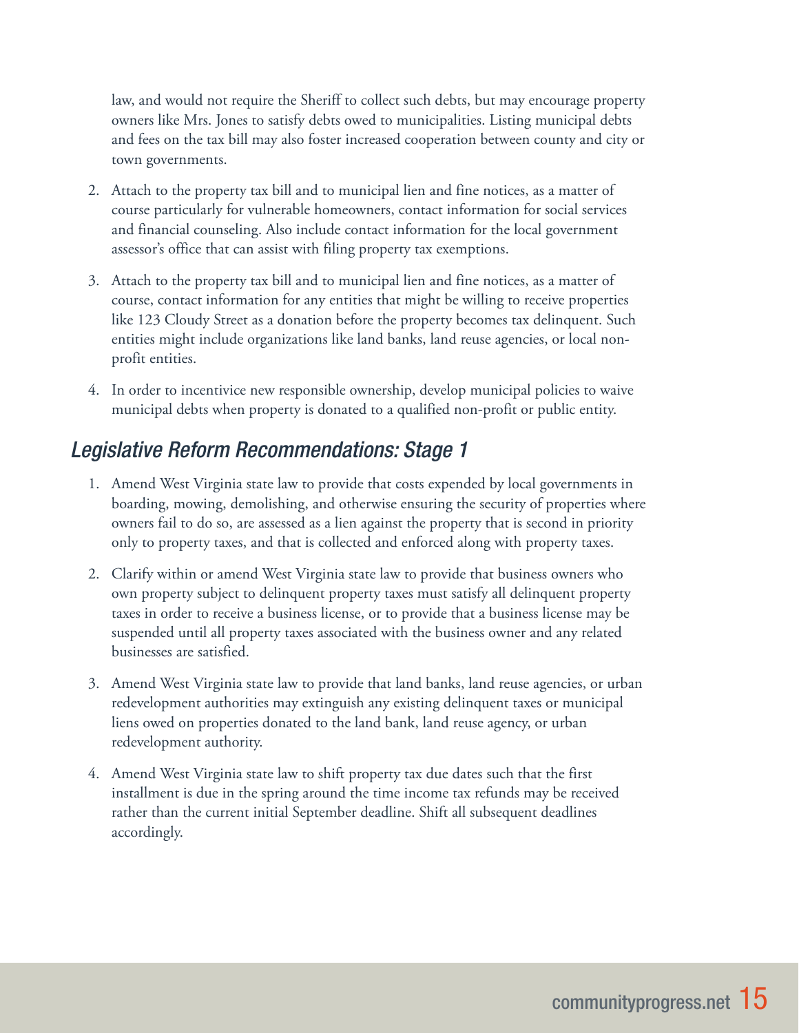law, and would not require the Sheriff to collect such debts, but may encourage property owners like Mrs. Jones to satisfy debts owed to municipalities. Listing municipal debts and fees on the tax bill may also foster increased cooperation between county and city or town governments.

2. Attach to the property tax bill and to municipal lien and fine notices, as a matter of course particularly for vulnerable homeowners, contact information for social services and financial counseling. Also include contact information for the local government assessor's office that can assist with filing property tax exemptions.

3. Attach to the property tax bill and to municipal lien and fine notices, as a matter of course, contact information for any entities that might be willing to receive properties like 123 Cloudy Street as a donation before the property becomes tax delinquent. Such entities might include organizations like land banks, land reuse agencies, or local non-profit entities.

4. In order to incentivice new responsible ownership, develop municipal policies to waive municipal debts when property is donated to a qualified non-profit or public entity.

## *Legislative Reform Recommendations: Stage 1*

1. Amend West Virginia state law to provide that costs expended by local governments in boarding, mowing, demolishing, and otherwise ensuring the security of properties where owners fail to do so, are assessed as a lien against the property that is second in priority only to property taxes, and that is collected and enforced along with property taxes.

2. Clarify within or amend West Virginia state law to provide that business owners who own property subject to delinquent property taxes must satisfy all delinquent property taxes in order to receive a business license, or to provide that a business license may be suspended until all property taxes associated with the business owner and any related businesses are satisfied.

3. Amend West Virginia state law to provide that land banks, land reuse agencies, or urban redevelopment authorities may extinguish any existing delinquent taxes or municipal liens owed on properties donated to the land bank, land reuse agency, or urban redevelopment authority.

4. Amend West Virginia state law to shift property tax due dates such that the first installment is due in the spring around the time income tax refunds may be received rather than the current initial September deadline. Shift all subsequent deadlines accordingly.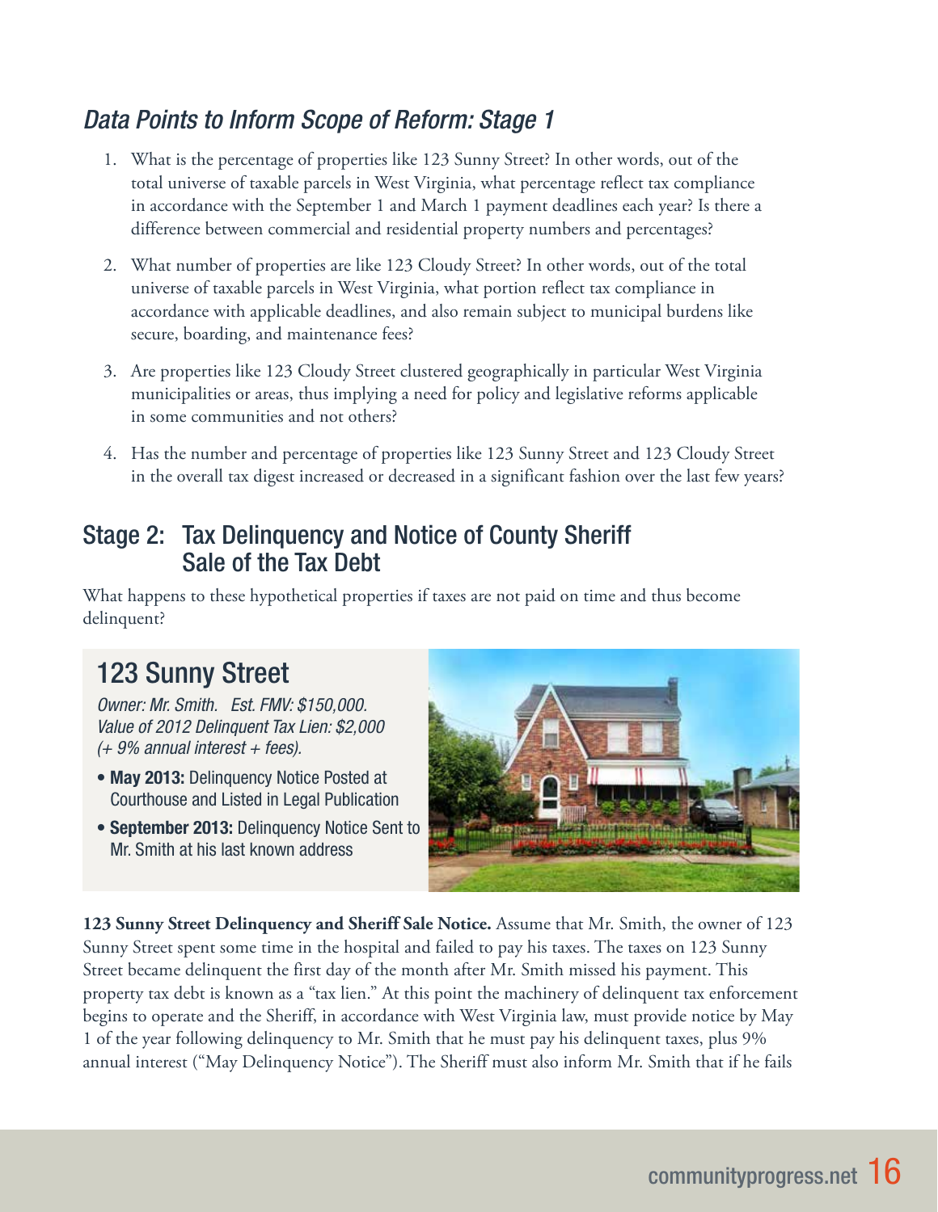### *Data Points to Inform Scope of Reform: Stage 1*

1. What is the percentage of properties like 123 Sunny Street? In other words, out of the total universe of taxable parcels in West Virginia, what percentage reflect tax compliance in accordance with the September 1 and March 1 payment deadlines each year? Is there a difference between commercial and residential property numbers and percentages?
2. What number of properties are like 123 Cloudy Street? In other words, out of the total universe of taxable parcels in West Virginia, what portion reflect tax compliance in accordance with applicable deadlines, and also remain subject to municipal burdens like secure, boarding, and maintenance fees?
3. Are properties like 123 Cloudy Street clustered geographically in particular West Virginia municipalities or areas, thus implying a need for policy and legislative reforms applicable in some communities and not others?
4. Has the number and percentage of properties like 123 Sunny Street and 123 Cloudy Street in the overall tax digest increased or decreased in a significant fashion over the last few years?

## Stage 2: Tax Delinquency and Notice of County Sheriff Sale of the Tax Debt

What happens to these hypothetical properties if taxes are not paid on time and thus become delinquent?

### 123 Sunny Street

*Owner: Mr. Smith. Est. FMV: $150,000.*
*Value of 2012 Delinquent Tax Lien: $2,000 (+ 9% annual interest + fees).*

- **May 2013:** Delinquency Notice Posted at Courthouse and Listed in Legal Publication
- **September 2013:** Delinquency Notice Sent to Mr. Smith at his last known address

**123 Sunny Street Delinquency and Sheriff Sale Notice.** Assume that Mr. Smith, the owner of 123 Sunny Street spent some time in the hospital and failed to pay his taxes. The taxes on 123 Sunny Street became delinquent the first day of the month after Mr. Smith missed his payment. This property tax debt is known as a "tax lien." At this point the machinery of delinquent tax enforcement begins to operate and the Sheriff, in accordance with West Virginia law, must provide notice by May 1 of the year following delinquency to Mr. Smith that he must pay his delinquent taxes, plus 9% annual interest ("May Delinquency Notice"). The Sheriff must also inform Mr. Smith that if he fails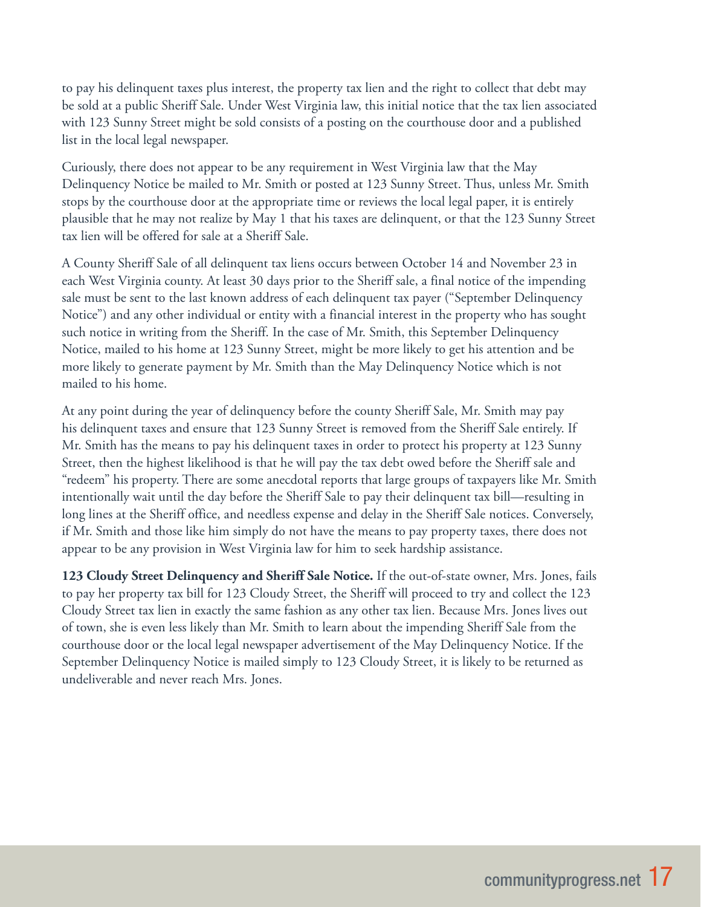to pay his delinquent taxes plus interest, the property tax lien and the right to collect that debt may be sold at a public Sheriff Sale. Under West Virginia law, this initial notice that the tax lien associated with 123 Sunny Street might be sold consists of a posting on the courthouse door and a published list in the local legal newspaper.

Curiously, there does not appear to be any requirement in West Virginia law that the May Delinquency Notice be mailed to Mr. Smith or posted at 123 Sunny Street. Thus, unless Mr. Smith stops by the courthouse door at the appropriate time or reviews the local legal paper, it is entirely plausible that he may not realize by May 1 that his taxes are delinquent, or that the 123 Sunny Street tax lien will be offered for sale at a Sheriff Sale.

A County Sheriff Sale of all delinquent tax liens occurs between October 14 and November 23 in each West Virginia county. At least 30 days prior to the Sheriff sale, a final notice of the impending sale must be sent to the last known address of each delinquent tax payer ("September Delinquency Notice") and any other individual or entity with a financial interest in the property who has sought such notice in writing from the Sheriff. In the case of Mr. Smith, this September Delinquency Notice, mailed to his home at 123 Sunny Street, might be more likely to get his attention and be more likely to generate payment by Mr. Smith than the May Delinquency Notice which is not mailed to his home.

At any point during the year of delinquency before the county Sheriff Sale, Mr. Smith may pay his delinquent taxes and ensure that 123 Sunny Street is removed from the Sheriff Sale entirely. If Mr. Smith has the means to pay his delinquent taxes in order to protect his property at 123 Sunny Street, then the highest likelihood is that he will pay the tax debt owed before the Sheriff sale and "redeem" his property. There are some anecdotal reports that large groups of taxpayers like Mr. Smith intentionally wait until the day before the Sheriff Sale to pay their delinquent tax bill—resulting in long lines at the Sheriff office, and needless expense and delay in the Sheriff Sale notices. Conversely, if Mr. Smith and those like him simply do not have the means to pay property taxes, there does not appear to be any provision in West Virginia law for him to seek hardship assistance.

**123 Cloudy Street Delinquency and Sheriff Sale Notice.** If the out-of-state owner, Mrs. Jones, fails to pay her property tax bill for 123 Cloudy Street, the Sheriff will proceed to try and collect the 123 Cloudy Street tax lien in exactly the same fashion as any other tax lien. Because Mrs. Jones lives out of town, she is even less likely than Mr. Smith to learn about the impending Sheriff Sale from the courthouse door or the local legal newspaper advertisement of the May Delinquency Notice. If the September Delinquency Notice is mailed simply to 123 Cloudy Street, it is likely to be returned as undeliverable and never reach Mrs. Jones.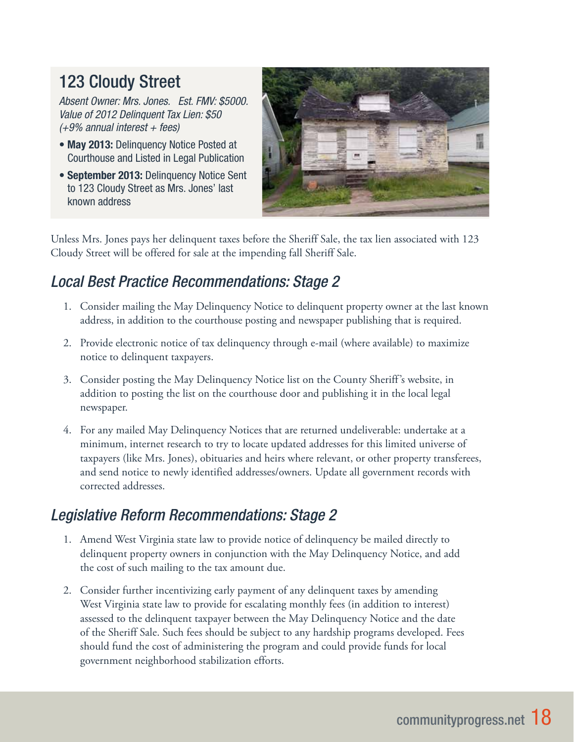## 123 Cloudy Street

*Absent Owner: Mrs. Jones. Est. FMV: $5000. Value of 2012 Delinquent Tax Lien: $50 (+9% annual interest + fees)*

- **May 2013:** Delinquency Notice Posted at Courthouse and Listed in Legal Publication
- **September 2013:** Delinquency Notice Sent to 123 Cloudy Street as Mrs. Jones' last known address

Unless Mrs. Jones pays her delinquent taxes before the Sheriff Sale, the tax lien associated with 123 Cloudy Street will be offered for sale at the impending fall Sheriff Sale.

## *Local Best Practice Recommendations: Stage 2*

1. Consider mailing the May Delinquency Notice to delinquent property owner at the last known address, in addition to the courthouse posting and newspaper publishing that is required.
2. Provide electronic notice of tax delinquency through e-mail (where available) to maximize notice to delinquent taxpayers.
3. Consider posting the May Delinquency Notice list on the County Sheriff's website, in addition to posting the list on the courthouse door and publishing it in the local legal newspaper.
4. For any mailed May Delinquency Notices that are returned undeliverable: undertake at a minimum, internet research to try to locate updated addresses for this limited universe of taxpayers (like Mrs. Jones), obituaries and heirs where relevant, or other property transferees, and send notice to newly identified addresses/owners. Update all government records with corrected addresses.

## *Legislative Reform Recommendations: Stage 2*

1. Amend West Virginia state law to provide notice of delinquency be mailed directly to delinquent property owners in conjunction with the May Delinquency Notice, and add the cost of such mailing to the tax amount due.
2. Consider further incentivizing early payment of any delinquent taxes by amending West Virginia state law to provide for escalating monthly fees (in addition to interest) assessed to the delinquent taxpayer between the May Delinquency Notice and the date of the Sheriff Sale. Such fees should be subject to any hardship programs developed. Fees should fund the cost of administering the program and could provide funds for local government neighborhood stabilization efforts.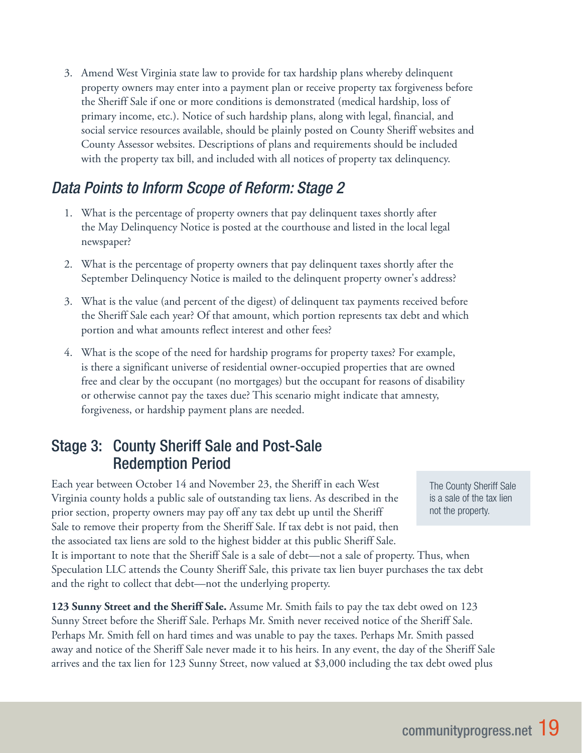3. Amend West Virginia state law to provide for tax hardship plans whereby delinquent property owners may enter into a payment plan or receive property tax forgiveness before the Sheriff Sale if one or more conditions is demonstrated (medical hardship, loss of primary income, etc.). Notice of such hardship plans, along with legal, financial, and social service resources available, should be plainly posted on County Sheriff websites and County Assessor websites. Descriptions of plans and requirements should be included with the property tax bill, and included with all notices of property tax delinquency.

## *Data Points to Inform Scope of Reform: Stage 2*

1. What is the percentage of property owners that pay delinquent taxes shortly after the May Delinquency Notice is posted at the courthouse and listed in the local legal newspaper?
2. What is the percentage of property owners that pay delinquent taxes shortly after the September Delinquency Notice is mailed to the delinquent property owner's address?
3. What is the value (and percent of the digest) of delinquent tax payments received before the Sheriff Sale each year? Of that amount, which portion represents tax debt and which portion and what amounts reflect interest and other fees?
4. What is the scope of the need for hardship programs for property taxes? For example, is there a significant universe of residential owner-occupied properties that are owned free and clear by the occupant (no mortgages) but the occupant for reasons of disability or otherwise cannot pay the taxes due? This scenario might indicate that amnesty, forgiveness, or hardship payment plans are needed.

## Stage 3: County Sheriff Sale and Post-Sale Redemption Period

> The County Sheriff Sale is a sale of the tax lien not the property.

Each year between October 14 and November 23, the Sheriff in each West Virginia county holds a public sale of outstanding tax liens. As described in the prior section, property owners may pay off any tax debt up until the Sheriff Sale to remove their property from the Sheriff Sale. If tax debt is not paid, then the associated tax liens are sold to the highest bidder at this public Sheriff Sale. It is important to note that the Sheriff Sale is a sale of debt—not a sale of property. Thus, when Speculation LLC attends the County Sheriff Sale, this private tax lien buyer purchases the tax debt and the right to collect that debt—not the underlying property.

**123 Sunny Street and the Sheriff Sale.** Assume Mr. Smith fails to pay the tax debt owed on 123 Sunny Street before the Sheriff Sale. Perhaps Mr. Smith never received notice of the Sheriff Sale. Perhaps Mr. Smith fell on hard times and was unable to pay the taxes. Perhaps Mr. Smith passed away and notice of the Sheriff Sale never made it to his heirs. In any event, the day of the Sheriff Sale arrives and the tax lien for 123 Sunny Street, now valued at $3,000 including the tax debt owed plus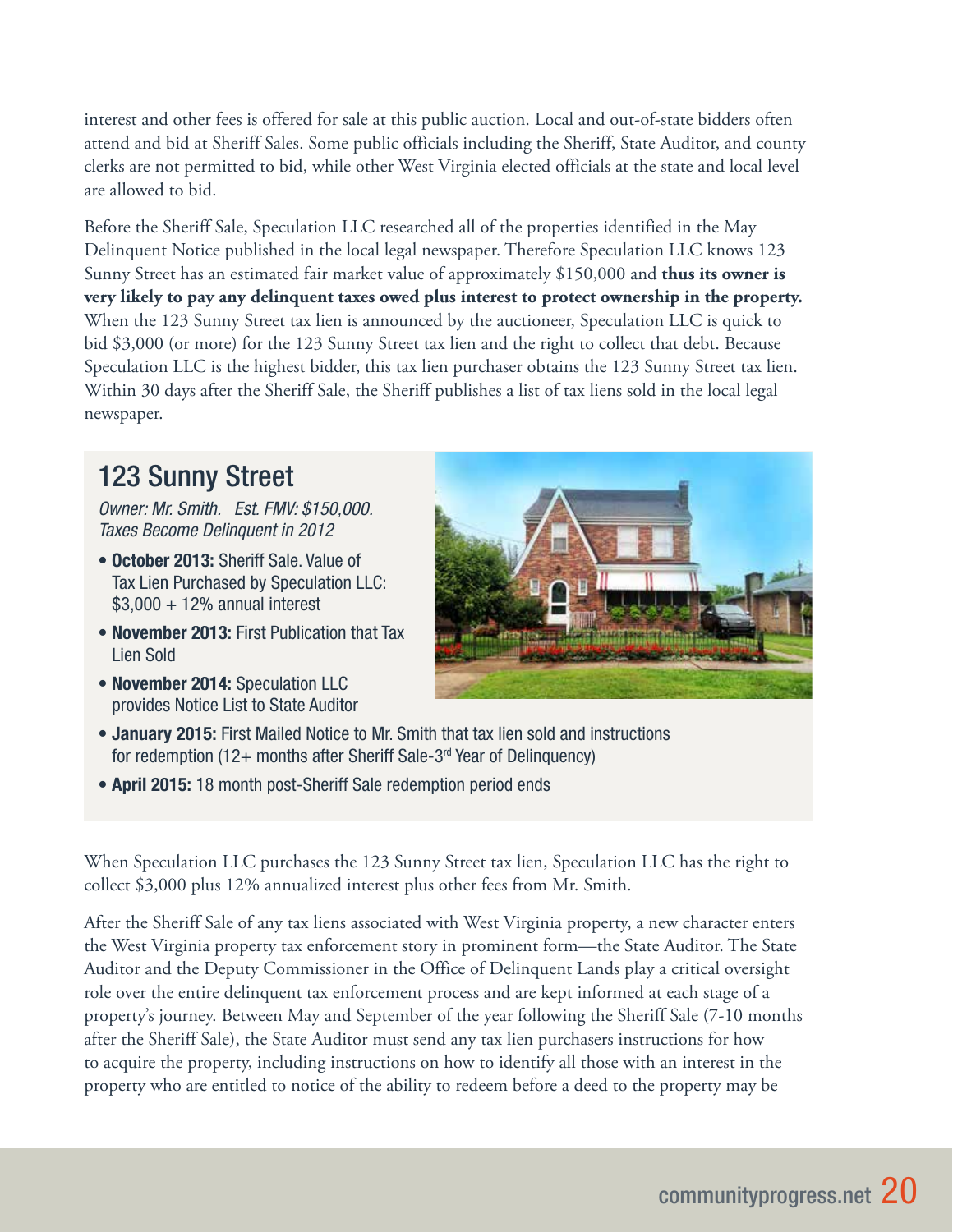interest and other fees is offered for sale at this public auction. Local and out-of-state bidders often attend and bid at Sheriff Sales. Some public officials including the Sheriff, State Auditor, and county clerks are not permitted to bid, while other West Virginia elected officials at the state and local level are allowed to bid.

Before the Sheriff Sale, Speculation LLC researched all of the properties identified in the May Delinquent Notice published in the local legal newspaper. Therefore Speculation LLC knows 123 Sunny Street has an estimated fair market value of approximately $150,000 and **thus its owner is very likely to pay any delinquent taxes owed plus interest to protect ownership in the property.** When the 123 Sunny Street tax lien is announced by the auctioneer, Speculation LLC is quick to bid $3,000 (or more) for the 123 Sunny Street tax lien and the right to collect that debt. Because Speculation LLC is the highest bidder, this tax lien purchaser obtains the 123 Sunny Street tax lien. Within 30 days after the Sheriff Sale, the Sheriff publishes a list of tax liens sold in the local legal newspaper.

## 123 Sunny Street

*Owner: Mr. Smith. Est. FMV: $150,000. Taxes Become Delinquent in 2012*

- **October 2013:** Sheriff Sale. Value of Tax Lien Purchased by Speculation LLC: $3,000 + 12% annual interest
- **November 2013:** First Publication that Tax Lien Sold
- **November 2014:** Speculation LLC provides Notice List to State Auditor
- **January 2015:** First Mailed Notice to Mr. Smith that tax lien sold and instructions for redemption (12+ months after Sheriff Sale-3rd Year of Delinquency)
- **April 2015:** 18 month post-Sheriff Sale redemption period ends

When Speculation LLC purchases the 123 Sunny Street tax lien, Speculation LLC has the right to collect $3,000 plus 12% annualized interest plus other fees from Mr. Smith.

After the Sheriff Sale of any tax liens associated with West Virginia property, a new character enters the West Virginia property tax enforcement story in prominent form—the State Auditor. The State Auditor and the Deputy Commissioner in the Office of Delinquent Lands play a critical oversight role over the entire delinquent tax enforcement process and are kept informed at each stage of a property's journey. Between May and September of the year following the Sheriff Sale (7-10 months after the Sheriff Sale), the State Auditor must send any tax lien purchasers instructions for how to acquire the property, including instructions on how to identify all those with an interest in the property who are entitled to notice of the ability to redeem before a deed to the property may be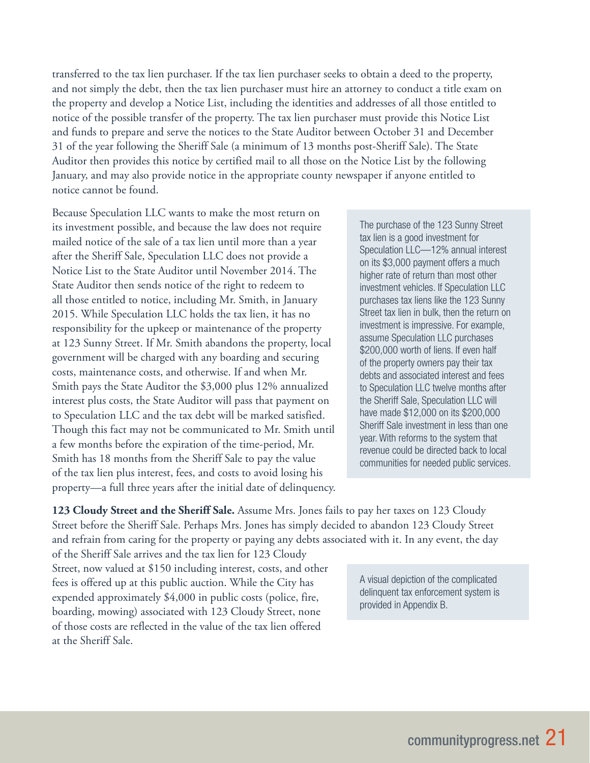transferred to the tax lien purchaser. If the tax lien purchaser seeks to obtain a deed to the property, and not simply the debt, then the tax lien purchaser must hire an attorney to conduct a title exam on the property and develop a Notice List, including the identities and addresses of all those entitled to notice of the possible transfer of the property. The tax lien purchaser must provide this Notice List and funds to prepare and serve the notices to the State Auditor between October 31 and December 31 of the year following the Sheriff Sale (a minimum of 13 months post-Sheriff Sale). The State Auditor then provides this notice by certified mail to all those on the Notice List by the following January, and may also provide notice in the appropriate county newspaper if anyone entitled to notice cannot be found.

Because Speculation LLC wants to make the most return on its investment possible, and because the law does not require mailed notice of the sale of a tax lien until more than a year after the Sheriff Sale, Speculation LLC does not provide a Notice List to the State Auditor until November 2014. The State Auditor then sends notice of the right to redeem to all those entitled to notice, including Mr. Smith, in January 2015. While Speculation LLC holds the tax lien, it has no responsibility for the upkeep or maintenance of the property at 123 Sunny Street. If Mr. Smith abandons the property, local government will be charged with any boarding and securing costs, maintenance costs, and otherwise. If and when Mr. Smith pays the State Auditor the $3,000 plus 12% annualized interest plus costs, the State Auditor will pass that payment on to Speculation LLC and the tax debt will be marked satisfied. Though this fact may not be communicated to Mr. Smith until a few months before the expiration of the time-period, Mr. Smith has 18 months from the Sheriff Sale to pay the value of the tax lien plus interest, fees, and costs to avoid losing his property—a full three years after the initial date of delinquency.

> The purchase of the 123 Sunny Street tax lien is a good investment for Speculation LLC—12% annual interest on its $3,000 payment offers a much higher rate of return than most other investment vehicles. If Speculation LLC purchases tax liens like the 123 Sunny Street tax lien in bulk, then the return on investment is impressive. For example, assume Speculation LLC purchases $200,000 worth of liens. If even half of the property owners pay their tax debts and associated interest and fees to Speculation LLC twelve months after the Sheriff Sale, Speculation LLC will have made $12,000 on its $200,000 Sheriff Sale investment in less than one year. With reforms to the system that revenue could be directed back to local communities for needed public services.

**123 Cloudy Street and the Sheriff Sale.** Assume Mrs. Jones fails to pay her taxes on 123 Cloudy Street before the Sheriff Sale. Perhaps Mrs. Jones has simply decided to abandon 123 Cloudy Street and refrain from caring for the property or paying any debts associated with it. In any event, the day of the Sheriff Sale arrives and the tax lien for 123 Cloudy Street, now valued at $150 including interest, costs, and other fees is offered up at this public auction. While the City has expended approximately $4,000 in public costs (police, fire, boarding, mowing) associated with 123 Cloudy Street, none of those costs are reflected in the value of the tax lien offered at the Sheriff Sale.

> A visual depiction of the complicated delinquent tax enforcement system is provided in Appendix B.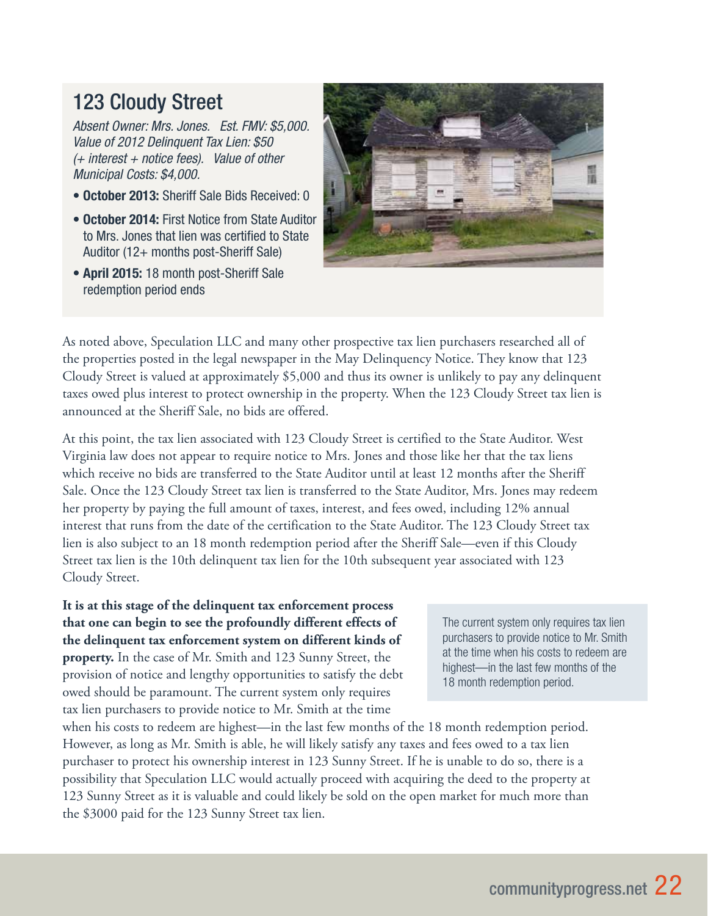## 123 Cloudy Street

*Absent Owner: Mrs. Jones. Est. FMV: $5,000. Value of 2012 Delinquent Tax Lien: $50 (+ interest + notice fees). Value of other Municipal Costs: $4,000.*

- **October 2013:** Sheriff Sale Bids Received: 0
- **October 2014:** First Notice from State Auditor to Mrs. Jones that lien was certified to State Auditor (12+ months post-Sheriff Sale)
- **April 2015:** 18 month post-Sheriff Sale redemption period ends

As noted above, Speculation LLC and many other prospective tax lien purchasers researched all of the properties posted in the legal newspaper in the May Delinquency Notice. They know that 123 Cloudy Street is valued at approximately $5,000 and thus its owner is unlikely to pay any delinquent taxes owed plus interest to protect ownership in the property. When the 123 Cloudy Street tax lien is announced at the Sheriff Sale, no bids are offered.

At this point, the tax lien associated with 123 Cloudy Street is certified to the State Auditor. West Virginia law does not appear to require notice to Mrs. Jones and those like her that the tax liens which receive no bids are transferred to the State Auditor until at least 12 months after the Sheriff Sale. Once the 123 Cloudy Street tax lien is transferred to the State Auditor, Mrs. Jones may redeem her property by paying the full amount of taxes, interest, and fees owed, including 12% annual interest that runs from the date of the certification to the State Auditor. The 123 Cloudy Street tax lien is also subject to an 18 month redemption period after the Sheriff Sale—even if this Cloudy Street tax lien is the 10th delinquent tax lien for the 10th subsequent year associated with 123 Cloudy Street.

**It is at this stage of the delinquent tax enforcement process that one can begin to see the profoundly different effects of the delinquent tax enforcement system on different kinds of property.** In the case of Mr. Smith and 123 Sunny Street, the provision of notice and lengthy opportunities to satisfy the debt owed should be paramount. The current system only requires tax lien purchasers to provide notice to Mr. Smith at the time when his costs to redeem are highest—in the last few months of the 18 month redemption period. However, as long as Mr. Smith is able, he will likely satisfy any taxes and fees owed to a tax lien purchaser to protect his ownership interest in 123 Sunny Street. If he is unable to do so, there is a possibility that Speculation LLC would actually proceed with acquiring the deed to the property at 123 Sunny Street as it is valuable and could likely be sold on the open market for much more than the $3000 paid for the 123 Sunny Street tax lien.

> The current system only requires tax lien purchasers to provide notice to Mr. Smith at the time when his costs to redeem are highest—in the last few months of the 18 month redemption period.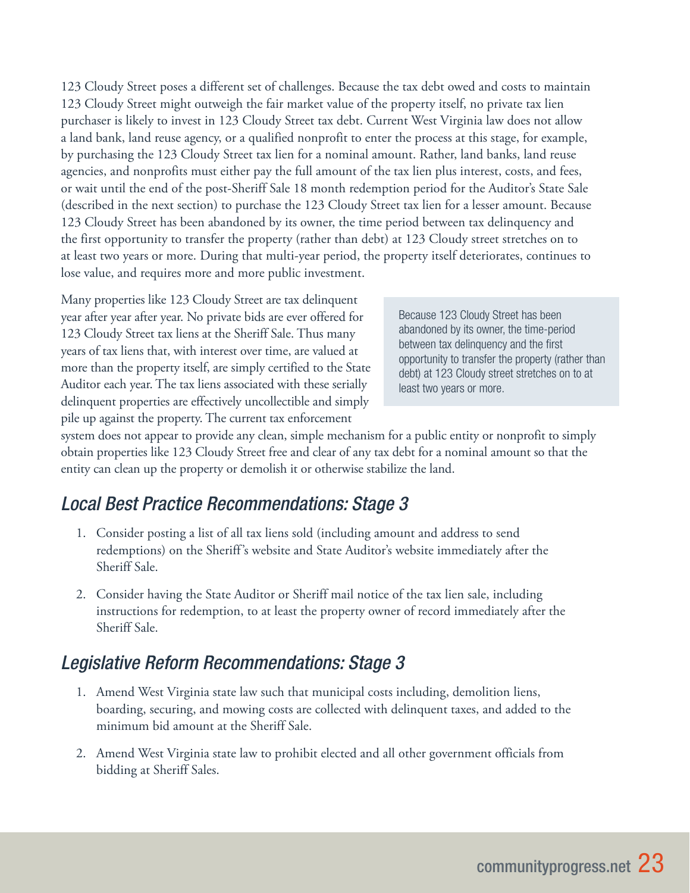123 Cloudy Street poses a different set of challenges. Because the tax debt owed and costs to maintain 123 Cloudy Street might outweigh the fair market value of the property itself, no private tax lien purchaser is likely to invest in 123 Cloudy Street tax debt. Current West Virginia law does not allow a land bank, land reuse agency, or a qualified nonprofit to enter the process at this stage, for example, by purchasing the 123 Cloudy Street tax lien for a nominal amount. Rather, land banks, land reuse agencies, and nonprofits must either pay the full amount of the tax lien plus interest, costs, and fees, or wait until the end of the post-Sheriff Sale 18 month redemption period for the Auditor's State Sale (described in the next section) to purchase the 123 Cloudy Street tax lien for a lesser amount. Because 123 Cloudy Street has been abandoned by its owner, the time period between tax delinquency and the first opportunity to transfer the property (rather than debt) at 123 Cloudy street stretches on to at least two years or more. During that multi-year period, the property itself deteriorates, continues to lose value, and requires more and more public investment.

Many properties like 123 Cloudy Street are tax delinquent year after year after year. No private bids are ever offered for 123 Cloudy Street tax liens at the Sheriff Sale. Thus many years of tax liens that, with interest over time, are valued at more than the property itself, are simply certified to the State Auditor each year. The tax liens associated with these serially delinquent properties are effectively uncollectible and simply pile up against the property. The current tax enforcement system does not appear to provide any clean, simple mechanism for a public entity or nonprofit to simply obtain properties like 123 Cloudy Street free and clear of any tax debt for a nominal amount so that the entity can clean up the property or demolish it or otherwise stabilize the land.

> Because 123 Cloudy Street has been abandoned by its owner, the time-period between tax delinquency and the first opportunity to transfer the property (rather than debt) at 123 Cloudy street stretches on to at least two years or more.

## *Local Best Practice Recommendations: Stage 3*

1. Consider posting a list of all tax liens sold (including amount and address to send redemptions) on the Sheriff's website and State Auditor's website immediately after the Sheriff Sale.

2. Consider having the State Auditor or Sheriff mail notice of the tax lien sale, including instructions for redemption, to at least the property owner of record immediately after the Sheriff Sale.

## *Legislative Reform Recommendations: Stage 3*

1. Amend West Virginia state law such that municipal costs including, demolition liens, boarding, securing, and mowing costs are collected with delinquent taxes, and added to the minimum bid amount at the Sheriff Sale.

2. Amend West Virginia state law to prohibit elected and all other government officials from bidding at Sheriff Sales.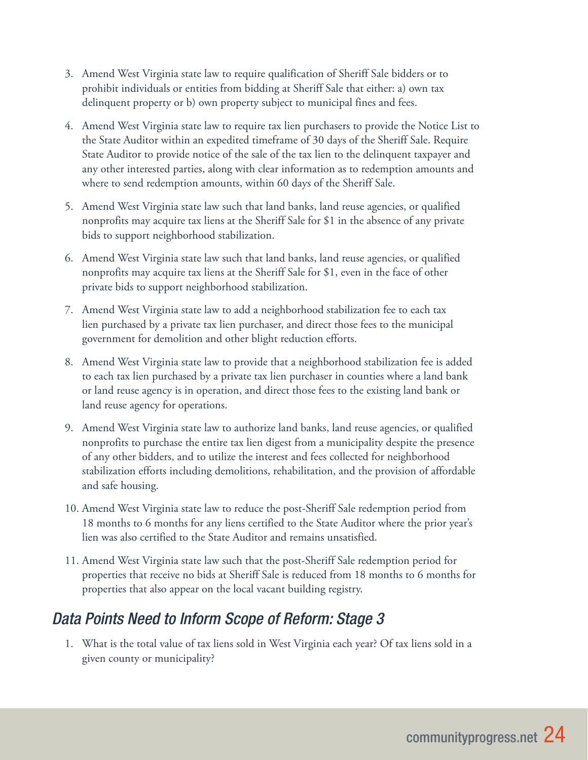3. Amend West Virginia state law to require qualification of Sheriff Sale bidders or to prohibit individuals or entities from bidding at Sheriff Sale that either: a) own tax delinquent property or b) own property subject to municipal fines and fees.
4. Amend West Virginia state law to require tax lien purchasers to provide the Notice List to the State Auditor within an expedited timeframe of 30 days of the Sheriff Sale. Require State Auditor to provide notice of the sale of the tax lien to the delinquent taxpayer and any other interested parties, along with clear information as to redemption amounts and where to send redemption amounts, within 60 days of the Sheriff Sale.
5. Amend West Virginia state law such that land banks, land reuse agencies, or qualified nonprofits may acquire tax liens at the Sheriff Sale for $1 in the absence of any private bids to support neighborhood stabilization.
6. Amend West Virginia state law such that land banks, land reuse agencies, or qualified nonprofits may acquire tax liens at the Sheriff Sale for $1, even in the face of other private bids to support neighborhood stabilization.
7. Amend West Virginia state law to add a neighborhood stabilization fee to each tax lien purchased by a private tax lien purchaser, and direct those fees to the municipal government for demolition and other blight reduction efforts.
8. Amend West Virginia state law to provide that a neighborhood stabilization fee is added to each tax lien purchased by a private tax lien purchaser in counties where a land bank or land reuse agency is in operation, and direct those fees to the existing land bank or land reuse agency for operations.
9. Amend West Virginia state law to authorize land banks, land reuse agencies, or qualified nonprofits to purchase the entire tax lien digest from a municipality despite the presence of any other bidders, and to utilize the interest and fees collected for neighborhood stabilization efforts including demolitions, rehabilitation, and the provision of affordable and safe housing.
10. Amend West Virginia state law to reduce the post-Sheriff Sale redemption period from 18 months to 6 months for any liens certified to the State Auditor where the prior year's lien was also certified to the State Auditor and remains unsatisfied.
11. Amend West Virginia state law such that the post-Sheriff Sale redemption period for properties that receive no bids at Sheriff Sale is reduced from 18 months to 6 months for properties that also appear on the local vacant building registry.

## *Data Points Need to Inform Scope of Reform: Stage 3*

1. What is the total value of tax liens sold in West Virginia each year? Of tax liens sold in a given county or municipality?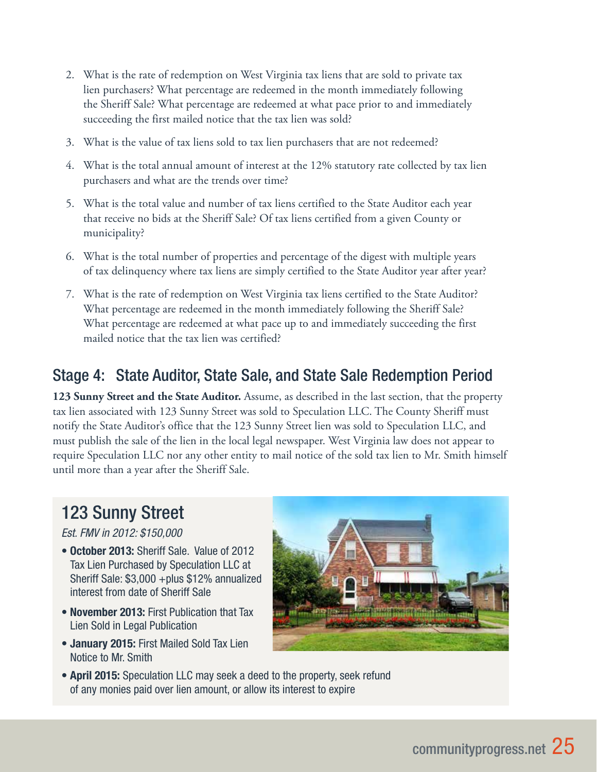2. What is the rate of redemption on West Virginia tax liens that are sold to private tax lien purchasers? What percentage are redeemed in the month immediately following the Sheriff Sale? What percentage are redeemed at what pace prior to and immediately succeeding the first mailed notice that the tax lien was sold?

3. What is the value of tax liens sold to tax lien purchasers that are not redeemed?

4. What is the total annual amount of interest at the 12% statutory rate collected by tax lien purchasers and what are the trends over time?

5. What is the total value and number of tax liens certified to the State Auditor each year that receive no bids at the Sheriff Sale? Of tax liens certified from a given County or municipality?

6. What is the total number of properties and percentage of the digest with multiple years of tax delinquency where tax liens are simply certified to the State Auditor year after year?

7. What is the rate of redemption on West Virginia tax liens certified to the State Auditor? What percentage are redeemed in the month immediately following the Sheriff Sale? What percentage are redeemed at what pace up to and immediately succeeding the first mailed notice that the tax lien was certified?

## Stage 4: State Auditor, State Sale, and State Sale Redemption Period

**123 Sunny Street and the State Auditor.** Assume, as described in the last section, that the property tax lien associated with 123 Sunny Street was sold to Speculation LLC. The County Sheriff must notify the State Auditor's office that the 123 Sunny Street lien was sold to Speculation LLC, and must publish the sale of the lien in the local legal newspaper. West Virginia law does not appear to require Speculation LLC nor any other entity to mail notice of the sold tax lien to Mr. Smith himself until more than a year after the Sheriff Sale.

### 123 Sunny Street

*Est. FMV in 2012: $150,000*

- **October 2013:** Sheriff Sale. Value of 2012 Tax Lien Purchased by Speculation LLC at Sheriff Sale: $3,000 +plus $12% annualized interest from date of Sheriff Sale
- **November 2013:** First Publication that Tax Lien Sold in Legal Publication
- **January 2015:** First Mailed Sold Tax Lien Notice to Mr. Smith
- **April 2015:** Speculation LLC may seek a deed to the property, seek refund of any monies paid over lien amount, or allow its interest to expire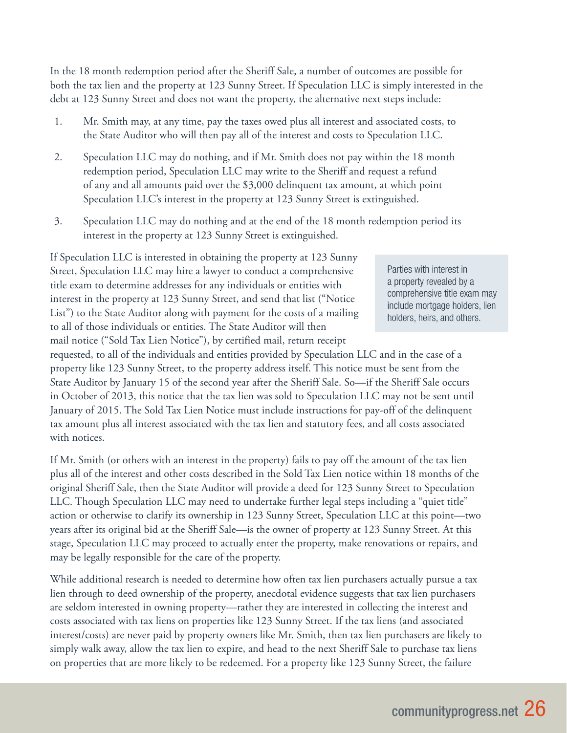In the 18 month redemption period after the Sheriff Sale, a number of outcomes are possible for both the tax lien and the property at 123 Sunny Street. If Speculation LLC is simply interested in the debt at 123 Sunny Street and does not want the property, the alternative next steps include:

1. Mr. Smith may, at any time, pay the taxes owed plus all interest and associated costs, to the State Auditor who will then pay all of the interest and costs to Speculation LLC.
2. Speculation LLC may do nothing, and if Mr. Smith does not pay within the 18 month redemption period, Speculation LLC may write to the Sheriff and request a refund of any and all amounts paid over the $3,000 delinquent tax amount, at which point Speculation LLC's interest in the property at 123 Sunny Street is extinguished.
3. Speculation LLC may do nothing and at the end of the 18 month redemption period its interest in the property at 123 Sunny Street is extinguished.

If Speculation LLC is interested in obtaining the property at 123 Sunny Street, Speculation LLC may hire a lawyer to conduct a comprehensive title exam to determine addresses for any individuals or entities with interest in the property at 123 Sunny Street, and send that list ("Notice List") to the State Auditor along with payment for the costs of a mailing to all of those individuals or entities. The State Auditor will then mail notice ("Sold Tax Lien Notice"), by certified mail, return receipt requested, to all of the individuals and entities provided by Speculation LLC and in the case of a property like 123 Sunny Street, to the property address itself. This notice must be sent from the State Auditor by January 15 of the second year after the Sheriff Sale. So—if the Sheriff Sale occurs in October of 2013, this notice that the tax lien was sold to Speculation LLC may not be sent until January of 2015. The Sold Tax Lien Notice must include instructions for pay-off of the delinquent tax amount plus all interest associated with the tax lien and statutory fees, and all costs associated with notices.

> Parties with interest in a property revealed by a comprehensive title exam may include mortgage holders, lien holders, heirs, and others.

If Mr. Smith (or others with an interest in the property) fails to pay off the amount of the tax lien plus all of the interest and other costs described in the Sold Tax Lien notice within 18 months of the original Sheriff Sale, then the State Auditor will provide a deed for 123 Sunny Street to Speculation LLC. Though Speculation LLC may need to undertake further legal steps including a "quiet title" action or otherwise to clarify its ownership in 123 Sunny Street, Speculation LLC at this point—two years after its original bid at the Sheriff Sale—is the owner of property at 123 Sunny Street. At this stage, Speculation LLC may proceed to actually enter the property, make renovations or repairs, and may be legally responsible for the care of the property.

While additional research is needed to determine how often tax lien purchasers actually pursue a tax lien through to deed ownership of the property, anecdotal evidence suggests that tax lien purchasers are seldom interested in owning property—rather they are interested in collecting the interest and costs associated with tax liens on properties like 123 Sunny Street. If the tax liens (and associated interest/costs) are never paid by property owners like Mr. Smith, then tax lien purchasers are likely to simply walk away, allow the tax lien to expire, and head to the next Sheriff Sale to purchase tax liens on properties that are more likely to be redeemed. For a property like 123 Sunny Street, the failure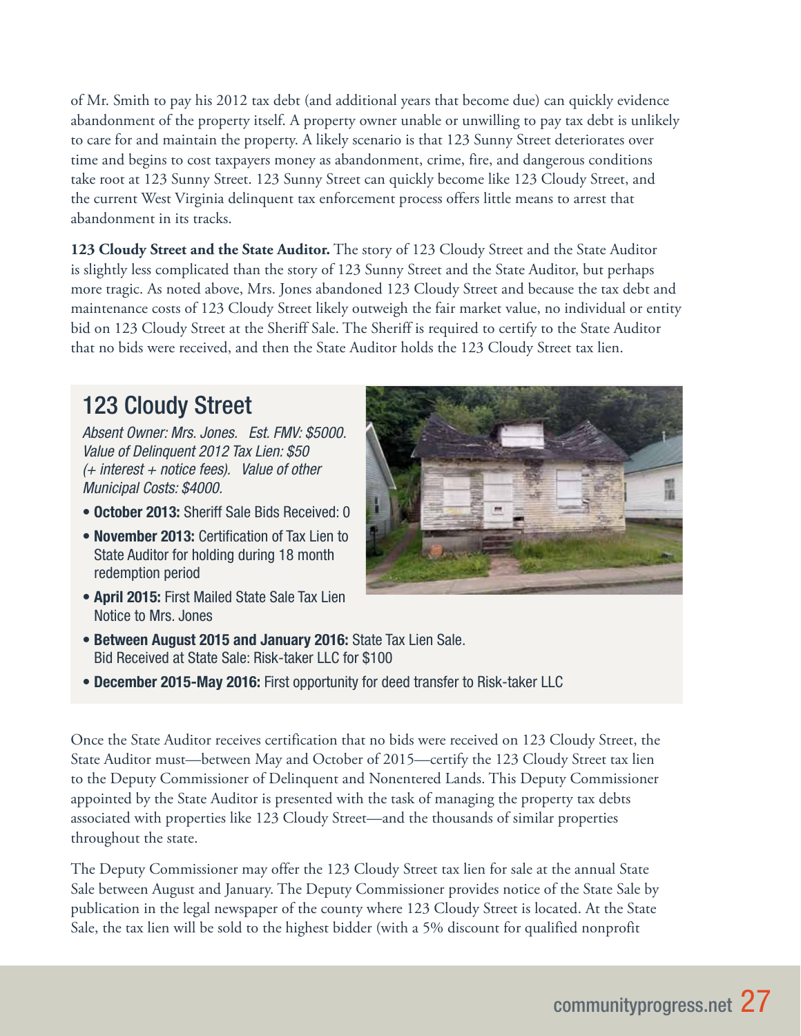of Mr. Smith to pay his 2012 tax debt (and additional years that become due) can quickly evidence abandonment of the property itself. A property owner unable or unwilling to pay tax debt is unlikely to care for and maintain the property. A likely scenario is that 123 Sunny Street deteriorates over time and begins to cost taxpayers money as abandonment, crime, fire, and dangerous conditions take root at 123 Sunny Street. 123 Sunny Street can quickly become like 123 Cloudy Street, and the current West Virginia delinquent tax enforcement process offers little means to arrest that abandonment in its tracks.

**123 Cloudy Street and the State Auditor.** The story of 123 Cloudy Street and the State Auditor is slightly less complicated than the story of 123 Sunny Street and the State Auditor, but perhaps more tragic. As noted above, Mrs. Jones abandoned 123 Cloudy Street and because the tax debt and maintenance costs of 123 Cloudy Street likely outweigh the fair market value, no individual or entity bid on 123 Cloudy Street at the Sheriff Sale. The Sheriff is required to certify to the State Auditor that no bids were received, and then the State Auditor holds the 123 Cloudy Street tax lien.

## 123 Cloudy Street

*Absent Owner: Mrs. Jones. Est. FMV: $5000. Value of Delinquent 2012 Tax Lien: $50 (+ interest + notice fees). Value of other Municipal Costs: $4000.*

- **October 2013:** Sheriff Sale Bids Received: 0
- **November 2013:** Certification of Tax Lien to State Auditor for holding during 18 month redemption period
- **April 2015:** First Mailed State Sale Tax Lien Notice to Mrs. Jones
- **Between August 2015 and January 2016:** State Tax Lien Sale. Bid Received at State Sale: Risk-taker LLC for $100
- **December 2015-May 2016:** First opportunity for deed transfer to Risk-taker LLC

Once the State Auditor receives certification that no bids were received on 123 Cloudy Street, the State Auditor must—between May and October of 2015—certify the 123 Cloudy Street tax lien to the Deputy Commissioner of Delinquent and Nonentered Lands. This Deputy Commissioner appointed by the State Auditor is presented with the task of managing the property tax debts associated with properties like 123 Cloudy Street—and the thousands of similar properties throughout the state.

The Deputy Commissioner may offer the 123 Cloudy Street tax lien for sale at the annual State Sale between August and January. The Deputy Commissioner provides notice of the State Sale by publication in the legal newspaper of the county where 123 Cloudy Street is located. At the State Sale, the tax lien will be sold to the highest bidder (with a 5% discount for qualified nonprofit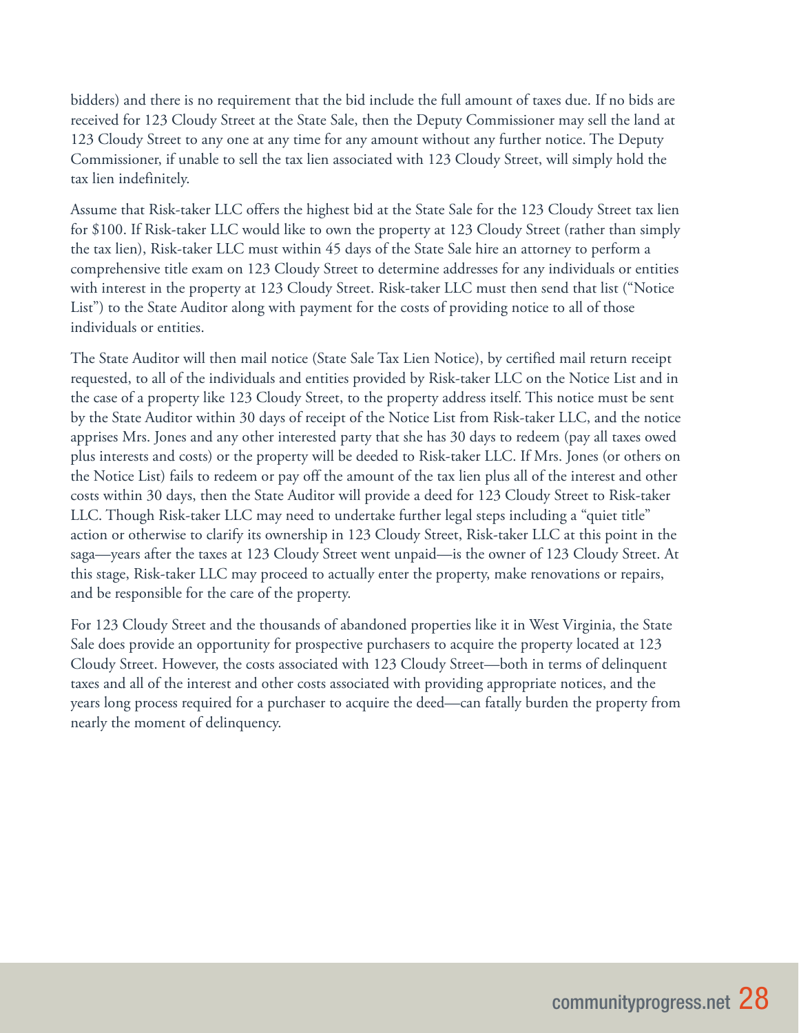bidders) and there is no requirement that the bid include the full amount of taxes due. If no bids are received for 123 Cloudy Street at the State Sale, then the Deputy Commissioner may sell the land at 123 Cloudy Street to any one at any time for any amount without any further notice. The Deputy Commissioner, if unable to sell the tax lien associated with 123 Cloudy Street, will simply hold the tax lien indefinitely.

Assume that Risk-taker LLC offers the highest bid at the State Sale for the 123 Cloudy Street tax lien for $100. If Risk-taker LLC would like to own the property at 123 Cloudy Street (rather than simply the tax lien), Risk-taker LLC must within 45 days of the State Sale hire an attorney to perform a comprehensive title exam on 123 Cloudy Street to determine addresses for any individuals or entities with interest in the property at 123 Cloudy Street. Risk-taker LLC must then send that list ("Notice List") to the State Auditor along with payment for the costs of providing notice to all of those individuals or entities.

The State Auditor will then mail notice (State Sale Tax Lien Notice), by certified mail return receipt requested, to all of the individuals and entities provided by Risk-taker LLC on the Notice List and in the case of a property like 123 Cloudy Street, to the property address itself. This notice must be sent by the State Auditor within 30 days of receipt of the Notice List from Risk-taker LLC, and the notice apprises Mrs. Jones and any other interested party that she has 30 days to redeem (pay all taxes owed plus interests and costs) or the property will be deeded to Risk-taker LLC. If Mrs. Jones (or others on the Notice List) fails to redeem or pay off the amount of the tax lien plus all of the interest and other costs within 30 days, then the State Auditor will provide a deed for 123 Cloudy Street to Risk-taker LLC. Though Risk-taker LLC may need to undertake further legal steps including a "quiet title" action or otherwise to clarify its ownership in 123 Cloudy Street, Risk-taker LLC at this point in the saga—years after the taxes at 123 Cloudy Street went unpaid—is the owner of 123 Cloudy Street. At this stage, Risk-taker LLC may proceed to actually enter the property, make renovations or repairs, and be responsible for the care of the property.

For 123 Cloudy Street and the thousands of abandoned properties like it in West Virginia, the State Sale does provide an opportunity for prospective purchasers to acquire the property located at 123 Cloudy Street. However, the costs associated with 123 Cloudy Street—both in terms of delinquent taxes and all of the interest and other costs associated with providing appropriate notices, and the years long process required for a purchaser to acquire the deed—can fatally burden the property from nearly the moment of delinquency.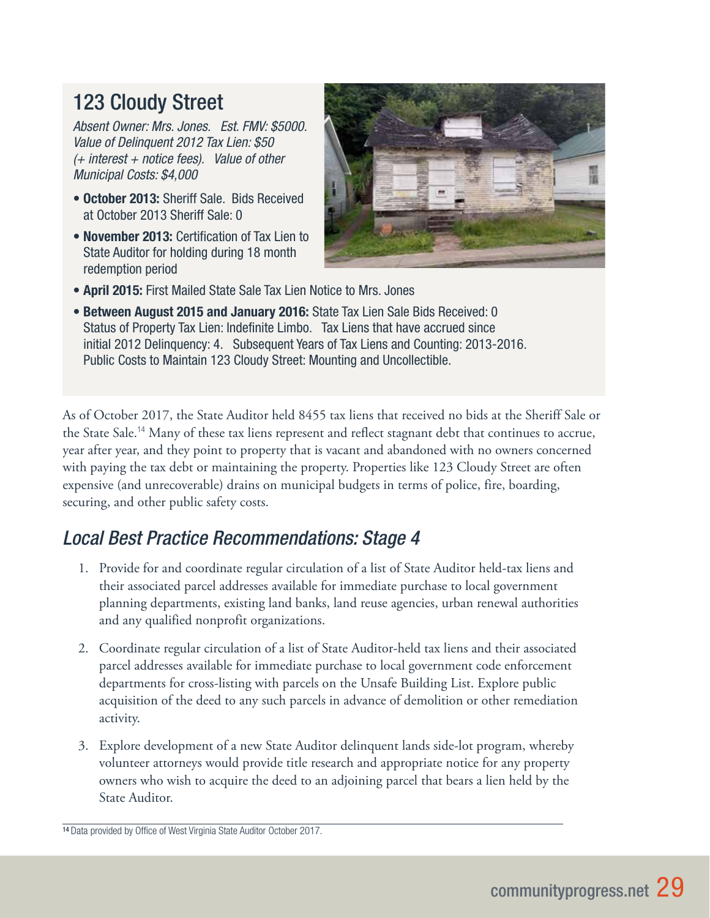## 123 Cloudy Street

*Absent Owner: Mrs. Jones. Est. FMV: $5000. Value of Delinquent 2012 Tax Lien: $50 (+ interest + notice fees). Value of other Municipal Costs: $4,000*

- **October 2013:** Sheriff Sale. Bids Received at October 2013 Sheriff Sale: 0
- **November 2013:** Certification of Tax Lien to State Auditor for holding during 18 month redemption period
- **April 2015:** First Mailed State Sale Tax Lien Notice to Mrs. Jones
- **Between August 2015 and January 2016:** State Tax Lien Sale Bids Received: 0
  Status of Property Tax Lien: Indefinite Limbo. Tax Liens that have accrued since initial 2012 Delinquency: 4. Subsequent Years of Tax Liens and Counting: 2013-2016. Public Costs to Maintain 123 Cloudy Street: Mounting and Uncollectible.

As of October 2017, the State Auditor held 8455 tax liens that received no bids at the Sheriff Sale or the State Sale.[14] Many of these tax liens represent and reflect stagnant debt that continues to accrue, year after year, and they point to property that is vacant and abandoned with no owners concerned with paying the tax debt or maintaining the property. Properties like 123 Cloudy Street are often expensive (and unrecoverable) drains on municipal budgets in terms of police, fire, boarding, securing, and other public safety costs.

## *Local Best Practice Recommendations: Stage 4*

1. Provide for and coordinate regular circulation of a list of State Auditor held-tax liens and their associated parcel addresses available for immediate purchase to local government planning departments, existing land banks, land reuse agencies, urban renewal authorities and any qualified nonprofit organizations.
2. Coordinate regular circulation of a list of State Auditor-held tax liens and their associated parcel addresses available for immediate purchase to local government code enforcement departments for cross-listing with parcels on the Unsafe Building List. Explore public acquisition of the deed to any such parcels in advance of demolition or other remediation activity.
3. Explore development of a new State Auditor delinquent lands side-lot program, whereby volunteer attorneys would provide title research and appropriate notice for any property owners who wish to acquire the deed to an adjoining parcel that bears a lien held by the State Auditor.

[14] Data provided by Office of West Virginia State Auditor October 2017.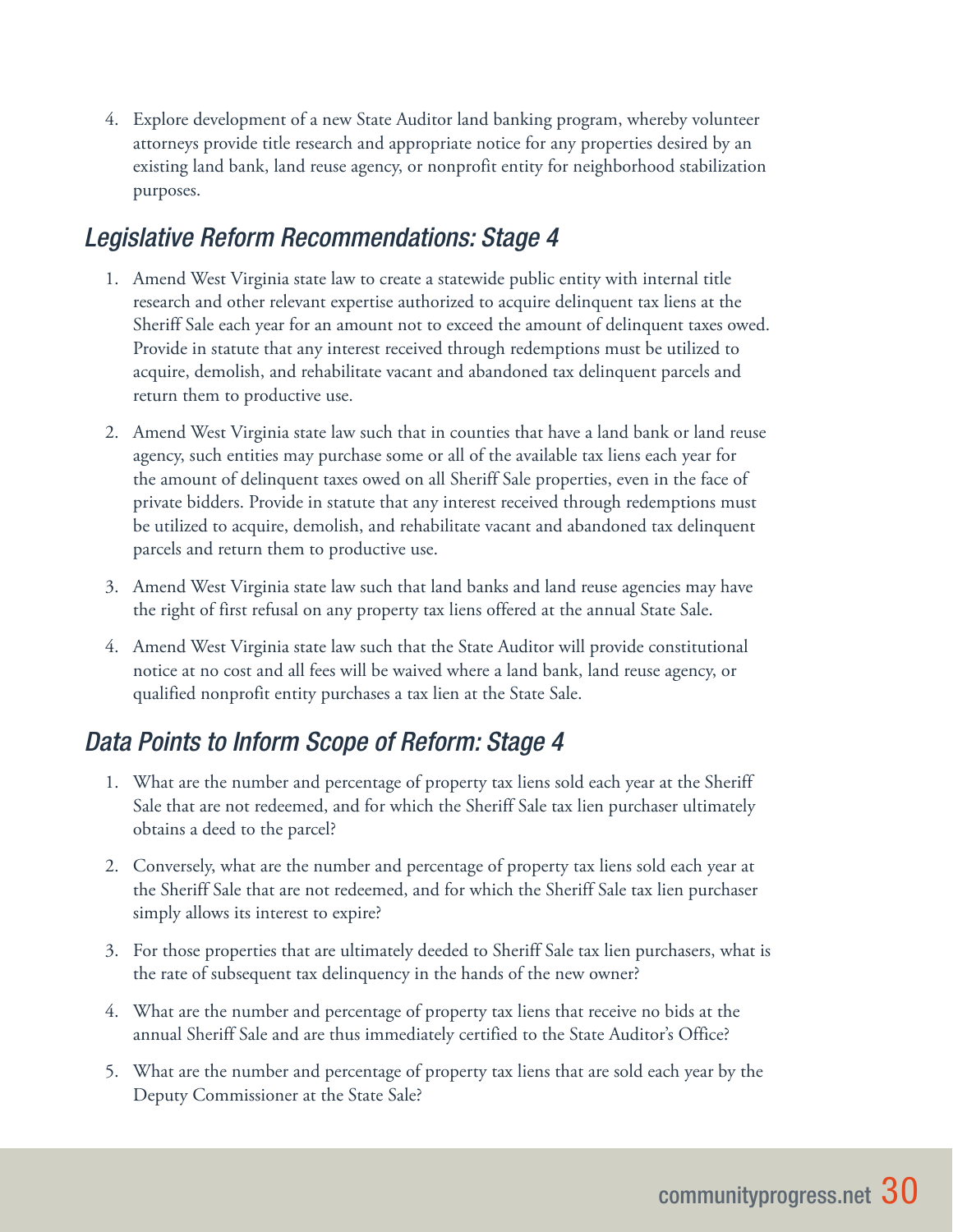4. Explore development of a new State Auditor land banking program, whereby volunteer attorneys provide title research and appropriate notice for any properties desired by an existing land bank, land reuse agency, or nonprofit entity for neighborhood stabilization purposes.

## *Legislative Reform Recommendations: Stage 4*

1. Amend West Virginia state law to create a statewide public entity with internal title research and other relevant expertise authorized to acquire delinquent tax liens at the Sheriff Sale each year for an amount not to exceed the amount of delinquent taxes owed. Provide in statute that any interest received through redemptions must be utilized to acquire, demolish, and rehabilitate vacant and abandoned tax delinquent parcels and return them to productive use.
2. Amend West Virginia state law such that in counties that have a land bank or land reuse agency, such entities may purchase some or all of the available tax liens each year for the amount of delinquent taxes owed on all Sheriff Sale properties, even in the face of private bidders. Provide in statute that any interest received through redemptions must be utilized to acquire, demolish, and rehabilitate vacant and abandoned tax delinquent parcels and return them to productive use.
3. Amend West Virginia state law such that land banks and land reuse agencies may have the right of first refusal on any property tax liens offered at the annual State Sale.
4. Amend West Virginia state law such that the State Auditor will provide constitutional notice at no cost and all fees will be waived where a land bank, land reuse agency, or qualified nonprofit entity purchases a tax lien at the State Sale.

## *Data Points to Inform Scope of Reform: Stage 4*

1. What are the number and percentage of property tax liens sold each year at the Sheriff Sale that are not redeemed, and for which the Sheriff Sale tax lien purchaser ultimately obtains a deed to the parcel?
2. Conversely, what are the number and percentage of property tax liens sold each year at the Sheriff Sale that are not redeemed, and for which the Sheriff Sale tax lien purchaser simply allows its interest to expire?
3. For those properties that are ultimately deeded to Sheriff Sale tax lien purchasers, what is the rate of subsequent tax delinquency in the hands of the new owner?
4. What are the number and percentage of property tax liens that receive no bids at the annual Sheriff Sale and are thus immediately certified to the State Auditor's Office?
5. What are the number and percentage of property tax liens that are sold each year by the Deputy Commissioner at the State Sale?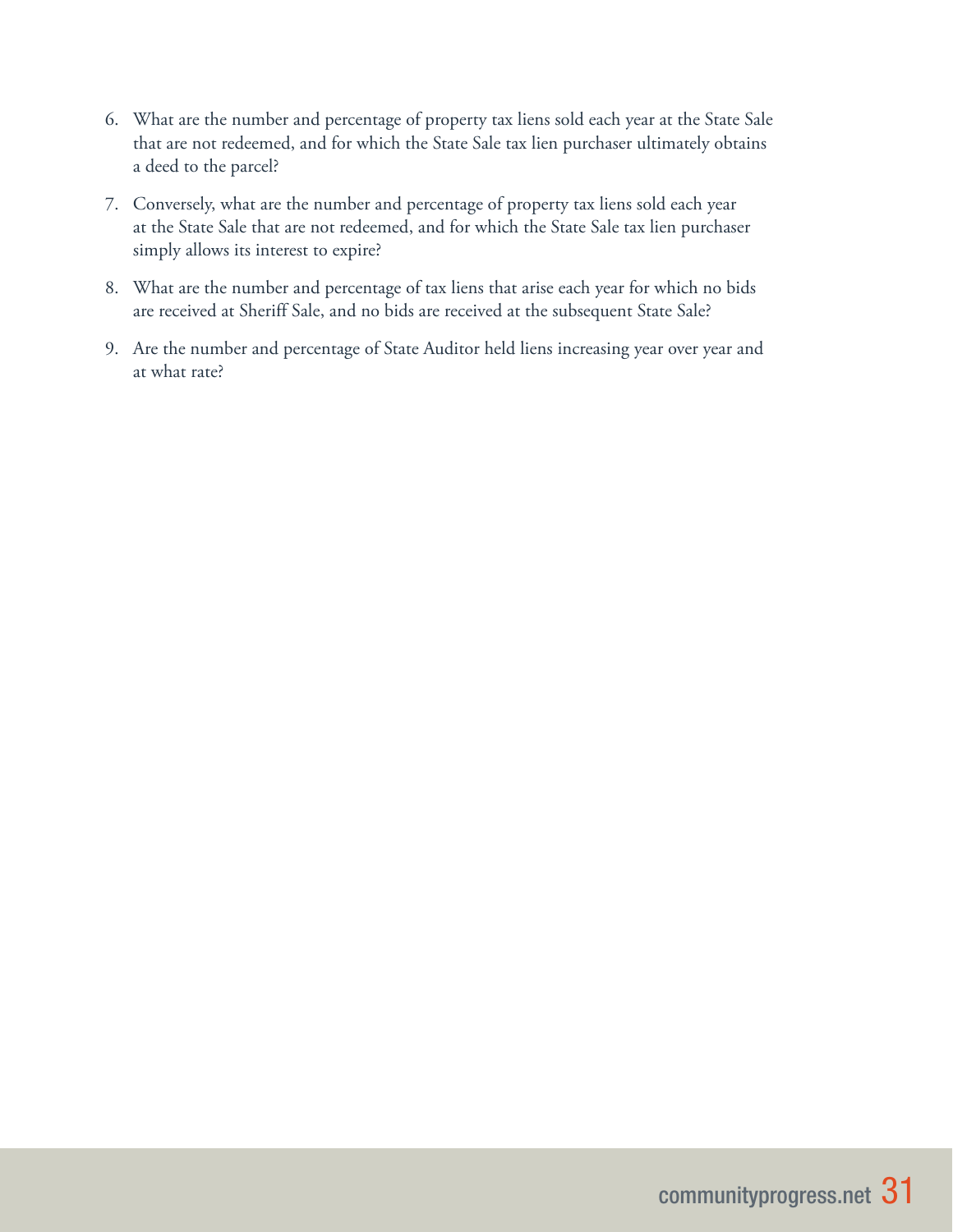6. What are the number and percentage of property tax liens sold each year at the State Sale that are not redeemed, and for which the State Sale tax lien purchaser ultimately obtains a deed to the parcel?

7. Conversely, what are the number and percentage of property tax liens sold each year at the State Sale that are not redeemed, and for which the State Sale tax lien purchaser simply allows its interest to expire?

8. What are the number and percentage of tax liens that arise each year for which no bids are received at Sheriff Sale, and no bids are received at the subsequent State Sale?

9. Are the number and percentage of State Auditor held liens increasing year over year and at what rate?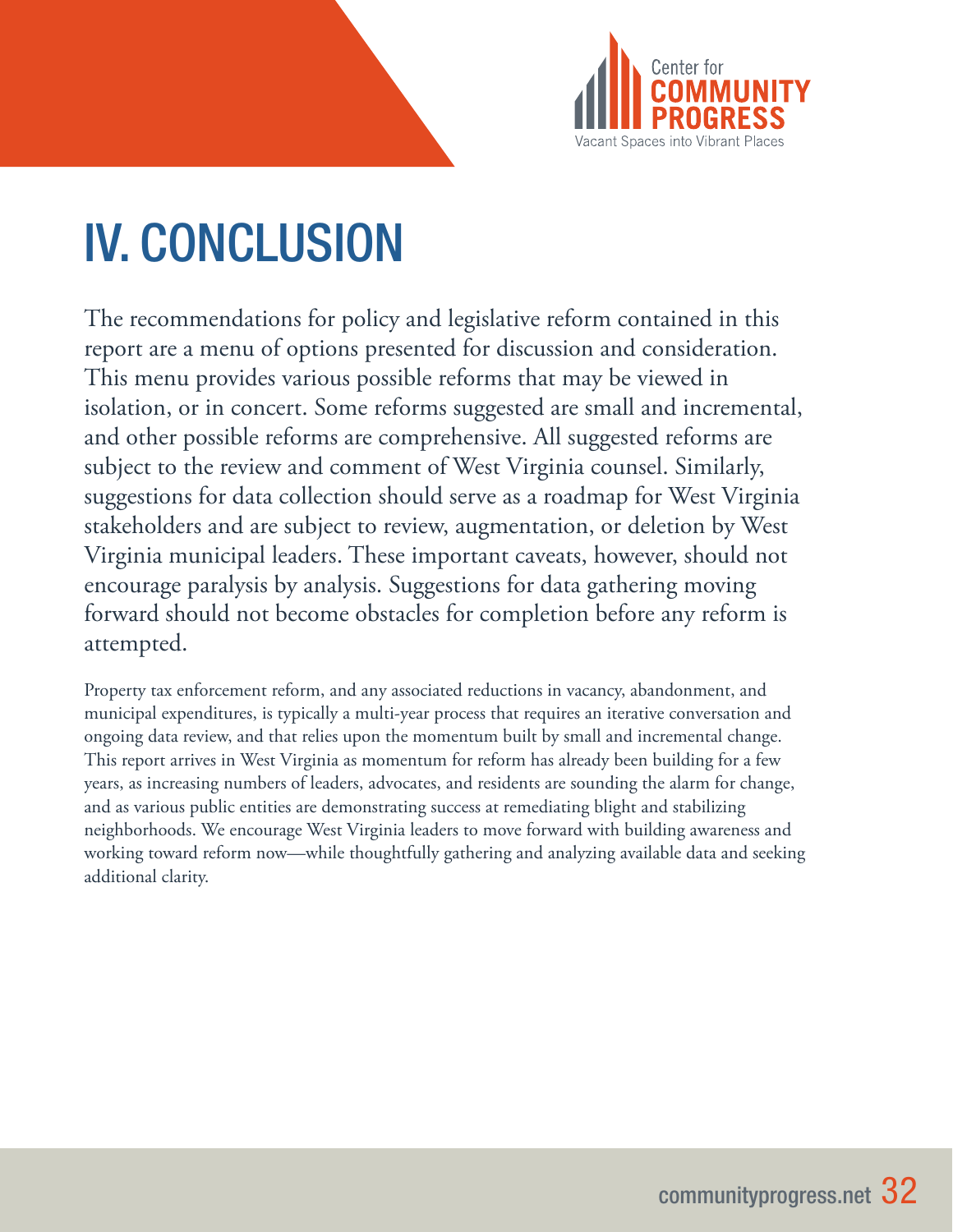# IV. CONCLUSION

The recommendations for policy and legislative reform contained in this report are a menu of options presented for discussion and consideration. This menu provides various possible reforms that may be viewed in isolation, or in concert. Some reforms suggested are small and incremental, and other possible reforms are comprehensive. All suggested reforms are subject to the review and comment of West Virginia counsel. Similarly, suggestions for data collection should serve as a roadmap for West Virginia stakeholders and are subject to review, augmentation, or deletion by West Virginia municipal leaders. These important caveats, however, should not encourage paralysis by analysis. Suggestions for data gathering moving forward should not become obstacles for completion before any reform is attempted.

Property tax enforcement reform, and any associated reductions in vacancy, abandonment, and municipal expenditures, is typically a multi-year process that requires an iterative conversation and ongoing data review, and that relies upon the momentum built by small and incremental change. This report arrives in West Virginia as momentum for reform has already been building for a few years, as increasing numbers of leaders, advocates, and residents are sounding the alarm for change, and as various public entities are demonstrating success at remediating blight and stabilizing neighborhoods. We encourage West Virginia leaders to move forward with building awareness and working toward reform now—while thoughtfully gathering and analyzing available data and seeking additional clarity.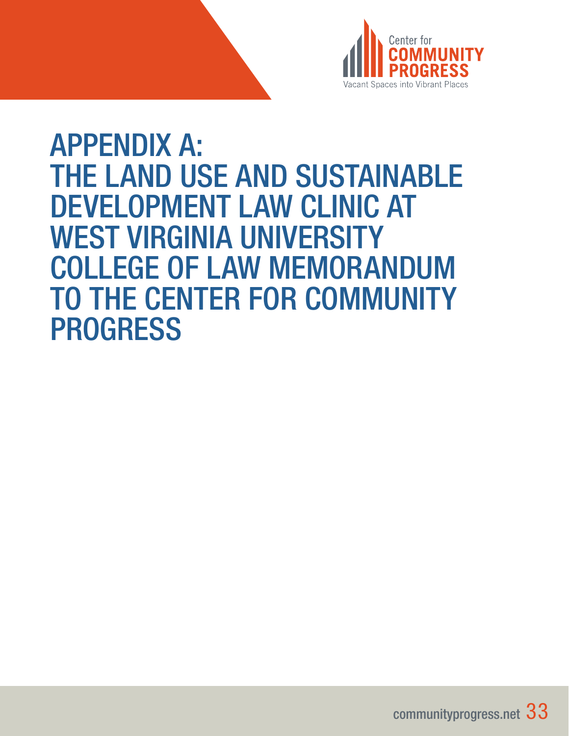# APPENDIX A: THE LAND USE AND SUSTAINABLE DEVELOPMENT LAW CLINIC AT WEST VIRGINIA UNIVERSITY COLLEGE OF LAW MEMORANDUM TO THE CENTER FOR COMMUNITY PROGRESS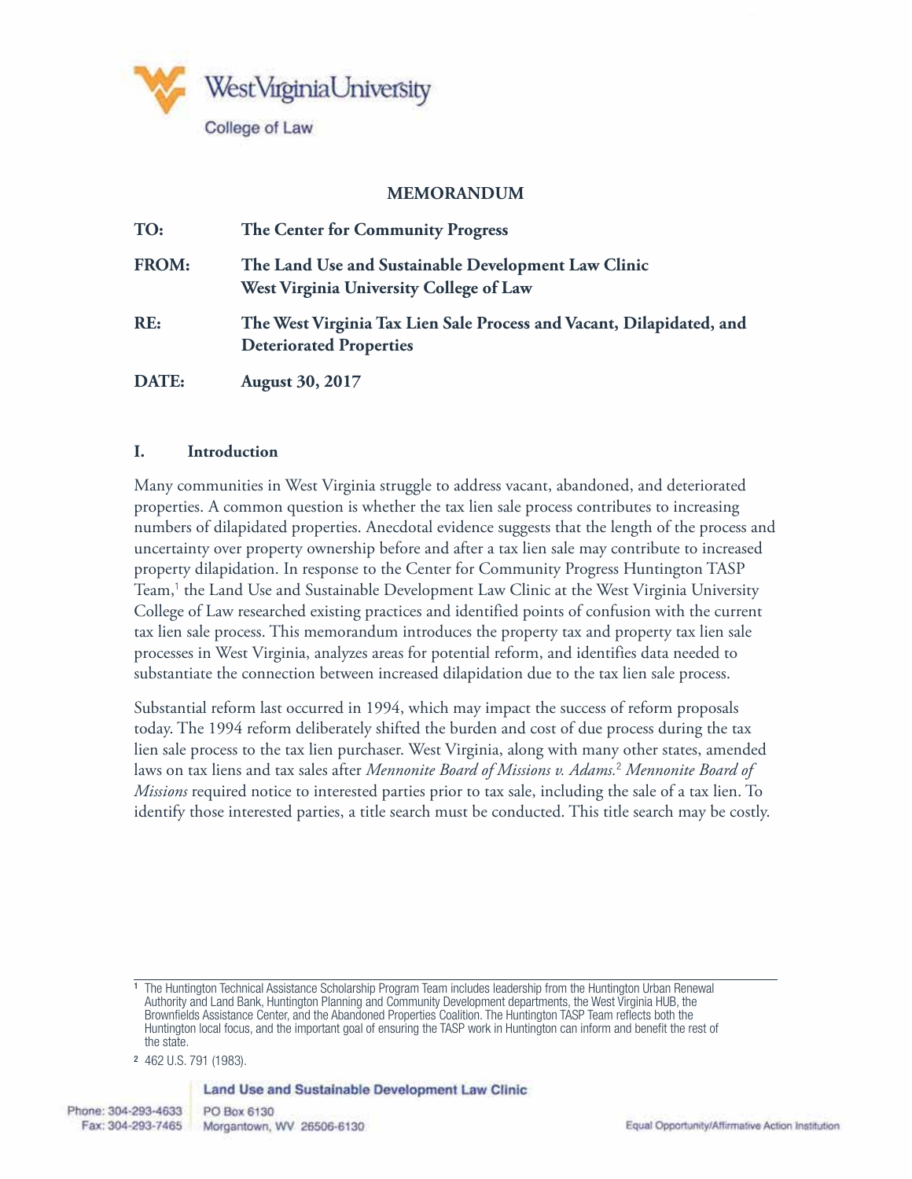West Virginia University
College of Law

**MEMORANDUM**

| | |
|---|---|
| **TO:** | **The Center for Community Progress** |
| **FROM:** | **The Land Use and Sustainable Development Law Clinic West Virginia University College of Law** |
| **RE:** | **The West Virginia Tax Lien Sale Process and Vacant, Dilapidated, and Deteriorated Properties** |
| **DATE:** | **August 30, 2017** |

## I. Introduction

Many communities in West Virginia struggle to address vacant, abandoned, and deteriorated properties. A common question is whether the tax lien sale process contributes to increasing numbers of dilapidated properties. Anecdotal evidence suggests that the length of the process and uncertainty over property ownership before and after a tax lien sale may contribute to increased property dilapidation. In response to the Center for Community Progress Huntington TASP Team,[1] the Land Use and Sustainable Development Law Clinic at the West Virginia University College of Law researched existing practices and identified points of confusion with the current tax lien sale process. This memorandum introduces the property tax and property tax lien sale processes in West Virginia, analyzes areas for potential reform, and identifies data needed to substantiate the connection between increased dilapidation due to the tax lien sale process.

Substantial reform last occurred in 1994, which may impact the success of reform proposals today. The 1994 reform deliberately shifted the burden and cost of due process during the tax lien sale process to the tax lien purchaser. West Virginia, along with many other states, amended laws on tax liens and tax sales after *Mennonite Board of Missions v. Adams.*[2] *Mennonite Board of Missions* required notice to interested parties prior to tax sale, including the sale of a tax lien. To identify those interested parties, a title search must be conducted. This title search may be costly.

---

[1] The Huntington Technical Assistance Scholarship Program Team includes leadership from the Huntington Urban Renewal Authority and Land Bank, Huntington Planning and Community Development departments, the West Virginia HUB, the Brownfields Assistance Center, and the Abandoned Properties Coalition. The Huntington TASP Team reflects both the Huntington local focus, and the important goal of ensuring the TASP work in Huntington can inform and benefit the rest of the state.

[2] 462 U.S. 791 (1983).

Land Use and Sustainable Development Law Clinic
Phone: 304-293-4633 | PO Box 6130
Fax: 304-293-7465 | Morgantown, WV 26506-6130
Equal Opportunity/Affirmative Action Institution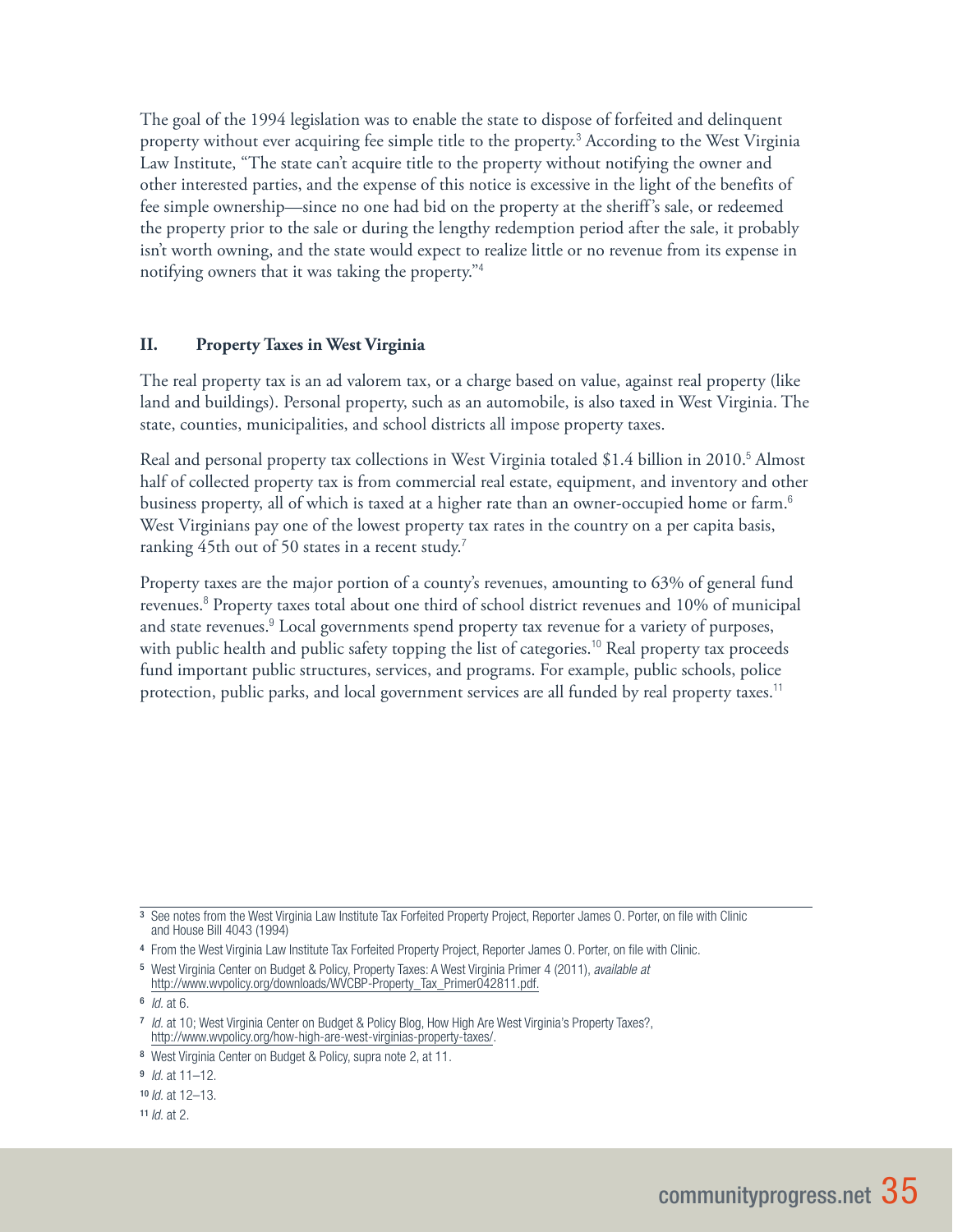The goal of the 1994 legislation was to enable the state to dispose of forfeited and delinquent property without ever acquiring fee simple title to the property.[3] According to the West Virginia Law Institute, "The state can't acquire title to the property without notifying the owner and other interested parties, and the expense of this notice is excessive in the light of the benefits of fee simple ownership—since no one had bid on the property at the sheriff's sale, or redeemed the property prior to the sale or during the lengthy redemption period after the sale, it probably isn't worth owning, and the state would expect to realize little or no revenue from its expense in notifying owners that it was taking the property."[4]

## II. Property Taxes in West Virginia

The real property tax is an ad valorem tax, or a charge based on value, against real property (like land and buildings). Personal property, such as an automobile, is also taxed in West Virginia. The state, counties, municipalities, and school districts all impose property taxes.

Real and personal property tax collections in West Virginia totaled $1.4 billion in 2010.[5] Almost half of collected property tax is from commercial real estate, equipment, and inventory and other business property, all of which is taxed at a higher rate than an owner-occupied home or farm.[6] West Virginians pay one of the lowest property tax rates in the country on a per capita basis, ranking 45th out of 50 states in a recent study.[7]

Property taxes are the major portion of a county's revenues, amounting to 63% of general fund revenues.[8] Property taxes total about one third of school district revenues and 10% of municipal and state revenues.[9] Local governments spend property tax revenue for a variety of purposes, with public health and public safety topping the list of categories.[10] Real property tax proceeds fund important public structures, services, and programs. For example, public schools, police protection, public parks, and local government services are all funded by real property taxes.[11]

---

3 See notes from the West Virginia Law Institute Tax Forfeited Property Project, Reporter James O. Porter, on file with Clinic and House Bill 4043 (1994)

4 From the West Virginia Law Institute Tax Forfeited Property Project, Reporter James O. Porter, on file with Clinic.

5 West Virginia Center on Budget & Policy, Property Taxes: A West Virginia Primer 4 (2011), *available at* http://www.wvpolicy.org/downloads/WVCBP-Property_Tax_Primer042811.pdf.

6 *Id.* at 6.

7 *Id.* at 10; West Virginia Center on Budget & Policy Blog, How High Are West Virginia's Property Taxes?, http://www.wvpolicy.org/how-high-are-west-virginias-property-taxes/.

8 West Virginia Center on Budget & Policy, supra note 2, at 11.

9 *Id.* at 11–12.

10 *Id.* at 12–13.

11 *Id.* at 2.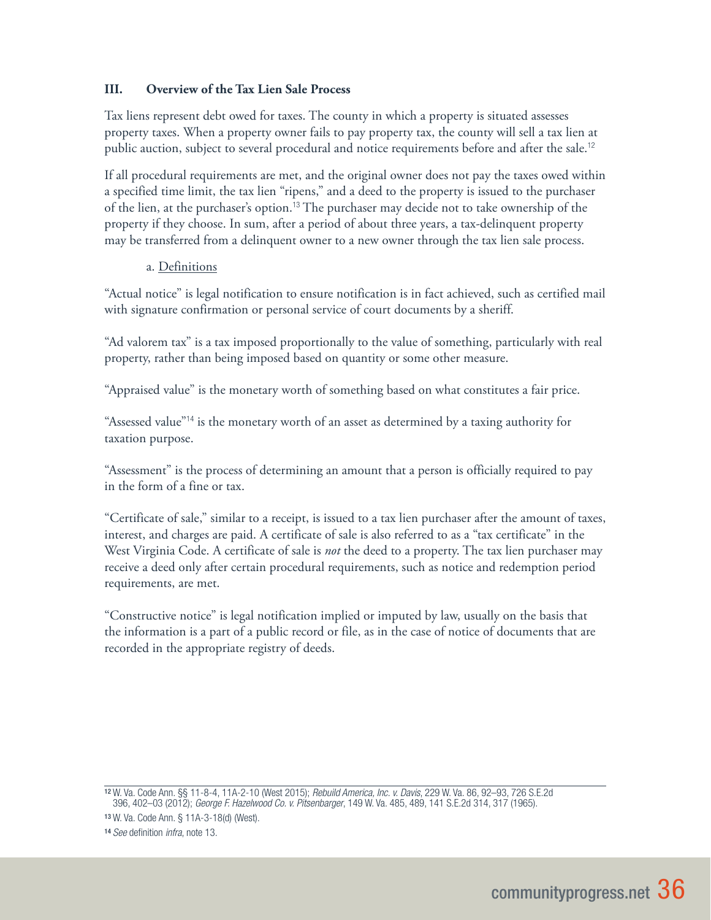### III. Overview of the Tax Lien Sale Process

Tax liens represent debt owed for taxes. The county in which a property is situated assesses property taxes. When a property owner fails to pay property tax, the county will sell a tax lien at public auction, subject to several procedural and notice requirements before and after the sale.[12]

If all procedural requirements are met, and the original owner does not pay the taxes owed within a specified time limit, the tax lien "ripens," and a deed to the property is issued to the purchaser of the lien, at the purchaser's option.[13] The purchaser may decide not to take ownership of the property if they choose. In sum, after a period of about three years, a tax-delinquent property may be transferred from a delinquent owner to a new owner through the tax lien sale process.

a. Definitions

"Actual notice" is legal notification to ensure notification is in fact achieved, such as certified mail with signature confirmation or personal service of court documents by a sheriff.

"Ad valorem tax" is a tax imposed proportionally to the value of something, particularly with real property, rather than being imposed based on quantity or some other measure.

"Appraised value" is the monetary worth of something based on what constitutes a fair price.

"Assessed value"[14] is the monetary worth of an asset as determined by a taxing authority for taxation purpose.

"Assessment" is the process of determining an amount that a person is officially required to pay in the form of a fine or tax.

"Certificate of sale," similar to a receipt, is issued to a tax lien purchaser after the amount of taxes, interest, and charges are paid. A certificate of sale is also referred to as a "tax certificate" in the West Virginia Code. A certificate of sale is *not* the deed to a property. The tax lien purchaser may receive a deed only after certain procedural requirements, such as notice and redemption period requirements, are met.

"Constructive notice" is legal notification implied or imputed by law, usually on the basis that the information is a part of a public record or file, as in the case of notice of documents that are recorded in the appropriate registry of deeds.

---

[12] W. Va. Code Ann. §§ 11-8-4, 11A-2-10 (West 2015); *Rebuild America, Inc. v. Davis*, 229 W. Va. 86, 92–93, 726 S.E.2d 396, 402–03 (2012); *George F. Hazelwood Co. v. Pitsenbarger*, 149 W. Va. 485, 489, 141 S.E.2d 314, 317 (1965).

[13] W. Va. Code Ann. § 11A-3-18(d) (West).

[14] *See* definition *infra*, note 13.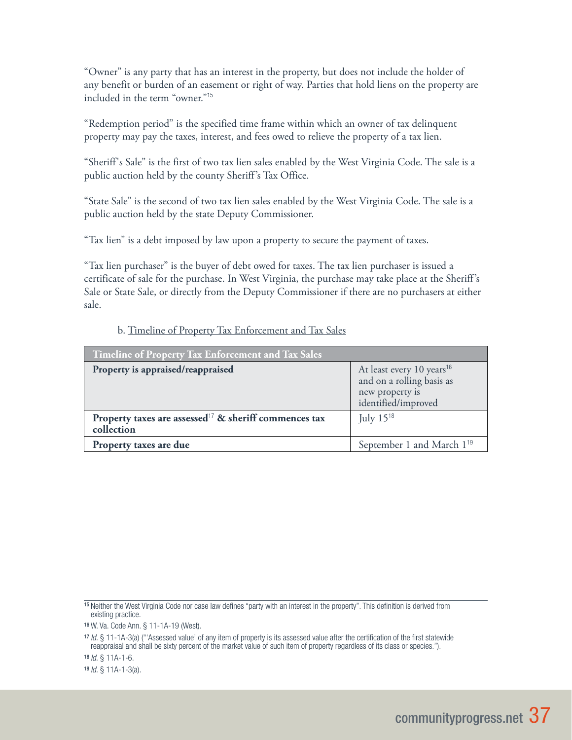"Owner" is any party that has an interest in the property, but does not include the holder of any benefit or burden of an easement or right of way. Parties that hold liens on the property are included in the term "owner."[15]

"Redemption period" is the specified time frame within which an owner of tax delinquent property may pay the taxes, interest, and fees owed to relieve the property of a tax lien.

"Sheriff's Sale" is the first of two tax lien sales enabled by the West Virginia Code. The sale is a public auction held by the county Sheriff's Tax Office.

"State Sale" is the second of two tax lien sales enabled by the West Virginia Code. The sale is a public auction held by the state Deputy Commissioner.

"Tax lien" is a debt imposed by law upon a property to secure the payment of taxes.

"Tax lien purchaser" is the buyer of debt owed for taxes. The tax lien purchaser is issued a certificate of sale for the purchase. In West Virginia, the purchase may take place at the Sheriff's Sale or State Sale, or directly from the Deputy Commissioner if there are no purchasers at either sale.

b. Timeline of Property Tax Enforcement and Tax Sales

| Timeline of Property Tax Enforcement and Tax Sales | |
|---|---|
| **Property is appraised/reappraised** | At least every 10 years[16] and on a rolling basis as new property is identified/improved |
| **Property taxes are assessed[17] & sheriff commences tax collection** | July 15[18] |
| **Property taxes are due** | September 1 and March 1[19] |

---

[15] Neither the West Virginia Code nor case law defines "party with an interest in the property". This definition is derived from existing practice.

[16] W. Va. Code Ann. § 11-1A-19 (West).

[17] *Id.* § 11-1A-3(a) ("'Assessed value' of any item of property is its assessed value after the certification of the first statewide reappraisal and shall be sixty percent of the market value of such item of property regardless of its class or species.").

[18] *Id.* § 11A-1-6.

[19] *Id.* § 11A-1-3(a).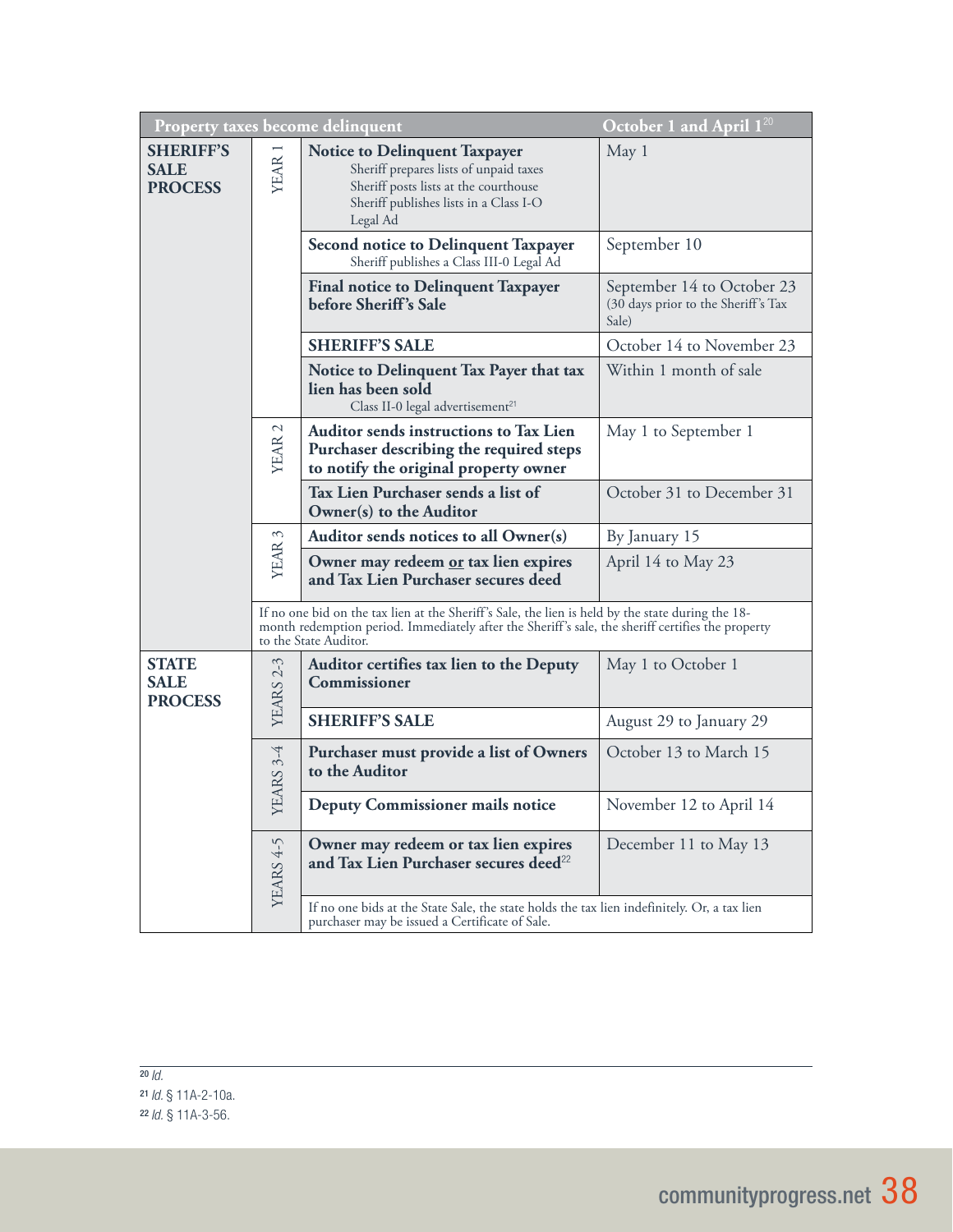| Property taxes become delinquent | | | October 1 and April 1[20] |
|---|---|---|---|
| **SHERIFF'S SALE PROCESS** | YEAR 1 | **Notice to Delinquent Taxpayer**<br>Sheriff prepares lists of unpaid taxes<br>Sheriff posts lists at the courthouse<br>Sheriff publishes lists in a Class I-O Legal Ad | May 1 |
| | | **Second notice to Delinquent Taxpayer**<br>Sheriff publishes a Class III-0 Legal Ad | September 10 |
| | | **Final notice to Delinquent Taxpayer before Sheriff's Sale** | September 14 to October 23 (30 days prior to the Sheriff's Tax Sale) |
| | | **SHERIFF'S SALE** | October 14 to November 23 |
| | | **Notice to Delinquent Tax Payer that tax lien has been sold**<br>Class II-0 legal advertisement[21] | Within 1 month of sale |
| | YEAR 2 | **Auditor sends instructions to Tax Lien Purchaser describing the required steps to notify the original property owner** | May 1 to September 1 |
| | | **Tax Lien Purchaser sends a list of Owner(s) to the Auditor** | October 31 to December 31 |
| | YEAR 3 | **Auditor sends notices to all Owner(s)** | By January 15 |
| | | **Owner may redeem or tax lien expires and Tax Lien Purchaser secures deed** | April 14 to May 23 |
| | If no one bid on the tax lien at the Sheriff's Sale, the lien is held by the state during the 18-month redemption period. Immediately after the Sheriff's sale, the sheriff certifies the property to the State Auditor. | | |
| **STATE SALE PROCESS** | YEARS 2-3 | **Auditor certifies tax lien to the Deputy Commissioner** | May 1 to October 1 |
| | | **SHERIFF'S SALE** | August 29 to January 29 |
| | YEARS 3-4 | **Purchaser must provide a list of Owners to the Auditor** | October 13 to March 15 |
| | | **Deputy Commissioner mails notice** | November 12 to April 14 |
| | YEARS 4-5 | **Owner may redeem or tax lien expires and Tax Lien Purchaser secures deed**[22] | December 11 to May 13 |
| | | If no one bids at the State Sale, the state holds the tax lien indefinitely. Or, a tax lien purchaser may be issued a Certificate of Sale. | |

[20] *Id.*

[21] *Id.* § 11A-2-10a.

[22] *Id.* § 11A-3-56.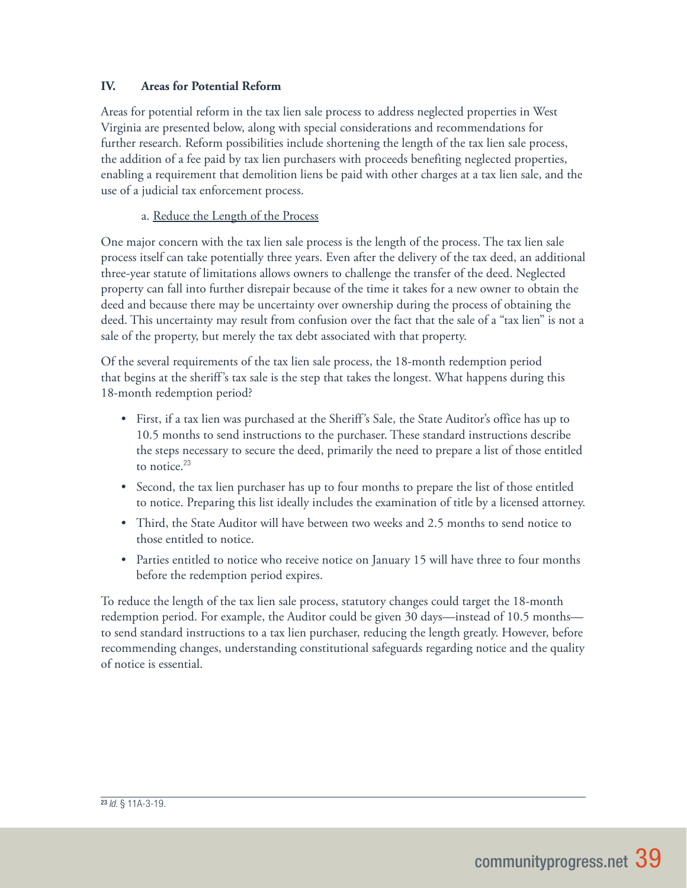## IV. Areas for Potential Reform

Areas for potential reform in the tax lien sale process to address neglected properties in West Virginia are presented below, along with special considerations and recommendations for further research. Reform possibilities include shortening the length of the tax lien sale process, the addition of a fee paid by tax lien purchasers with proceeds benefiting neglected properties, enabling a requirement that demolition liens be paid with other charges at a tax lien sale, and the use of a judicial tax enforcement process.

### a. Reduce the Length of the Process

One major concern with the tax lien sale process is the length of the process. The tax lien sale process itself can take potentially three years. Even after the delivery of the tax deed, an additional three-year statute of limitations allows owners to challenge the transfer of the deed. Neglected property can fall into further disrepair because of the time it takes for a new owner to obtain the deed and because there may be uncertainty over ownership during the process of obtaining the deed. This uncertainty may result from confusion over the fact that the sale of a "tax lien" is not a sale of the property, but merely the tax debt associated with that property.

Of the several requirements of the tax lien sale process, the 18-month redemption period that begins at the sheriff's tax sale is the step that takes the longest. What happens during this 18-month redemption period?

- First, if a tax lien was purchased at the Sheriff's Sale, the State Auditor's office has up to 10.5 months to send instructions to the purchaser. These standard instructions describe the steps necessary to secure the deed, primarily the need to prepare a list of those entitled to notice.[23]
- Second, the tax lien purchaser has up to four months to prepare the list of those entitled to notice. Preparing this list ideally includes the examination of title by a licensed attorney.
- Third, the State Auditor will have between two weeks and 2.5 months to send notice to those entitled to notice.
- Parties entitled to notice who receive notice on January 15 will have three to four months before the redemption period expires.

To reduce the length of the tax lien sale process, statutory changes could target the 18-month redemption period. For example, the Auditor could be given 30 days—instead of 10.5 months—to send standard instructions to a tax lien purchaser, reducing the length greatly. However, before recommending changes, understanding constitutional safeguards regarding notice and the quality of notice is essential.

---

[23] *Id.* § 11A-3-19.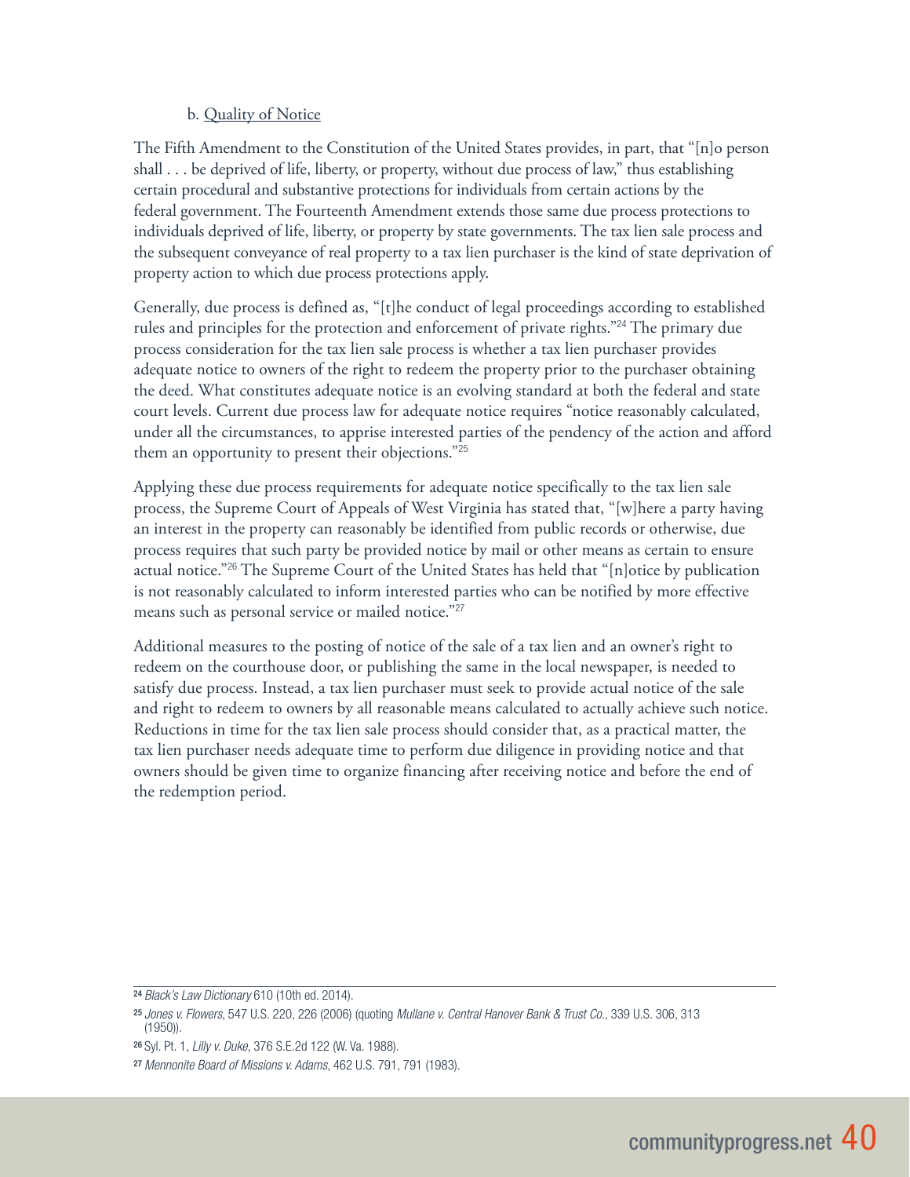b. Quality of Notice

The Fifth Amendment to the Constitution of the United States provides, in part, that "[n]o person shall . . . be deprived of life, liberty, or property, without due process of law," thus establishing certain procedural and substantive protections for individuals from certain actions by the federal government. The Fourteenth Amendment extends those same due process protections to individuals deprived of life, liberty, or property by state governments. The tax lien sale process and the subsequent conveyance of real property to a tax lien purchaser is the kind of state deprivation of property action to which due process protections apply.

Generally, due process is defined as, "[t]he conduct of legal proceedings according to established rules and principles for the protection and enforcement of private rights."[24] The primary due process consideration for the tax lien sale process is whether a tax lien purchaser provides adequate notice to owners of the right to redeem the property prior to the purchaser obtaining the deed. What constitutes adequate notice is an evolving standard at both the federal and state court levels. Current due process law for adequate notice requires "notice reasonably calculated, under all the circumstances, to apprise interested parties of the pendency of the action and afford them an opportunity to present their objections."[25]

Applying these due process requirements for adequate notice specifically to the tax lien sale process, the Supreme Court of Appeals of West Virginia has stated that, "[w]here a party having an interest in the property can reasonably be identified from public records or otherwise, due process requires that such party be provided notice by mail or other means as certain to ensure actual notice."[26] The Supreme Court of the United States has held that "[n]otice by publication is not reasonably calculated to inform interested parties who can be notified by more effective means such as personal service or mailed notice."[27]

Additional measures to the posting of notice of the sale of a tax lien and an owner's right to redeem on the courthouse door, or publishing the same in the local newspaper, is needed to satisfy due process. Instead, a tax lien purchaser must seek to provide actual notice of the sale and right to redeem to owners by all reasonable means calculated to actually achieve such notice. Reductions in time for the tax lien sale process should consider that, as a practical matter, the tax lien purchaser needs adequate time to perform due diligence in providing notice and that owners should be given time to organize financing after receiving notice and before the end of the redemption period.

---

[24] *Black's Law Dictionary* 610 (10th ed. 2014).

[25] *Jones v. Flowers*, 547 U.S. 220, 226 (2006) (quoting *Mullane v. Central Hanover Bank & Trust Co.*, 339 U.S. 306, 313 (1950)).

[26] Syl. Pt. 1, *Lilly v. Duke*, 376 S.E.2d 122 (W. Va. 1988).

[27] *Mennonite Board of Missions v. Adams*, 462 U.S. 791, 791 (1983).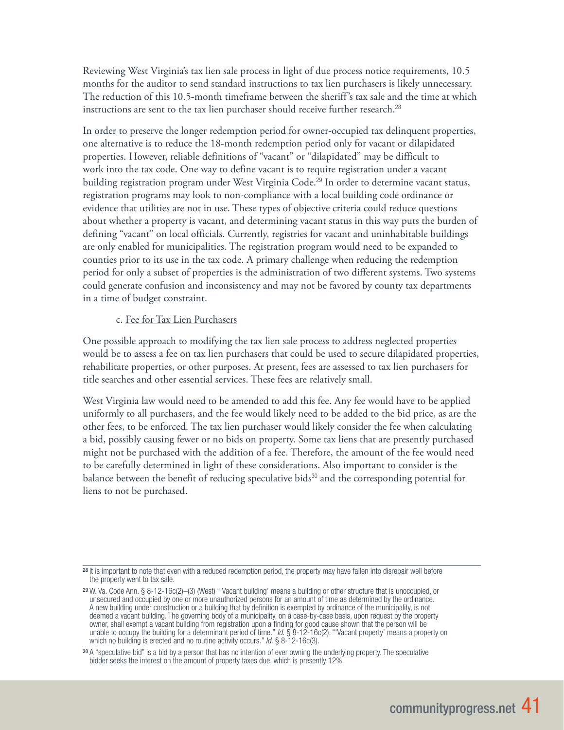Reviewing West Virginia's tax lien sale process in light of due process notice requirements, 10.5 months for the auditor to send standard instructions to tax lien purchasers is likely unnecessary. The reduction of this 10.5-month timeframe between the sheriff's tax sale and the time at which instructions are sent to the tax lien purchaser should receive further research.[28]

In order to preserve the longer redemption period for owner-occupied tax delinquent properties, one alternative is to reduce the 18-month redemption period only for vacant or dilapidated properties. However, reliable definitions of "vacant" or "dilapidated" may be difficult to work into the tax code. One way to define vacant is to require registration under a vacant building registration program under West Virginia Code.[29] In order to determine vacant status, registration programs may look to non-compliance with a local building code ordinance or evidence that utilities are not in use. These types of objective criteria could reduce questions about whether a property is vacant, and determining vacant status in this way puts the burden of defining "vacant" on local officials. Currently, registries for vacant and uninhabitable buildings are only enabled for municipalities. The registration program would need to be expanded to counties prior to its use in the tax code. A primary challenge when reducing the redemption period for only a subset of properties is the administration of two different systems. Two systems could generate confusion and inconsistency and may not be favored by county tax departments in a time of budget constraint.

c. Fee for Tax Lien Purchasers

One possible approach to modifying the tax lien sale process to address neglected properties would be to assess a fee on tax lien purchasers that could be used to secure dilapidated properties, rehabilitate properties, or other purposes. At present, fees are assessed to tax lien purchasers for title searches and other essential services. These fees are relatively small.

West Virginia law would need to be amended to add this fee. Any fee would have to be applied uniformly to all purchasers, and the fee would likely need to be added to the bid price, as are the other fees, to be enforced. The tax lien purchaser would likely consider the fee when calculating a bid, possibly causing fewer or no bids on property. Some tax liens that are presently purchased might not be purchased with the addition of a fee. Therefore, the amount of the fee would need to be carefully determined in light of these considerations. Also important to consider is the balance between the benefit of reducing speculative bids[30] and the corresponding potential for liens to not be purchased.

---

[28] It is important to note that even with a reduced redemption period, the property may have fallen into disrepair well before the property went to tax sale.

[29] W. Va. Code Ann. § 8-12-16c(2)–(3) (West) "'Vacant building' means a building or other structure that is unoccupied, or unsecured and occupied by one or more unauthorized persons for an amount of time as determined by the ordinance. A new building under construction or a building that by definition is exempted by ordinance of the municipality, is not deemed a vacant building. The governing body of a municipality, on a case-by-case basis, upon request by the property owner, shall exempt a vacant building from registration upon a finding for good cause shown that the person will be unable to occupy the building for a determinant period of time." *Id.* § 8-12-16c(2). "'Vacant property' means a property on which no building is erected and no routine activity occurs." *Id.* § 8-12-16c(3).

[30] A "speculative bid" is a bid by a person that has no intention of ever owning the underlying property. The speculative bidder seeks the interest on the amount of property taxes due, which is presently 12%.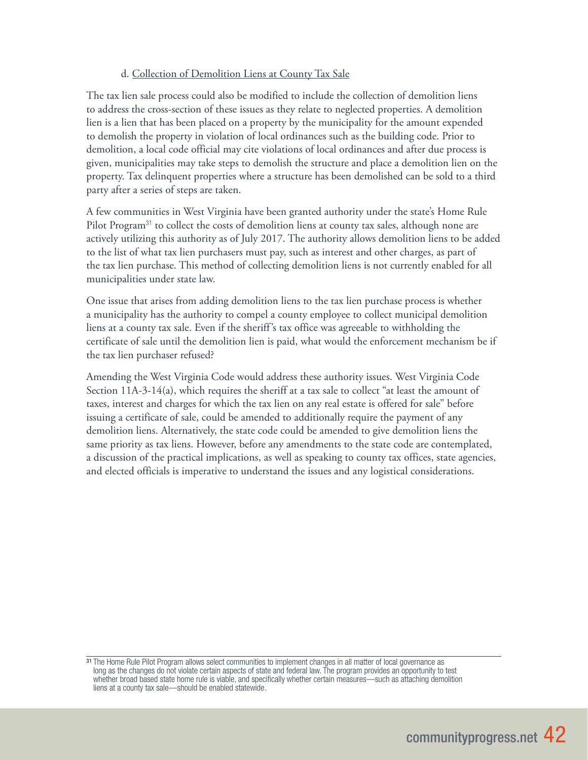d. Collection of Demolition Liens at County Tax Sale

The tax lien sale process could also be modified to include the collection of demolition liens to address the cross-section of these issues as they relate to neglected properties. A demolition lien is a lien that has been placed on a property by the municipality for the amount expended to demolish the property in violation of local ordinances such as the building code. Prior to demolition, a local code official may cite violations of local ordinances and after due process is given, municipalities may take steps to demolish the structure and place a demolition lien on the property. Tax delinquent properties where a structure has been demolished can be sold to a third party after a series of steps are taken.

A few communities in West Virginia have been granted authority under the state's Home Rule Pilot Program[31] to collect the costs of demolition liens at county tax sales, although none are actively utilizing this authority as of July 2017. The authority allows demolition liens to be added to the list of what tax lien purchasers must pay, such as interest and other charges, as part of the tax lien purchase. This method of collecting demolition liens is not currently enabled for all municipalities under state law.

One issue that arises from adding demolition liens to the tax lien purchase process is whether a municipality has the authority to compel a county employee to collect municipal demolition liens at a county tax sale. Even if the sheriff's tax office was agreeable to withholding the certificate of sale until the demolition lien is paid, what would the enforcement mechanism be if the tax lien purchaser refused?

Amending the West Virginia Code would address these authority issues. West Virginia Code Section 11A-3-14(a), which requires the sheriff at a tax sale to collect "at least the amount of taxes, interest and charges for which the tax lien on any real estate is offered for sale" before issuing a certificate of sale, could be amended to additionally require the payment of any demolition liens. Alternatively, the state code could be amended to give demolition liens the same priority as tax liens. However, before any amendments to the state code are contemplated, a discussion of the practical implications, as well as speaking to county tax offices, state agencies, and elected officials is imperative to understand the issues and any logistical considerations.

---

[31] The Home Rule Pilot Program allows select communities to implement changes in all matter of local governance as long as the changes do not violate certain aspects of state and federal law. The program provides an opportunity to test whether broad based state home rule is viable, and specifically whether certain measures—such as attaching demolition liens at a county tax sale—should be enabled statewide.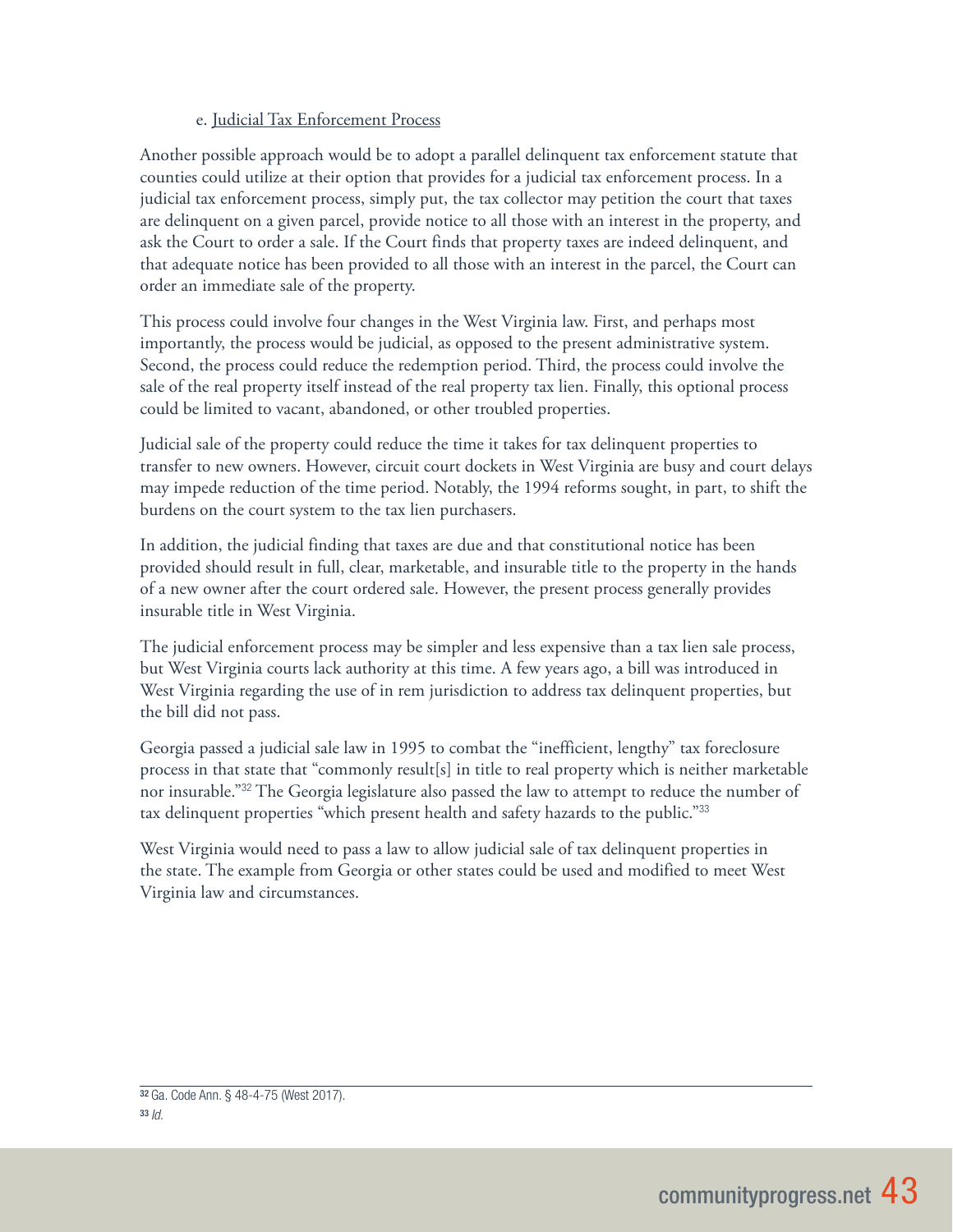e. Judicial Tax Enforcement Process

Another possible approach would be to adopt a parallel delinquent tax enforcement statute that counties could utilize at their option that provides for a judicial tax enforcement process. In a judicial tax enforcement process, simply put, the tax collector may petition the court that taxes are delinquent on a given parcel, provide notice to all those with an interest in the property, and ask the Court to order a sale. If the Court finds that property taxes are indeed delinquent, and that adequate notice has been provided to all those with an interest in the parcel, the Court can order an immediate sale of the property.

This process could involve four changes in the West Virginia law. First, and perhaps most importantly, the process would be judicial, as opposed to the present administrative system. Second, the process could reduce the redemption period. Third, the process could involve the sale of the real property itself instead of the real property tax lien. Finally, this optional process could be limited to vacant, abandoned, or other troubled properties.

Judicial sale of the property could reduce the time it takes for tax delinquent properties to transfer to new owners. However, circuit court dockets in West Virginia are busy and court delays may impede reduction of the time period. Notably, the 1994 reforms sought, in part, to shift the burdens on the court system to the tax lien purchasers.

In addition, the judicial finding that taxes are due and that constitutional notice has been provided should result in full, clear, marketable, and insurable title to the property in the hands of a new owner after the court ordered sale. However, the present process generally provides insurable title in West Virginia.

The judicial enforcement process may be simpler and less expensive than a tax lien sale process, but West Virginia courts lack authority at this time. A few years ago, a bill was introduced in West Virginia regarding the use of in rem jurisdiction to address tax delinquent properties, but the bill did not pass.

Georgia passed a judicial sale law in 1995 to combat the "inefficient, lengthy" tax foreclosure process in that state that "commonly result[s] in title to real property which is neither marketable nor insurable."[32] The Georgia legislature also passed the law to attempt to reduce the number of tax delinquent properties "which present health and safety hazards to the public."[33]

West Virginia would need to pass a law to allow judicial sale of tax delinquent properties in the state. The example from Georgia or other states could be used and modified to meet West Virginia law and circumstances.

---

[32] Ga. Code Ann. § 48-4-75 (West 2017).

[33] *Id.*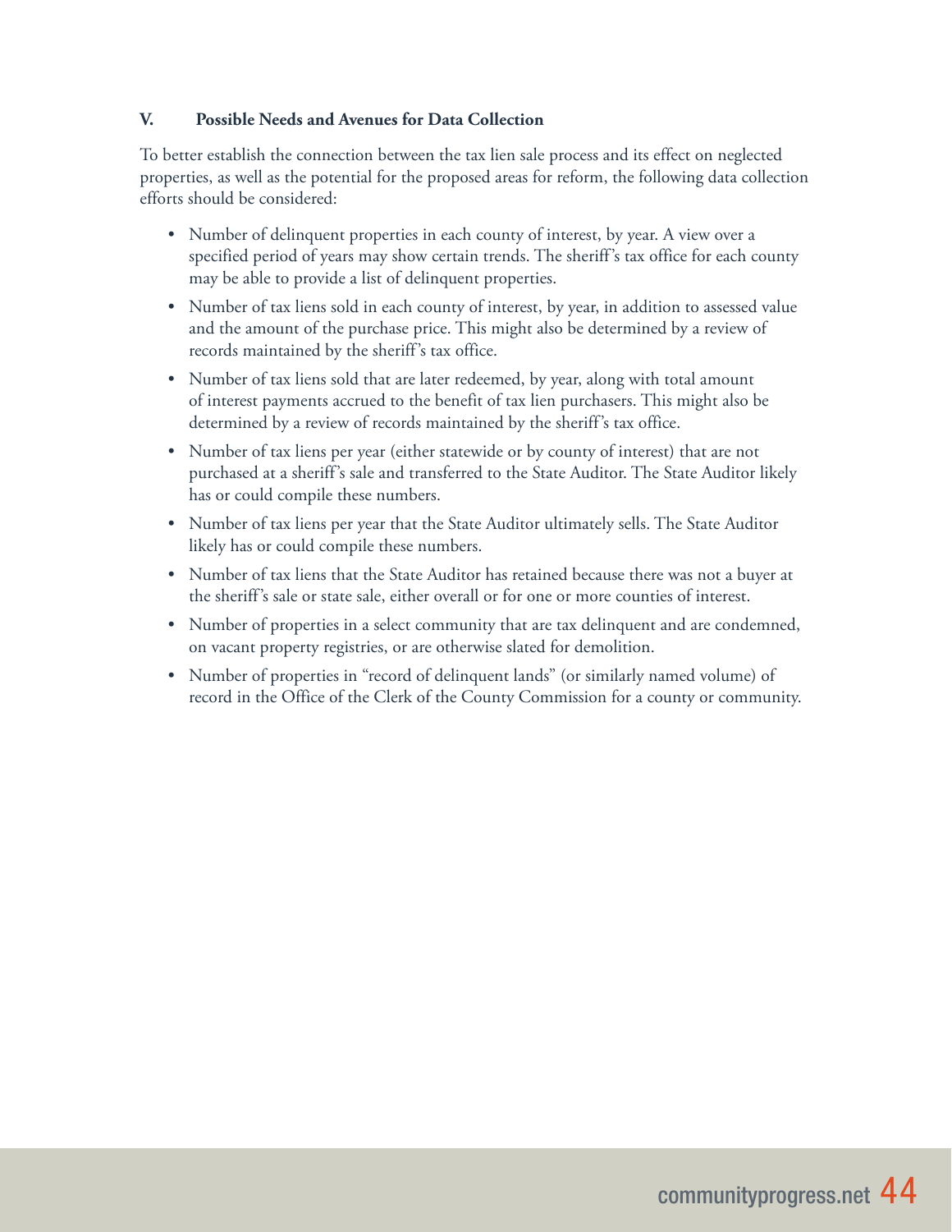## V. Possible Needs and Avenues for Data Collection

To better establish the connection between the tax lien sale process and its effect on neglected properties, as well as the potential for the proposed areas for reform, the following data collection efforts should be considered:

- Number of delinquent properties in each county of interest, by year. A view over a specified period of years may show certain trends. The sheriff's tax office for each county may be able to provide a list of delinquent properties.
- Number of tax liens sold in each county of interest, by year, in addition to assessed value and the amount of the purchase price. This might also be determined by a review of records maintained by the sheriff's tax office.
- Number of tax liens sold that are later redeemed, by year, along with total amount of interest payments accrued to the benefit of tax lien purchasers. This might also be determined by a review of records maintained by the sheriff's tax office.
- Number of tax liens per year (either statewide or by county of interest) that are not purchased at a sheriff's sale and transferred to the State Auditor. The State Auditor likely has or could compile these numbers.
- Number of tax liens per year that the State Auditor ultimately sells. The State Auditor likely has or could compile these numbers.
- Number of tax liens that the State Auditor has retained because there was not a buyer at the sheriff's sale or state sale, either overall or for one or more counties of interest.
- Number of properties in a select community that are tax delinquent and are condemned, on vacant property registries, or are otherwise slated for demolition.
- Number of properties in "record of delinquent lands" (or similarly named volume) of record in the Office of the Clerk of the County Commission for a county or community.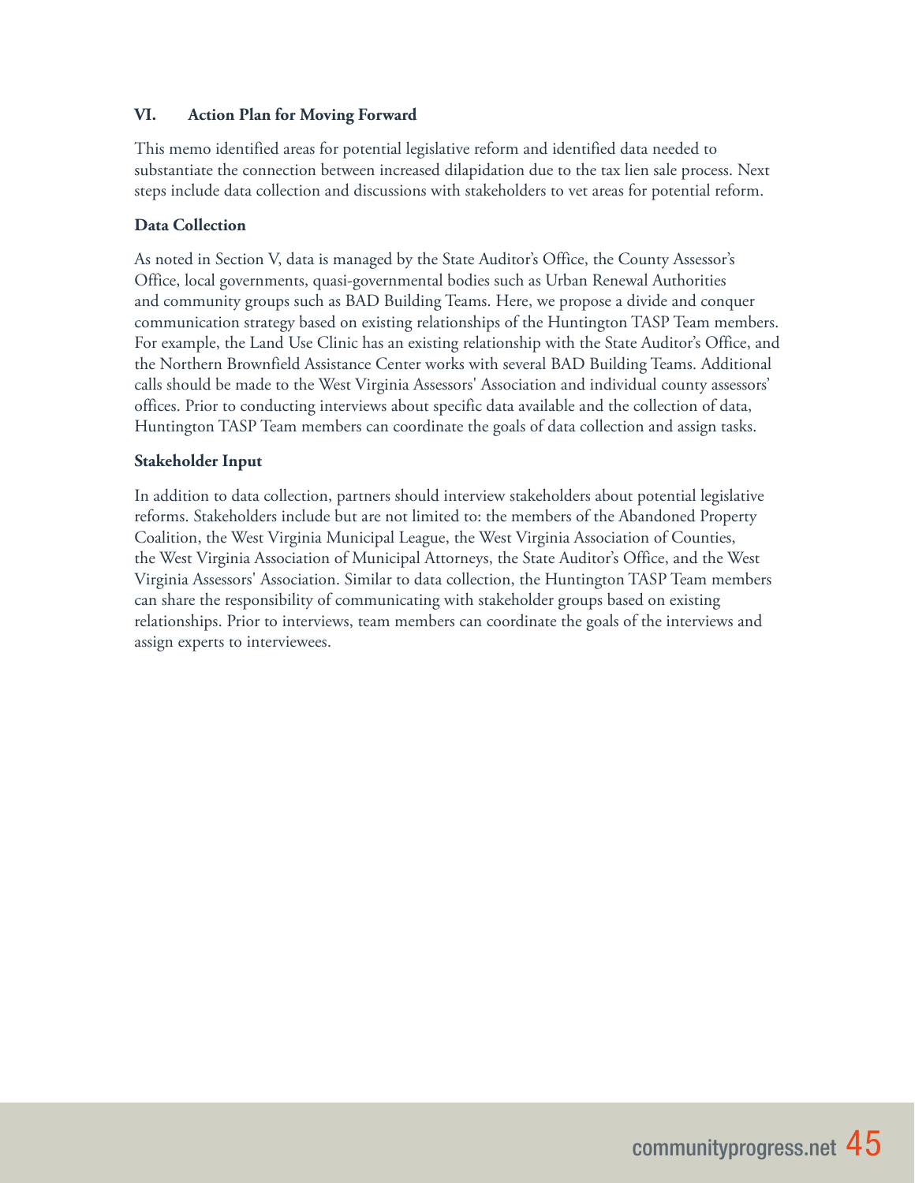## VI. Action Plan for Moving Forward

This memo identified areas for potential legislative reform and identified data needed to substantiate the connection between increased dilapidation due to the tax lien sale process. Next steps include data collection and discussions with stakeholders to vet areas for potential reform.

### Data Collection

As noted in Section V, data is managed by the State Auditor's Office, the County Assessor's Office, local governments, quasi-governmental bodies such as Urban Renewal Authorities and community groups such as BAD Building Teams. Here, we propose a divide and conquer communication strategy based on existing relationships of the Huntington TASP Team members. For example, the Land Use Clinic has an existing relationship with the State Auditor's Office, and the Northern Brownfield Assistance Center works with several BAD Building Teams. Additional calls should be made to the West Virginia Assessors' Association and individual county assessors' offices. Prior to conducting interviews about specific data available and the collection of data, Huntington TASP Team members can coordinate the goals of data collection and assign tasks.

### Stakeholder Input

In addition to data collection, partners should interview stakeholders about potential legislative reforms. Stakeholders include but are not limited to: the members of the Abandoned Property Coalition, the West Virginia Municipal League, the West Virginia Association of Counties, the West Virginia Association of Municipal Attorneys, the State Auditor's Office, and the West Virginia Assessors' Association. Similar to data collection, the Huntington TASP Team members can share the responsibility of communicating with stakeholder groups based on existing relationships. Prior to interviews, team members can coordinate the goals of the interviews and assign experts to interviewees.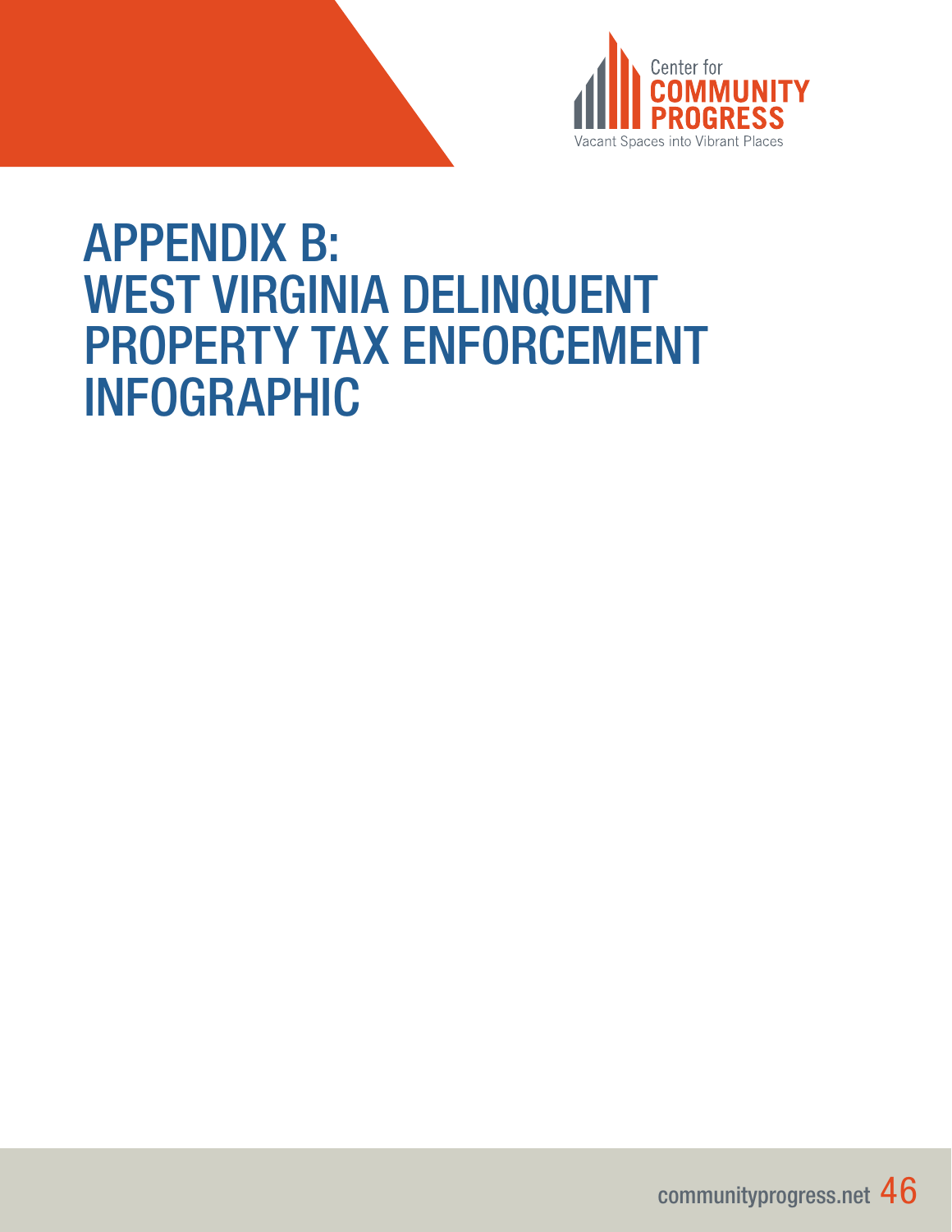# APPENDIX B: WEST VIRGINIA DELINQUENT PROPERTY TAX ENFORCEMENT INFOGRAPHIC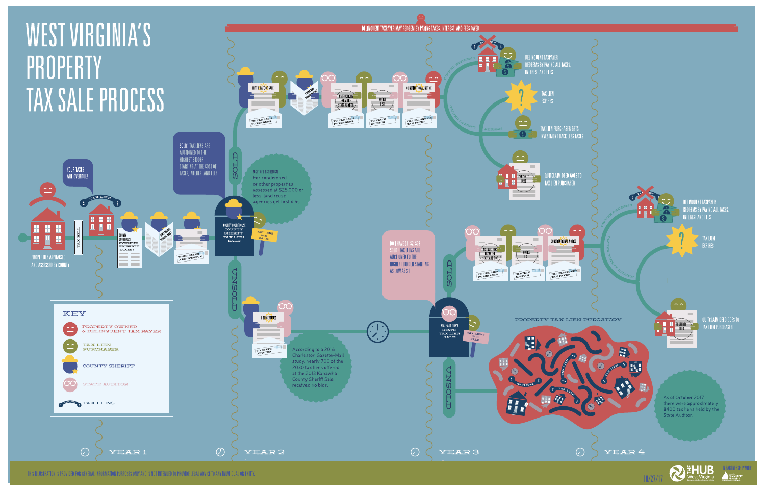# WEST VIRGINIA'S PROPERTY TAX SALE PROCESS

DELINQUENT TAXPAYER MAY REDEEM BY PAYING TAXES, INTEREST AND FEES OWED

## YEAR 1

PROPERTIES APPRAISED AND ASSESSED BY COUNTY

YOUR TAXES ARE OVERDUE!

TAX BILL

TAX LIEN

COUNTY COURTHOUSE OVERDUE PROPERTY TAXES!

YOUR TAXES ARE OVERDUE

## YEAR 2

SOLD! TAX LIENS ARE AUCTIONED TO THE HIGHEST BIDDER STARTING AT THE COST OF TAXES, INTEREST AND FEES.

COUNTY COURTHOUSE COUNTY SHERIFF TAX LIEN SALE

TAX LIENS FOR SALE!

RIGHT OF FIRST REFUSAL: For condemned or other properties assessed at $25,000 or less, land reuse agencies get first dibs.

SOLD

CERTIFICATE OF SALE — TO TAX LIEN PURCHASER

INSTRUCTIONS FROM THE STATE AUDITOR — TO TAX LIEN PURCHASER

NOTICE LIST — TO STATE AUDITOR

CONSTITUTIONAL NOTICE — TO DELINQUENT TAX PAYER

UNSOLD

LIEN CERTIFIED — TO STATE AUDITOR

According to a 2016 Charleston Gazette-Mail study, nearly 700 of the 2030 tax liens offered at the 2013 Kanawha County Sheriff Sale received no bids.

## YEAR 3

OWNER REDEEMS — DELINQUENT TAXPAYER REDEEMS BY PAYING ALL TAXES, INTEREST AND FEES

TAX LIEN EXPIRES

OWNER DOESN'T REDEEM — TAX LIEN PURCHASER GETS INVESTMENT BACK LESS TAXES

PROPERTY DEED — QUITCLAIM DEED GOES TO TAX LIEN PURCHASER

DO I HAVE $1, $2, $3? SOLD! TAX LIENS ARE AUCTIONED TO THE HIGHEST BIDDER STARTING AS LOW AS $1.

STATE AUDITOR'S STATE TAX LIEN SALE

TAX LIENS FOR SALE!

SOLD

INSTRUCTIONS FROM THE STATE AUDITOR — TO TAX LIEN PURCHASER

NOTICE LIST — TO STATE AUDITOR

CONSTITUTIONAL NOTICE — TO DELINQUENT TAX PAYER

UNSOLD

PROPERTY TAX LIEN PURGATORY

## YEAR 4

OWNER REDEEMS — DELINQUENT TAXPAYER REDEEMS BY PAYING ALL TAXES, INTEREST AND FEES

TAX LIEN EXPIRES

OWNER DOESN'T REDEEM

PROPERTY DEED — QUITCLAIM DEED GOES TO TAX LIEN PURCHASER

As of October 2017 there were approximately 8400 tax liens held by the State Auditor.

## KEY

- PROPERTY OWNER & DELINQUENT TAX PAYER
- TAX LIEN PURCHASER
- COUNTY SHERIFF
- STATE AUDITOR
- TAX LIENS

THIS ILLUSTRATION IS PROVIDED FOR GENERAL INFORMATION PURPOSES ONLY AND IS NOT INTENDED TO PROVIDE LEGAL ADVICE TO ANY INDIVIDUAL OR ENTITY.

THE HUB West Virginia — IN PARTNERSHIP WITH: CENTER FOR COMMUNITY PROGRESS

10/27/17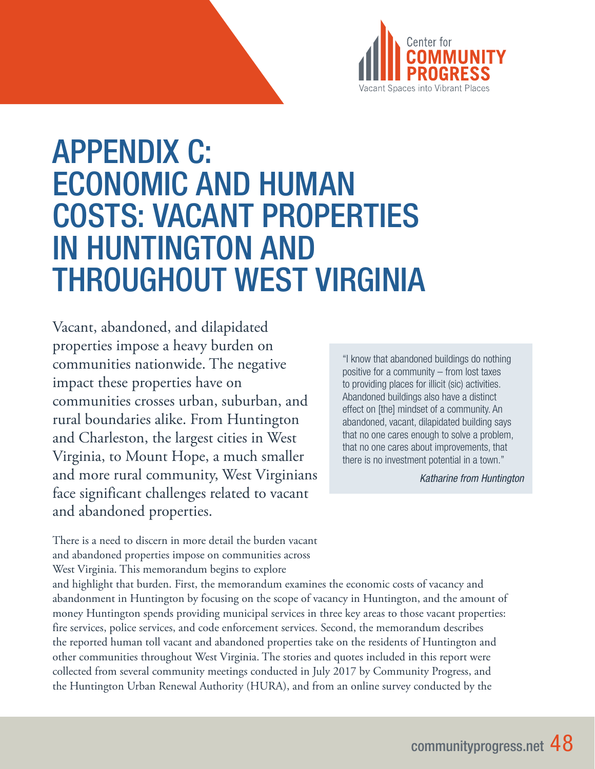# APPENDIX C: ECONOMIC AND HUMAN COSTS: VACANT PROPERTIES IN HUNTINGTON AND THROUGHOUT WEST VIRGINIA

Vacant, abandoned, and dilapidated properties impose a heavy burden on communities nationwide. The negative impact these properties have on communities crosses urban, suburban, and rural boundaries alike. From Huntington and Charleston, the largest cities in West Virginia, to Mount Hope, a much smaller and more rural community, West Virginians face significant challenges related to vacant and abandoned properties.

> "I know that abandoned buildings do nothing positive for a community – from lost taxes to providing places for illicit (sic) activities. Abandoned buildings also have a distinct effect on [the] mindset of a community. An abandoned, vacant, dilapidated building says that no one cares enough to solve a problem, that no one cares about improvements, that there is no investment potential in a town."
>
> *Katharine from Huntington*

There is a need to discern in more detail the burden vacant and abandoned properties impose on communities across West Virginia. This memorandum begins to explore and highlight that burden. First, the memorandum examines the economic costs of vacancy and abandonment in Huntington by focusing on the scope of vacancy in Huntington, and the amount of money Huntington spends providing municipal services in three key areas to those vacant properties: fire services, police services, and code enforcement services. Second, the memorandum describes the reported human toll vacant and abandoned properties take on the residents of Huntington and other communities throughout West Virginia. The stories and quotes included in this report were collected from several community meetings conducted in July 2017 by Community Progress, and the Huntington Urban Renewal Authority (HURA), and from an online survey conducted by the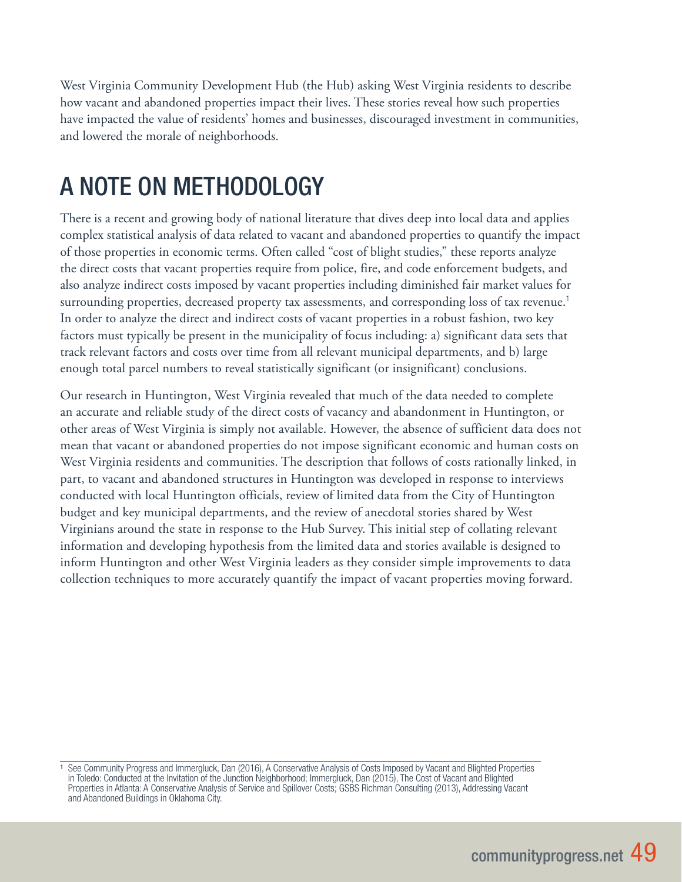West Virginia Community Development Hub (the Hub) asking West Virginia residents to describe how vacant and abandoned properties impact their lives. These stories reveal how such properties have impacted the value of residents' homes and businesses, discouraged investment in communities, and lowered the morale of neighborhoods.

## A NOTE ON METHODOLOGY

There is a recent and growing body of national literature that dives deep into local data and applies complex statistical analysis of data related to vacant and abandoned properties to quantify the impact of those properties in economic terms. Often called "cost of blight studies," these reports analyze the direct costs that vacant properties require from police, fire, and code enforcement budgets, and also analyze indirect costs imposed by vacant properties including diminished fair market values for surrounding properties, decreased property tax assessments, and corresponding loss of tax revenue.[1] In order to analyze the direct and indirect costs of vacant properties in a robust fashion, two key factors must typically be present in the municipality of focus including: a) significant data sets that track relevant factors and costs over time from all relevant municipal departments, and b) large enough total parcel numbers to reveal statistically significant (or insignificant) conclusions.

Our research in Huntington, West Virginia revealed that much of the data needed to complete an accurate and reliable study of the direct costs of vacancy and abandonment in Huntington, or other areas of West Virginia is simply not available. However, the absence of sufficient data does not mean that vacant or abandoned properties do not impose significant economic and human costs on West Virginia residents and communities. The description that follows of costs rationally linked, in part, to vacant and abandoned structures in Huntington was developed in response to interviews conducted with local Huntington officials, review of limited data from the City of Huntington budget and key municipal departments, and the review of anecdotal stories shared by West Virginians around the state in response to the Hub Survey. This initial step of collating relevant information and developing hypothesis from the limited data and stories available is designed to inform Huntington and other West Virginia leaders as they consider simple improvements to data collection techniques to more accurately quantify the impact of vacant properties moving forward.

[1] See Community Progress and Immergluck, Dan (2016), A Conservative Analysis of Costs Imposed by Vacant and Blighted Properties in Toledo: Conducted at the Invitation of the Junction Neighborhood; Immergluck, Dan (2015), The Cost of Vacant and Blighted Properties in Atlanta: A Conservative Analysis of Service and Spillover Costs; GSBS Richman Consulting (2013), Addressing Vacant and Abandoned Buildings in Oklahoma City.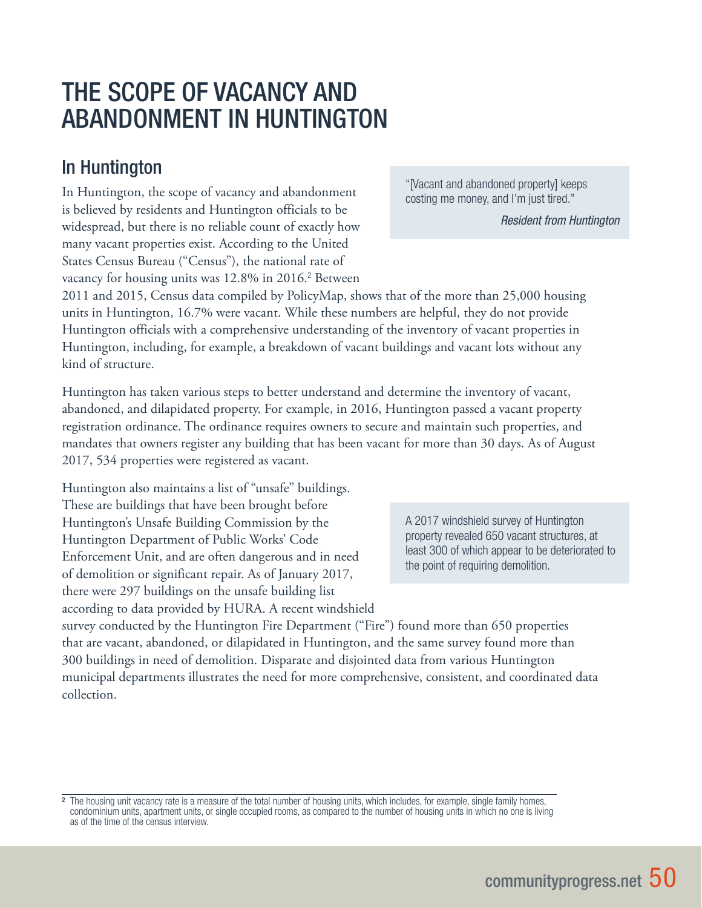# THE SCOPE OF VACANCY AND ABANDONMENT IN HUNTINGTON

## In Huntington

> "[Vacant and abandoned property] keeps costing me money, and I'm just tired."
>
> *Resident from Huntington*

In Huntington, the scope of vacancy and abandonment is believed by residents and Huntington officials to be widespread, but there is no reliable count of exactly how many vacant properties exist. According to the United States Census Bureau ("Census"), the national rate of vacancy for housing units was 12.8% in 2016.[2] Between 2011 and 2015, Census data compiled by PolicyMap, shows that of the more than 25,000 housing units in Huntington, 16.7% were vacant. While these numbers are helpful, they do not provide Huntington officials with a comprehensive understanding of the inventory of vacant properties in Huntington, including, for example, a breakdown of vacant buildings and vacant lots without any kind of structure.

Huntington has taken various steps to better understand and determine the inventory of vacant, abandoned, and dilapidated property. For example, in 2016, Huntington passed a vacant property registration ordinance. The ordinance requires owners to secure and maintain such properties, and mandates that owners register any building that has been vacant for more than 30 days. As of August 2017, 534 properties were registered as vacant.

> A 2017 windshield survey of Huntington property revealed 650 vacant structures, at least 300 of which appear to be deteriorated to the point of requiring demolition.

Huntington also maintains a list of "unsafe" buildings. These are buildings that have been brought before Huntington's Unsafe Building Commission by the Huntington Department of Public Works' Code Enforcement Unit, and are often dangerous and in need of demolition or significant repair. As of January 2017, there were 297 buildings on the unsafe building list according to data provided by HURA. A recent windshield survey conducted by the Huntington Fire Department ("Fire") found more than 650 properties that are vacant, abandoned, or dilapidated in Huntington, and the same survey found more than 300 buildings in need of demolition. Disparate and disjointed data from various Huntington municipal departments illustrates the need for more comprehensive, consistent, and coordinated data collection.

---

[2] The housing unit vacancy rate is a measure of the total number of housing units, which includes, for example, single family homes, condominium units, apartment units, or single occupied rooms, as compared to the number of housing units in which no one is living as of the time of the census interview.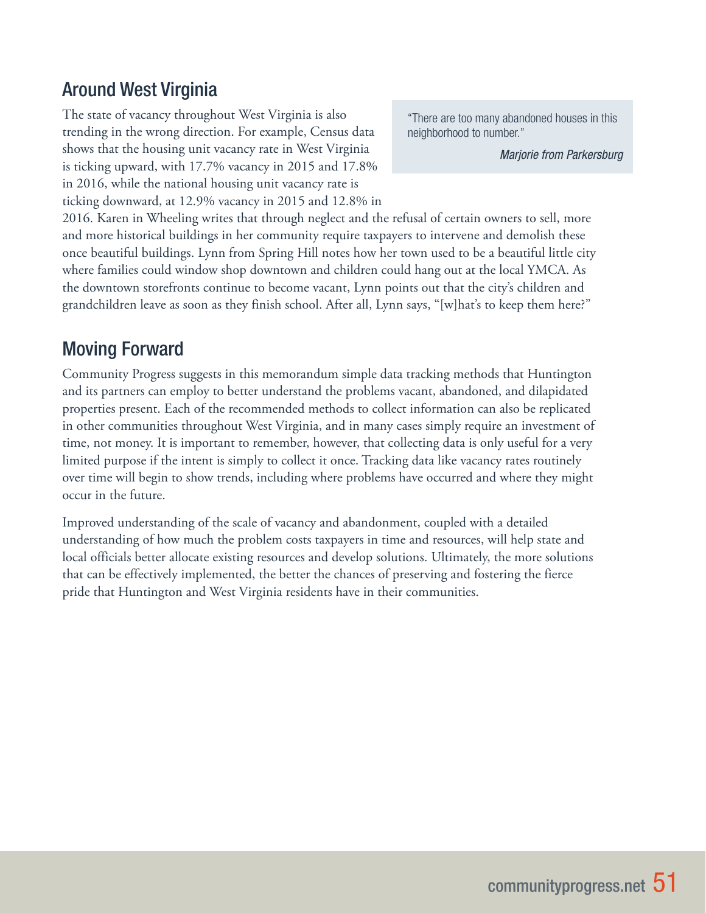## Around West Virginia

The state of vacancy throughout West Virginia is also trending in the wrong direction. For example, Census data shows that the housing unit vacancy rate in West Virginia is ticking upward, with 17.7% vacancy in 2015 and 17.8% in 2016, while the national housing unit vacancy rate is ticking downward, at 12.9% vacancy in 2015 and 12.8% in 2016. Karen in Wheeling writes that through neglect and the refusal of certain owners to sell, more and more historical buildings in her community require taxpayers to intervene and demolish these once beautiful buildings. Lynn from Spring Hill notes how her town used to be a beautiful little city where families could window shop downtown and children could hang out at the local YMCA. As the downtown storefronts continue to become vacant, Lynn points out that the city's children and grandchildren leave as soon as they finish school. After all, Lynn says, "[w]hat's to keep them here?"

> "There are too many abandoned houses in this neighborhood to number."
>
> *Marjorie from Parkersburg*

## Moving Forward

Community Progress suggests in this memorandum simple data tracking methods that Huntington and its partners can employ to better understand the problems vacant, abandoned, and dilapidated properties present. Each of the recommended methods to collect information can also be replicated in other communities throughout West Virginia, and in many cases simply require an investment of time, not money. It is important to remember, however, that collecting data is only useful for a very limited purpose if the intent is simply to collect it once. Tracking data like vacancy rates routinely over time will begin to show trends, including where problems have occurred and where they might occur in the future.

Improved understanding of the scale of vacancy and abandonment, coupled with a detailed understanding of how much the problem costs taxpayers in time and resources, will help state and local officials better allocate existing resources and develop solutions. Ultimately, the more solutions that can be effectively implemented, the better the chances of preserving and fostering the fierce pride that Huntington and West Virginia residents have in their communities.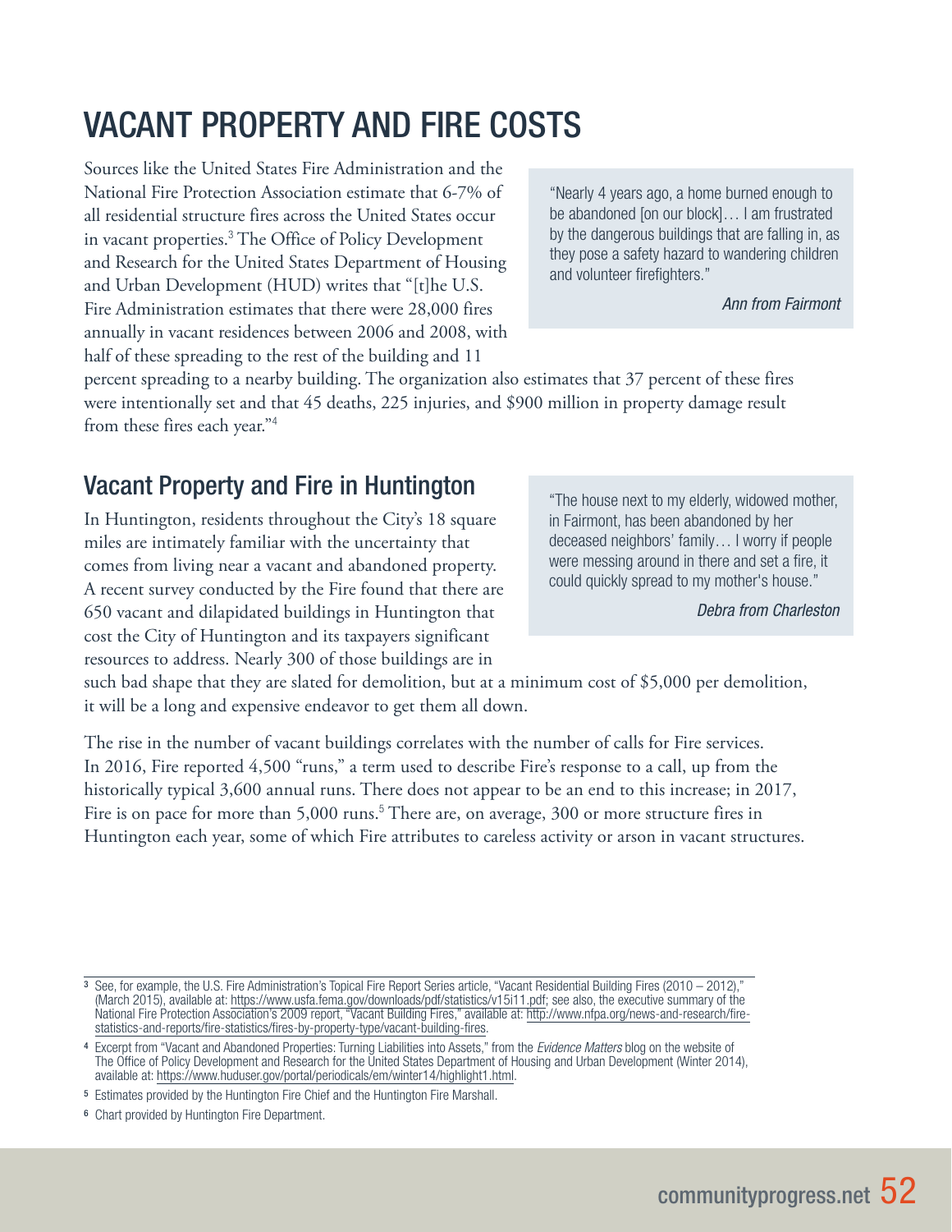# VACANT PROPERTY AND FIRE COSTS

Sources like the United States Fire Administration and the National Fire Protection Association estimate that 6-7% of all residential structure fires across the United States occur in vacant properties.[3] The Office of Policy Development and Research for the United States Department of Housing and Urban Development (HUD) writes that "[t]he U.S. Fire Administration estimates that there were 28,000 fires annually in vacant residences between 2006 and 2008, with half of these spreading to the rest of the building and 11 percent spreading to a nearby building. The organization also estimates that 37 percent of these fires were intentionally set and that 45 deaths, 225 injuries, and $900 million in property damage result from these fires each year."[4]

> "Nearly 4 years ago, a home burned enough to be abandoned [on our block]… I am frustrated by the dangerous buildings that are falling in, as they pose a safety hazard to wandering children and volunteer firefighters."
>
> *Ann from Fairmont*

## Vacant Property and Fire in Huntington

In Huntington, residents throughout the City's 18 square miles are intimately familiar with the uncertainty that comes from living near a vacant and abandoned property. A recent survey conducted by the Fire found that there are 650 vacant and dilapidated buildings in Huntington that cost the City of Huntington and its taxpayers significant resources to address. Nearly 300 of those buildings are in such bad shape that they are slated for demolition, but at a minimum cost of $5,000 per demolition, it will be a long and expensive endeavor to get them all down.

> "The house next to my elderly, widowed mother, in Fairmont, has been abandoned by her deceased neighbors' family… I worry if people were messing around in there and set a fire, it could quickly spread to my mother's house."
>
> *Debra from Charleston*

The rise in the number of vacant buildings correlates with the number of calls for Fire services. In 2016, Fire reported 4,500 "runs," a term used to describe Fire's response to a call, up from the historically typical 3,600 annual runs. There does not appear to be an end to this increase; in 2017, Fire is on pace for more than 5,000 runs.[5] There are, on average, 300 or more structure fires in Huntington each year, some of which Fire attributes to careless activity or arson in vacant structures.

---

[3] See, for example, the U.S. Fire Administration's Topical Fire Report Series article, "Vacant Residential Building Fires (2010 – 2012)," (March 2015), available at: https://www.usfa.fema.gov/downloads/pdf/statistics/v15i11.pdf; see also, the executive summary of the National Fire Protection Association's 2009 report, "Vacant Building Fires," available at: http://www.nfpa.org/news-and-research/fire-statistics-and-reports/fire-statistics/fires-by-property-type/vacant-building-fires.

[4] Excerpt from "Vacant and Abandoned Properties: Turning Liabilities into Assets," from the *Evidence Matters* blog on the website of The Office of Policy Development and Research for the United States Department of Housing and Urban Development (Winter 2014), available at: https://www.huduser.gov/portal/periodicals/em/winter14/highlight1.html.

[5] Estimates provided by the Huntington Fire Chief and the Huntington Fire Marshall.

[6] Chart provided by Huntington Fire Department.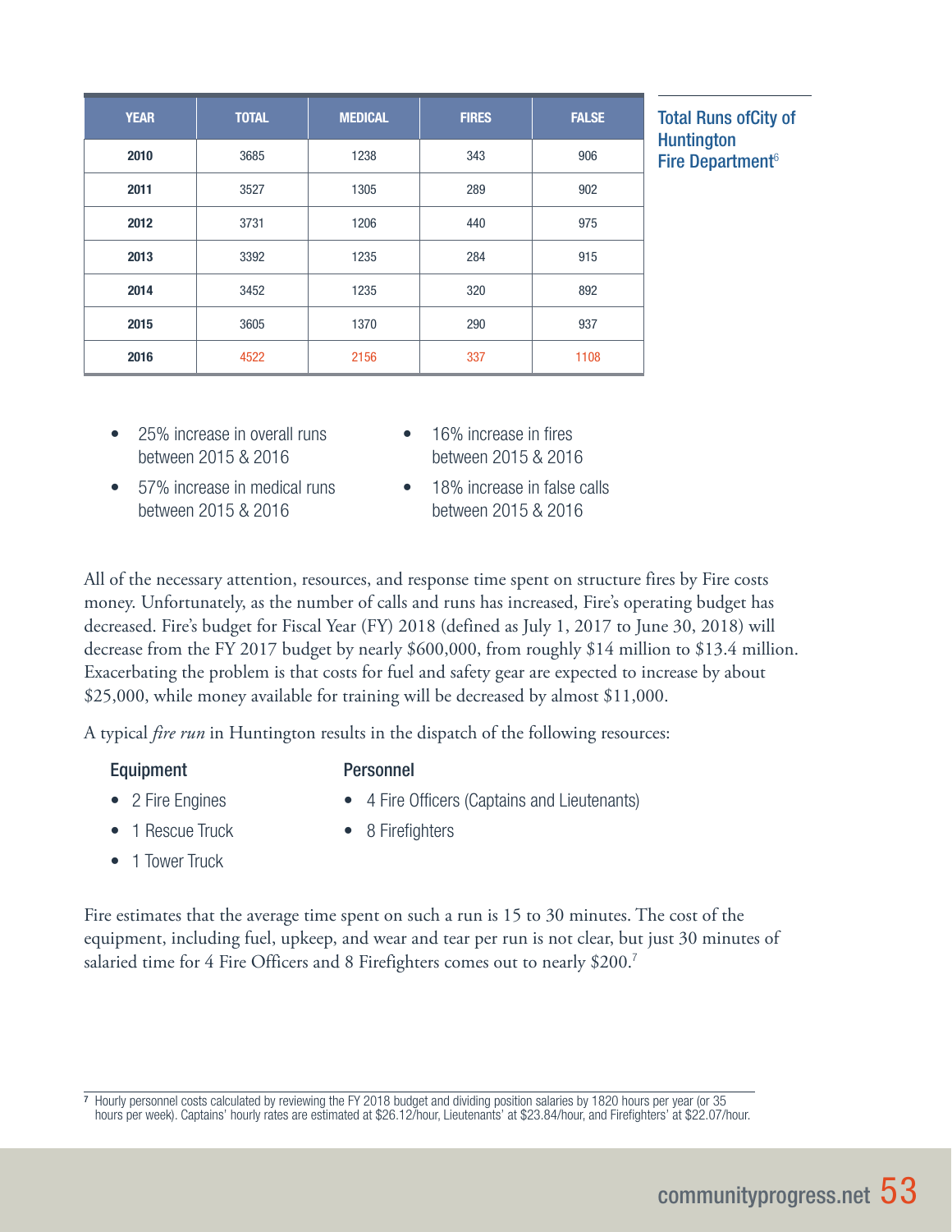Total Runs ofCity of Huntington Fire Department[6]

| YEAR | TOTAL | MEDICAL | FIRES | FALSE |
|---|---|---|---|---|
| **2010** | 3685 | 1238 | 343 | 906 |
| **2011** | 3527 | 1305 | 289 | 902 |
| **2012** | 3731 | 1206 | 440 | 975 |
| **2013** | 3392 | 1235 | 284 | 915 |
| **2014** | 3452 | 1235 | 320 | 892 |
| **2015** | 3605 | 1370 | 290 | 937 |
| **2016** | 4522 | 2156 | 337 | 1108 |

- 25% increase in overall runs between 2015 & 2016
- 57% increase in medical runs between 2015 & 2016
- 16% increase in fires between 2015 & 2016
- 18% increase in false calls between 2015 & 2016

All of the necessary attention, resources, and response time spent on structure fires by Fire costs money. Unfortunately, as the number of calls and runs has increased, Fire's operating budget has decreased. Fire's budget for Fiscal Year (FY) 2018 (defined as July 1, 2017 to June 30, 2018) will decrease from the FY 2017 budget by nearly $600,000, from roughly $14 million to $13.4 million. Exacerbating the problem is that costs for fuel and safety gear are expected to increase by about $25,000, while money available for training will be decreased by almost $11,000.

A typical *fire run* in Huntington results in the dispatch of the following resources:

**Equipment**

- 2 Fire Engines
- 1 Rescue Truck
- 1 Tower Truck

**Personnel**

- 4 Fire Officers (Captains and Lieutenants)
- 8 Firefighters

Fire estimates that the average time spent on such a run is 15 to 30 minutes. The cost of the equipment, including fuel, upkeep, and wear and tear per run is not clear, but just 30 minutes of salaried time for 4 Fire Officers and 8 Firefighters comes out to nearly $200.[7]

[7] Hourly personnel costs calculated by reviewing the FY 2018 budget and dividing position salaries by 1820 hours per year (or 35 hours per week). Captains' hourly rates are estimated at $26.12/hour, Lieutenants' at $23.84/hour, and Firefighters' at $22.07/hour.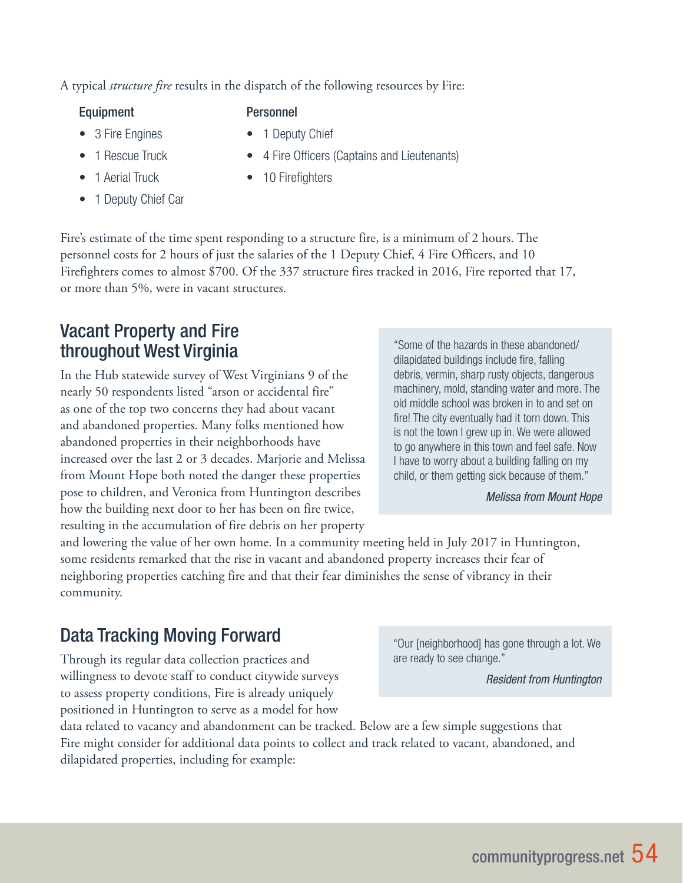A typical *structure fire* results in the dispatch of the following resources by Fire:

**Equipment**

- 3 Fire Engines
- 1 Rescue Truck
- 1 Aerial Truck
- 1 Deputy Chief Car

**Personnel**

- 1 Deputy Chief
- 4 Fire Officers (Captains and Lieutenants)
- 10 Firefighters

Fire's estimate of the time spent responding to a structure fire, is a minimum of 2 hours. The personnel costs for 2 hours of just the salaries of the 1 Deputy Chief, 4 Fire Officers, and 10 Firefighters comes to almost $700. Of the 337 structure fires tracked in 2016, Fire reported that 17, or more than 5%, were in vacant structures.

## Vacant Property and Fire throughout West Virginia

In the Hub statewide survey of West Virginians 9 of the nearly 50 respondents listed "arson or accidental fire" as one of the top two concerns they had about vacant and abandoned properties. Many folks mentioned how abandoned properties in their neighborhoods have increased over the last 2 or 3 decades. Marjorie and Melissa from Mount Hope both noted the danger these properties pose to children, and Veronica from Huntington describes how the building next door to her has been on fire twice, resulting in the accumulation of fire debris on her property and lowering the value of her own home. In a community meeting held in July 2017 in Huntington, some residents remarked that the rise in vacant and abandoned property increases their fear of neighboring properties catching fire and that their fear diminishes the sense of vibrancy in their community.

> "Some of the hazards in these abandoned/dilapidated buildings include fire, falling debris, vermin, sharp rusty objects, dangerous machinery, mold, standing water and more. The old middle school was broken in to and set on fire! The city eventually had it torn down. This is not the town I grew up in. We were allowed to go anywhere in this town and feel safe. Now I have to worry about a building falling on my child, or them getting sick because of them."
>
> *Melissa from Mount Hope*

## Data Tracking Moving Forward

Through its regular data collection practices and willingness to devote staff to conduct citywide surveys to assess property conditions, Fire is already uniquely positioned in Huntington to serve as a model for how data related to vacancy and abandonment can be tracked. Below are a few simple suggestions that Fire might consider for additional data points to collect and track related to vacant, abandoned, and dilapidated properties, including for example:

> "Our [neighborhood] has gone through a lot. We are ready to see change."
>
> *Resident from Huntington*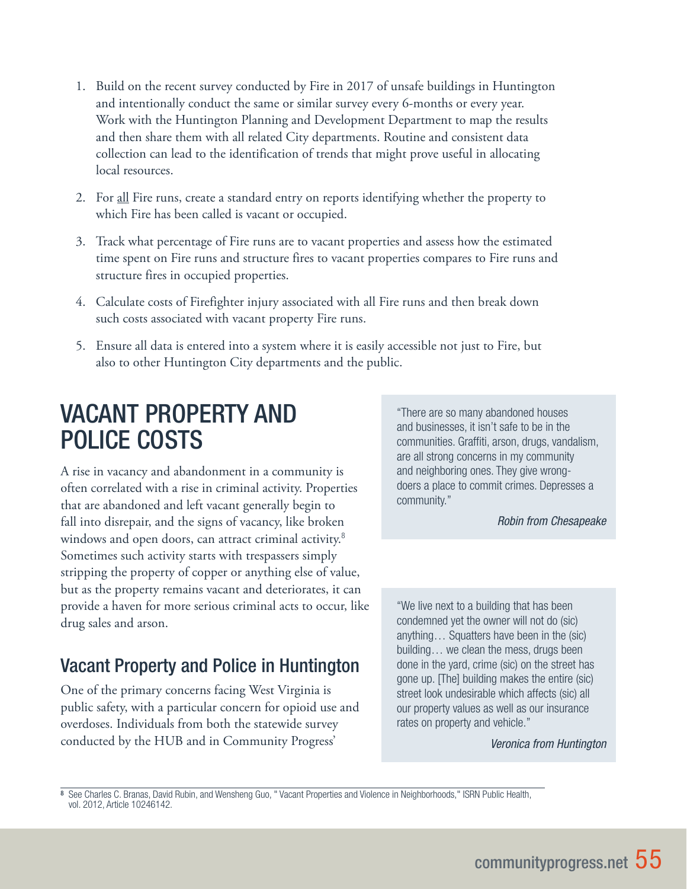1. Build on the recent survey conducted by Fire in 2017 of unsafe buildings in Huntington and intentionally conduct the same or similar survey every 6-months or every year. Work with the Huntington Planning and Development Department to map the results and then share them with all related City departments. Routine and consistent data collection can lead to the identification of trends that might prove useful in allocating local resources.

2. For all Fire runs, create a standard entry on reports identifying whether the property to which Fire has been called is vacant or occupied.

3. Track what percentage of Fire runs are to vacant properties and assess how the estimated time spent on Fire runs and structure fires to vacant properties compares to Fire runs and structure fires in occupied properties.

4. Calculate costs of Firefighter injury associated with all Fire runs and then break down such costs associated with vacant property Fire runs.

5. Ensure all data is entered into a system where it is easily accessible not just to Fire, but also to other Huntington City departments and the public.

# VACANT PROPERTY AND POLICE COSTS

A rise in vacancy and abandonment in a community is often correlated with a rise in criminal activity. Properties that are abandoned and left vacant generally begin to fall into disrepair, and the signs of vacancy, like broken windows and open doors, can attract criminal activity.[8] Sometimes such activity starts with trespassers simply stripping the property of copper or anything else of value, but as the property remains vacant and deteriorates, it can provide a haven for more serious criminal acts to occur, like drug sales and arson.

## Vacant Property and Police in Huntington

One of the primary concerns facing West Virginia is public safety, with a particular concern for opioid use and overdoses. Individuals from both the statewide survey conducted by the HUB and in Community Progress'

> "There are so many abandoned houses and businesses, it isn't safe to be in the communities. Graffiti, arson, drugs, vandalism, are all strong concerns in my community and neighboring ones. They give wrong-doers a place to commit crimes. Depresses a community."
>
> *Robin from Chesapeake*

> "We live next to a building that has been condemned yet the owner will not do (sic) anything… Squatters have been in the (sic) building… we clean the mess, drugs been done in the yard, crime (sic) on the street has gone up. [The] building makes the entire (sic) street look undesirable which affects (sic) all our property values as well as our insurance rates on property and vehicle."
>
> *Veronica from Huntington*

---

[8] See Charles C. Branas, David Rubin, and Wensheng Guo, " Vacant Properties and Violence in Neighborhoods," ISRN Public Health, vol. 2012, Article 10246142.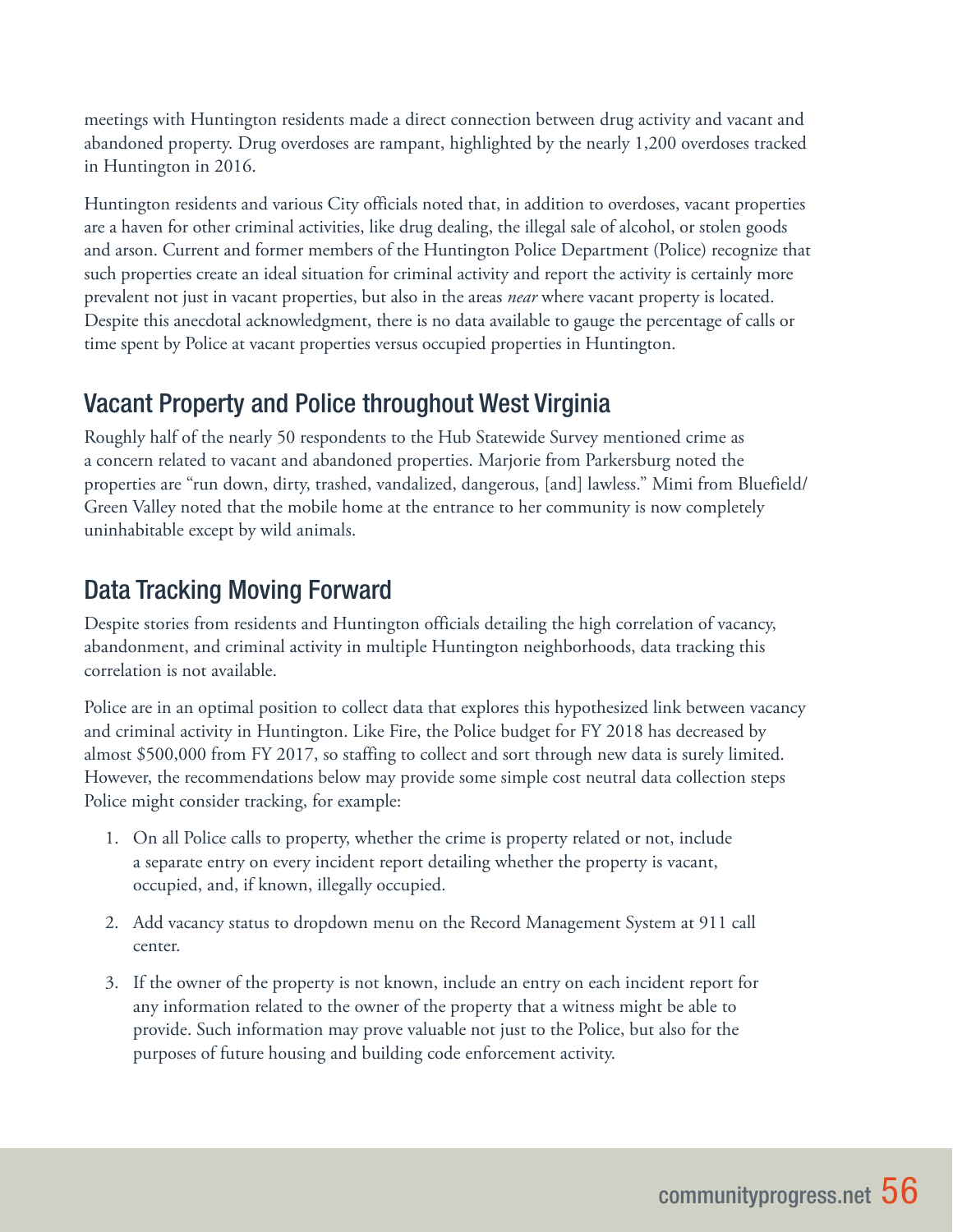meetings with Huntington residents made a direct connection between drug activity and vacant and abandoned property. Drug overdoses are rampant, highlighted by the nearly 1,200 overdoses tracked in Huntington in 2016.

Huntington residents and various City officials noted that, in addition to overdoses, vacant properties are a haven for other criminal activities, like drug dealing, the illegal sale of alcohol, or stolen goods and arson. Current and former members of the Huntington Police Department (Police) recognize that such properties create an ideal situation for criminal activity and report the activity is certainly more prevalent not just in vacant properties, but also in the areas *near* where vacant property is located. Despite this anecdotal acknowledgment, there is no data available to gauge the percentage of calls or time spent by Police at vacant properties versus occupied properties in Huntington.

## Vacant Property and Police throughout West Virginia

Roughly half of the nearly 50 respondents to the Hub Statewide Survey mentioned crime as a concern related to vacant and abandoned properties. Marjorie from Parkersburg noted the properties are "run down, dirty, trashed, vandalized, dangerous, [and] lawless." Mimi from Bluefield/Green Valley noted that the mobile home at the entrance to her community is now completely uninhabitable except by wild animals.

## Data Tracking Moving Forward

Despite stories from residents and Huntington officials detailing the high correlation of vacancy, abandonment, and criminal activity in multiple Huntington neighborhoods, data tracking this correlation is not available.

Police are in an optimal position to collect data that explores this hypothesized link between vacancy and criminal activity in Huntington. Like Fire, the Police budget for FY 2018 has decreased by almost $500,000 from FY 2017, so staffing to collect and sort through new data is surely limited. However, the recommendations below may provide some simple cost neutral data collection steps Police might consider tracking, for example:

1. On all Police calls to property, whether the crime is property related or not, include a separate entry on every incident report detailing whether the property is vacant, occupied, and, if known, illegally occupied.
2. Add vacancy status to dropdown menu on the Record Management System at 911 call center.
3. If the owner of the property is not known, include an entry on each incident report for any information related to the owner of the property that a witness might be able to provide. Such information may prove valuable not just to the Police, but also for the purposes of future housing and building code enforcement activity.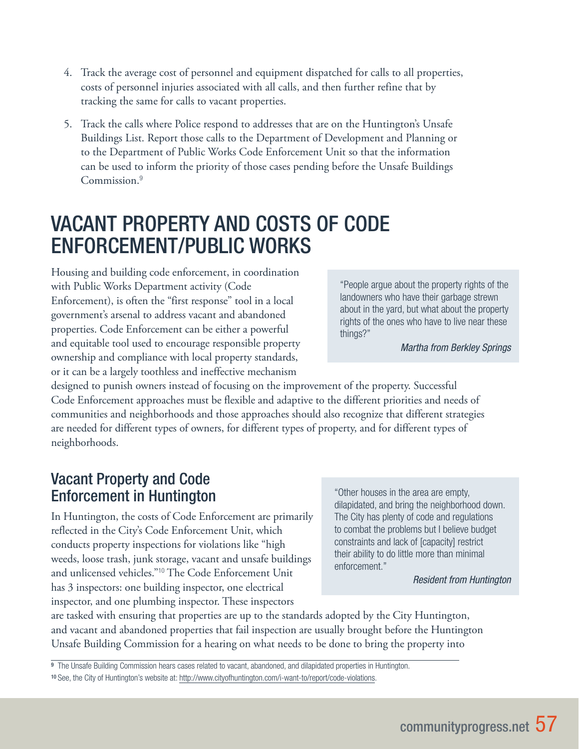4. Track the average cost of personnel and equipment dispatched for calls to all properties, costs of personnel injuries associated with all calls, and then further refine that by tracking the same for calls to vacant properties.

5. Track the calls where Police respond to addresses that are on the Huntington's Unsafe Buildings List. Report those calls to the Department of Development and Planning or to the Department of Public Works Code Enforcement Unit so that the information can be used to inform the priority of those cases pending before the Unsafe Buildings Commission.[9]

# VACANT PROPERTY AND COSTS OF CODE ENFORCEMENT/PUBLIC WORKS

Housing and building code enforcement, in coordination with Public Works Department activity (Code Enforcement), is often the "first response" tool in a local government's arsenal to address vacant and abandoned properties. Code Enforcement can be either a powerful and equitable tool used to encourage responsible property ownership and compliance with local property standards, or it can be a largely toothless and ineffective mechanism designed to punish owners instead of focusing on the improvement of the property. Successful Code Enforcement approaches must be flexible and adaptive to the different priorities and needs of communities and neighborhoods and those approaches should also recognize that different strategies are needed for different types of owners, for different types of property, and for different types of neighborhoods.

> "People argue about the property rights of the landowners who have their garbage strewn about in the yard, but what about the property rights of the ones who have to live near these things?"
>
> *Martha from Berkley Springs*

## Vacant Property and Code Enforcement in Huntington

In Huntington, the costs of Code Enforcement are primarily reflected in the City's Code Enforcement Unit, which conducts property inspections for violations like "high weeds, loose trash, junk storage, vacant and unsafe buildings and unlicensed vehicles."[10] The Code Enforcement Unit has 3 inspectors: one building inspector, one electrical inspector, and one plumbing inspector. These inspectors are tasked with ensuring that properties are up to the standards adopted by the City Huntington, and vacant and abandoned properties that fail inspection are usually brought before the Huntington Unsafe Building Commission for a hearing on what needs to be done to bring the property into

> "Other houses in the area are empty, dilapidated, and bring the neighborhood down. The City has plenty of code and regulations to combat the problems but I believe budget constraints and lack of [capacity] restrict their ability to do little more than minimal enforcement."
>
> *Resident from Huntington*

---

[9] The Unsafe Building Commission hears cases related to vacant, abandoned, and dilapidated properties in Huntington.

[10] See, the City of Huntington's website at: http://www.cityofhuntington.com/i-want-to/report/code-violations.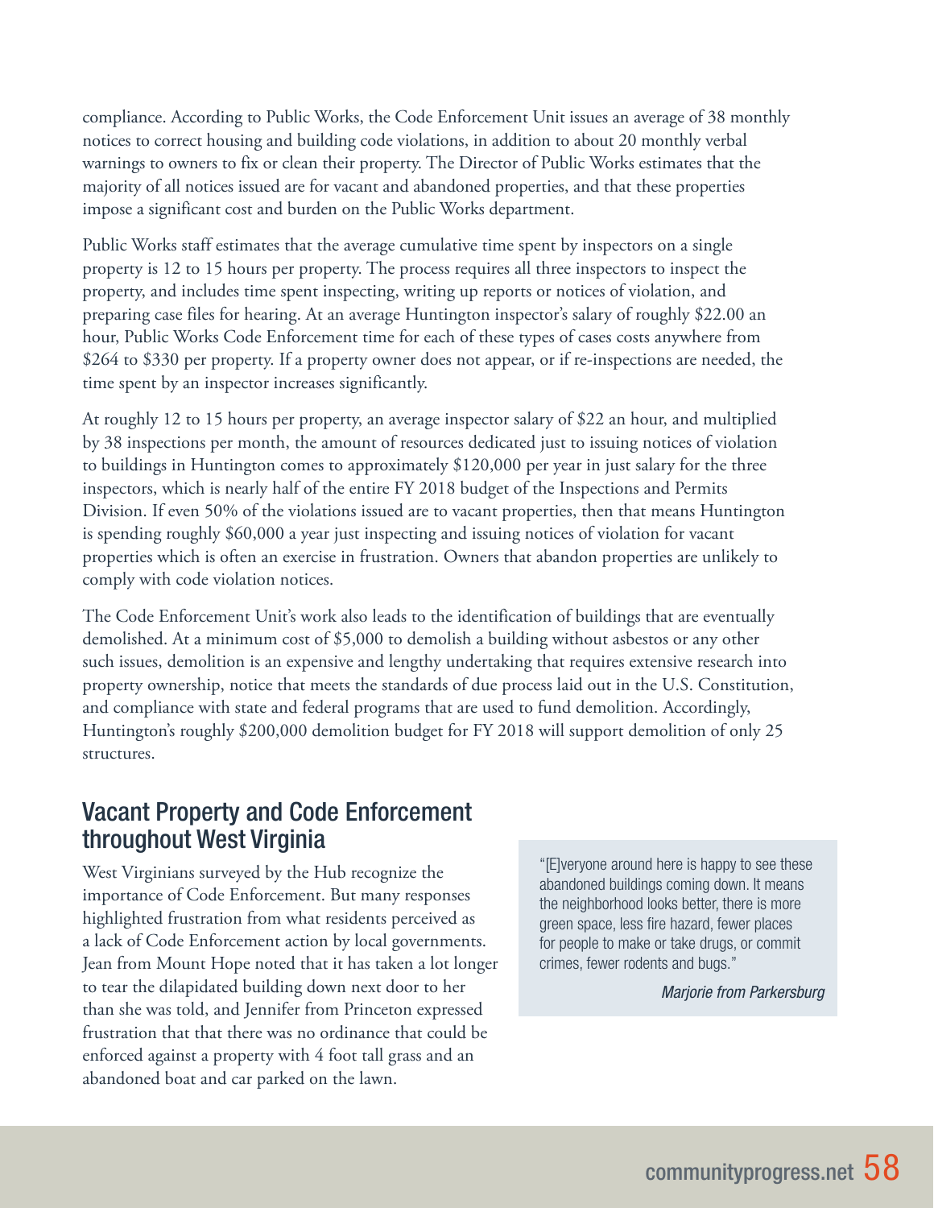compliance. According to Public Works, the Code Enforcement Unit issues an average of 38 monthly notices to correct housing and building code violations, in addition to about 20 monthly verbal warnings to owners to fix or clean their property. The Director of Public Works estimates that the majority of all notices issued are for vacant and abandoned properties, and that these properties impose a significant cost and burden on the Public Works department.

Public Works staff estimates that the average cumulative time spent by inspectors on a single property is 12 to 15 hours per property. The process requires all three inspectors to inspect the property, and includes time spent inspecting, writing up reports or notices of violation, and preparing case files for hearing. At an average Huntington inspector's salary of roughly $22.00 an hour, Public Works Code Enforcement time for each of these types of cases costs anywhere from $264 to $330 per property. If a property owner does not appear, or if re-inspections are needed, the time spent by an inspector increases significantly.

At roughly 12 to 15 hours per property, an average inspector salary of $22 an hour, and multiplied by 38 inspections per month, the amount of resources dedicated just to issuing notices of violation to buildings in Huntington comes to approximately $120,000 per year in just salary for the three inspectors, which is nearly half of the entire FY 2018 budget of the Inspections and Permits Division. If even 50% of the violations issued are to vacant properties, then that means Huntington is spending roughly $60,000 a year just inspecting and issuing notices of violation for vacant properties which is often an exercise in frustration. Owners that abandon properties are unlikely to comply with code violation notices.

The Code Enforcement Unit's work also leads to the identification of buildings that are eventually demolished. At a minimum cost of $5,000 to demolish a building without asbestos or any other such issues, demolition is an expensive and lengthy undertaking that requires extensive research into property ownership, notice that meets the standards of due process laid out in the U.S. Constitution, and compliance with state and federal programs that are used to fund demolition. Accordingly, Huntington's roughly $200,000 demolition budget for FY 2018 will support demolition of only 25 structures.

## Vacant Property and Code Enforcement throughout West Virginia

West Virginians surveyed by the Hub recognize the importance of Code Enforcement. But many responses highlighted frustration from what residents perceived as a lack of Code Enforcement action by local governments. Jean from Mount Hope noted that it has taken a lot longer to tear the dilapidated building down next door to her than she was told, and Jennifer from Princeton expressed frustration that that there was no ordinance that could be enforced against a property with 4 foot tall grass and an abandoned boat and car parked on the lawn.

> "[E]veryone around here is happy to see these abandoned buildings coming down. It means the neighborhood looks better, there is more green space, less fire hazard, fewer places for people to make or take drugs, or commit crimes, fewer rodents and bugs."
>
> *Marjorie from Parkersburg*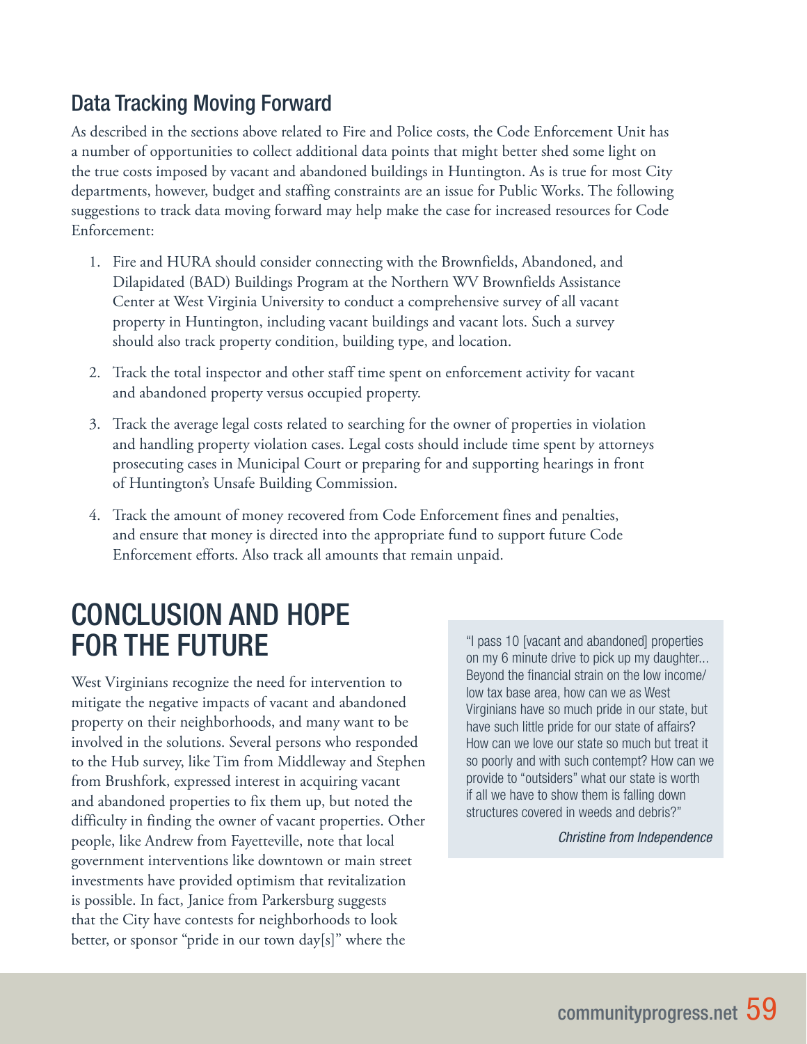## Data Tracking Moving Forward

As described in the sections above related to Fire and Police costs, the Code Enforcement Unit has a number of opportunities to collect additional data points that might better shed some light on the true costs imposed by vacant and abandoned buildings in Huntington. As is true for most City departments, however, budget and staffing constraints are an issue for Public Works. The following suggestions to track data moving forward may help make the case for increased resources for Code Enforcement:

1. Fire and HURA should consider connecting with the Brownfields, Abandoned, and Dilapidated (BAD) Buildings Program at the Northern WV Brownfields Assistance Center at West Virginia University to conduct a comprehensive survey of all vacant property in Huntington, including vacant buildings and vacant lots. Such a survey should also track property condition, building type, and location.
2. Track the total inspector and other staff time spent on enforcement activity for vacant and abandoned property versus occupied property.
3. Track the average legal costs related to searching for the owner of properties in violation and handling property violation cases. Legal costs should include time spent by attorneys prosecuting cases in Municipal Court or preparing for and supporting hearings in front of Huntington's Unsafe Building Commission.
4. Track the amount of money recovered from Code Enforcement fines and penalties, and ensure that money is directed into the appropriate fund to support future Code Enforcement efforts. Also track all amounts that remain unpaid.

# CONCLUSION AND HOPE FOR THE FUTURE

West Virginians recognize the need for intervention to mitigate the negative impacts of vacant and abandoned property on their neighborhoods, and many want to be involved in the solutions. Several persons who responded to the Hub survey, like Tim from Middleway and Stephen from Brushfork, expressed interest in acquiring vacant and abandoned properties to fix them up, but noted the difficulty in finding the owner of vacant properties. Other people, like Andrew from Fayetteville, note that local government interventions like downtown or main street investments have provided optimism that revitalization is possible. In fact, Janice from Parkersburg suggests that the City have contests for neighborhoods to look better, or sponsor "pride in our town day[s]" where the

> "I pass 10 [vacant and abandoned] properties on my 6 minute drive to pick up my daughter... Beyond the financial strain on the low income/ low tax base area, how can we as West Virginians have so much pride in our state, but have such little pride for our state of affairs? How can we love our state so much but treat it so poorly and with such contempt? How can we provide to "outsiders" what our state is worth if all we have to show them is falling down structures covered in weeds and debris?"
>
> *Christine from Independence*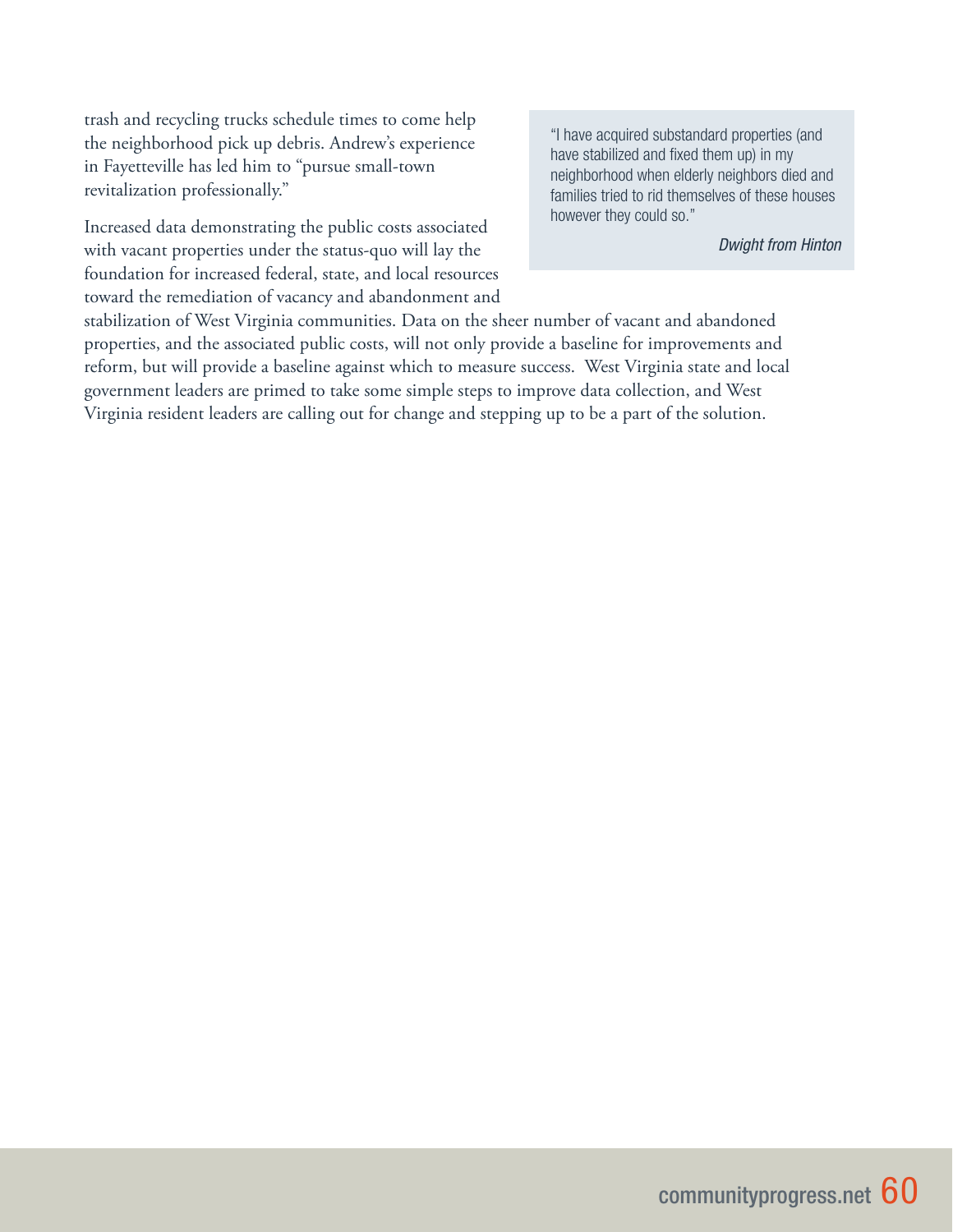trash and recycling trucks schedule times to come help the neighborhood pick up debris. Andrew's experience in Fayetteville has led him to "pursue small-town revitalization professionally."

> "I have acquired substandard properties (and have stabilized and fixed them up) in my neighborhood when elderly neighbors died and families tried to rid themselves of these houses however they could so."
>
> *Dwight from Hinton*

Increased data demonstrating the public costs associated with vacant properties under the status-quo will lay the foundation for increased federal, state, and local resources toward the remediation of vacancy and abandonment and stabilization of West Virginia communities. Data on the sheer number of vacant and abandoned properties, and the associated public costs, will not only provide a baseline for improvements and reform, but will provide a baseline against which to measure success. West Virginia state and local government leaders are primed to take some simple steps to improve data collection, and West Virginia resident leaders are calling out for change and stepping up to be a part of the solution.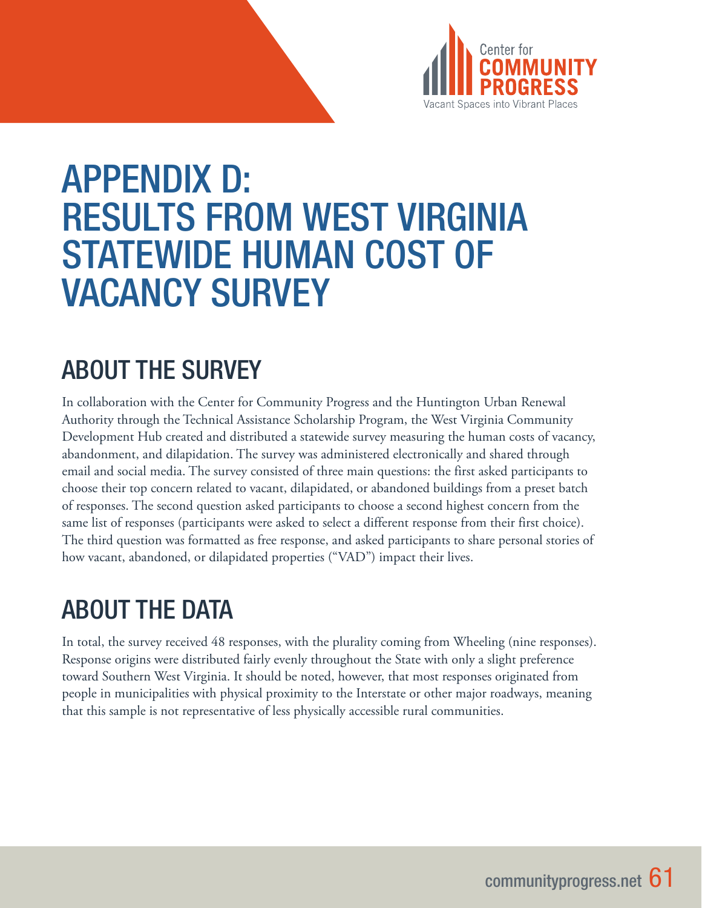# APPENDIX D: RESULTS FROM WEST VIRGINIA STATEWIDE HUMAN COST OF VACANCY SURVEY

## ABOUT THE SURVEY

In collaboration with the Center for Community Progress and the Huntington Urban Renewal Authority through the Technical Assistance Scholarship Program, the West Virginia Community Development Hub created and distributed a statewide survey measuring the human costs of vacancy, abandonment, and dilapidation. The survey was administered electronically and shared through email and social media. The survey consisted of three main questions: the first asked participants to choose their top concern related to vacant, dilapidated, or abandoned buildings from a preset batch of responses. The second question asked participants to choose a second highest concern from the same list of responses (participants were asked to select a different response from their first choice). The third question was formatted as free response, and asked participants to share personal stories of how vacant, abandoned, or dilapidated properties ("VAD") impact their lives.

## ABOUT THE DATA

In total, the survey received 48 responses, with the plurality coming from Wheeling (nine responses). Response origins were distributed fairly evenly throughout the State with only a slight preference toward Southern West Virginia. It should be noted, however, that most responses originated from people in municipalities with physical proximity to the Interstate or other major roadways, meaning that this sample is not representative of less physically accessible rural communities.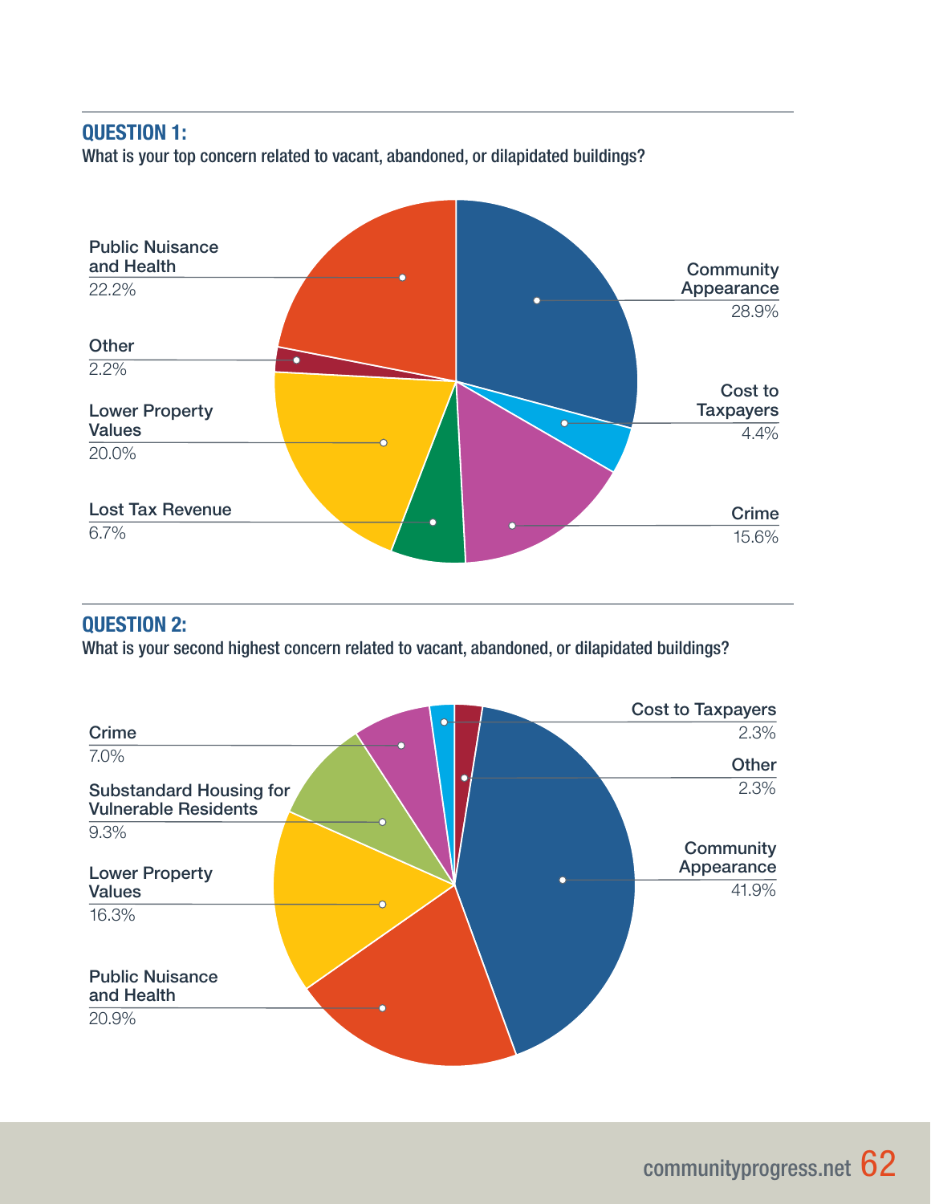**QUESTION 1:**

What is your top concern related to vacant, abandoned, or dilapidated buildings?

| Concern | Percentage |
| --- | --- |
| Community Appearance | 28.9% |
| Public Nuisance and Health | 22.2% |
| Lower Property Values | 20.0% |
| Crime | 15.6% |
| Lost Tax Revenue | 6.7% |
| Cost to Taxpayers | 4.4% |
| Other | 2.2% |

**QUESTION 2:**

What is your second highest concern related to vacant, abandoned, or dilapidated buildings?

| Concern | Percentage |
| --- | --- |
| Community Appearance | 41.9% |
| Public Nuisance and Health | 20.9% |
| Lower Property Values | 16.3% |
| Substandard Housing for Vulnerable Residents | 9.3% |
| Crime | 7.0% |
| Cost to Taxpayers | 2.3% |
| Other | 2.3% |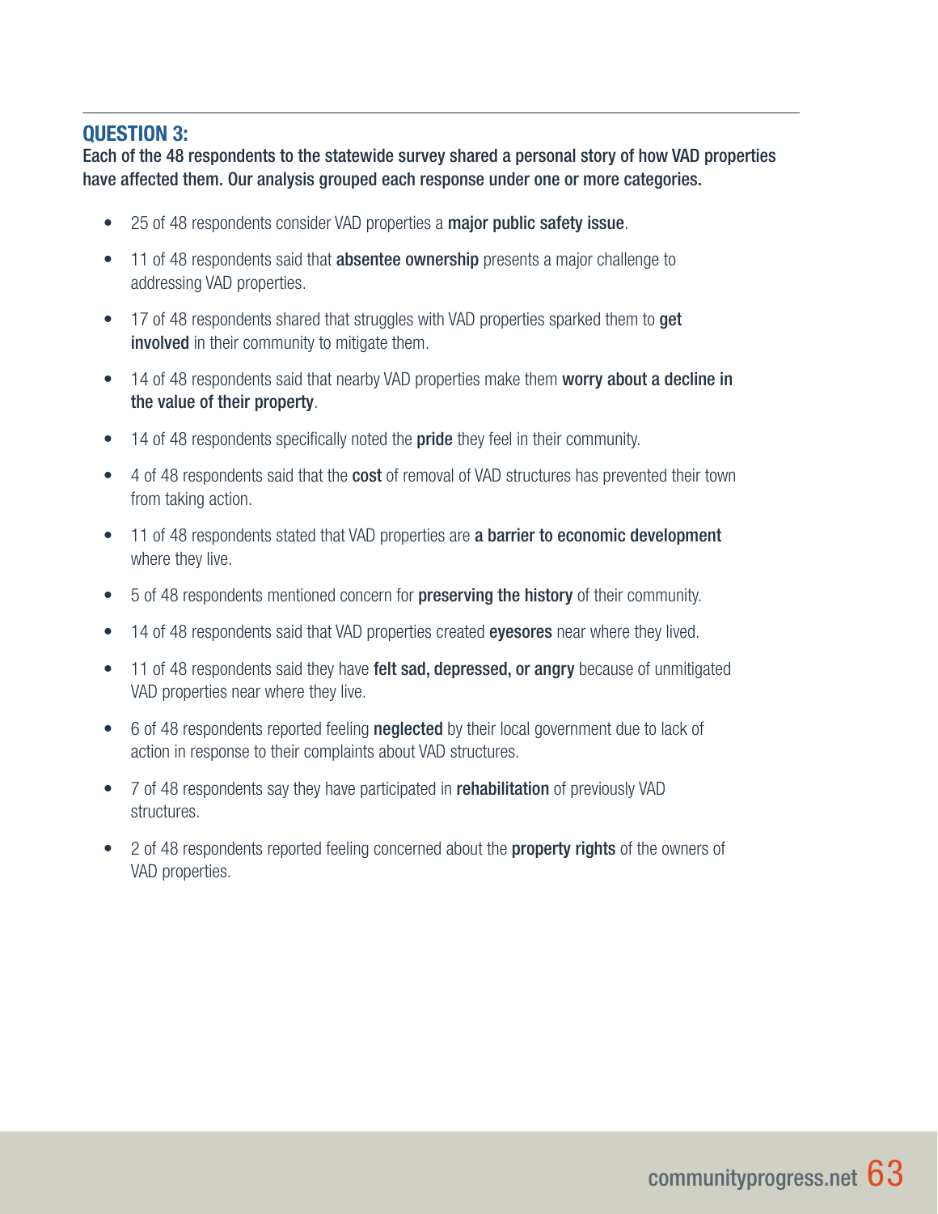### QUESTION 3:

**Each of the 48 respondents to the statewide survey shared a personal story of how VAD properties have affected them. Our analysis grouped each response under one or more categories.**

- 25 of 48 respondents consider VAD properties a **major public safety issue**.
- 11 of 48 respondents said that **absentee ownership** presents a major challenge to addressing VAD properties.
- 17 of 48 respondents shared that struggles with VAD properties sparked them to **get involved** in their community to mitigate them.
- 14 of 48 respondents said that nearby VAD properties make them **worry about a decline in the value of their property**.
- 14 of 48 respondents specifically noted the **pride** they feel in their community.
- 4 of 48 respondents said that the **cost** of removal of VAD structures has prevented their town from taking action.
- 11 of 48 respondents stated that VAD properties are **a barrier to economic development** where they live.
- 5 of 48 respondents mentioned concern for **preserving the history** of their community.
- 14 of 48 respondents said that VAD properties created **eyesores** near where they lived.
- 11 of 48 respondents said they have **felt sad, depressed, or angry** because of unmitigated VAD properties near where they live.
- 6 of 48 respondents reported feeling **neglected** by their local government due to lack of action in response to their complaints about VAD structures.
- 7 of 48 respondents say they have participated in **rehabilitation** of previously VAD structures.
- 2 of 48 respondents reported feeling concerned about the **property rights** of the owners of VAD properties.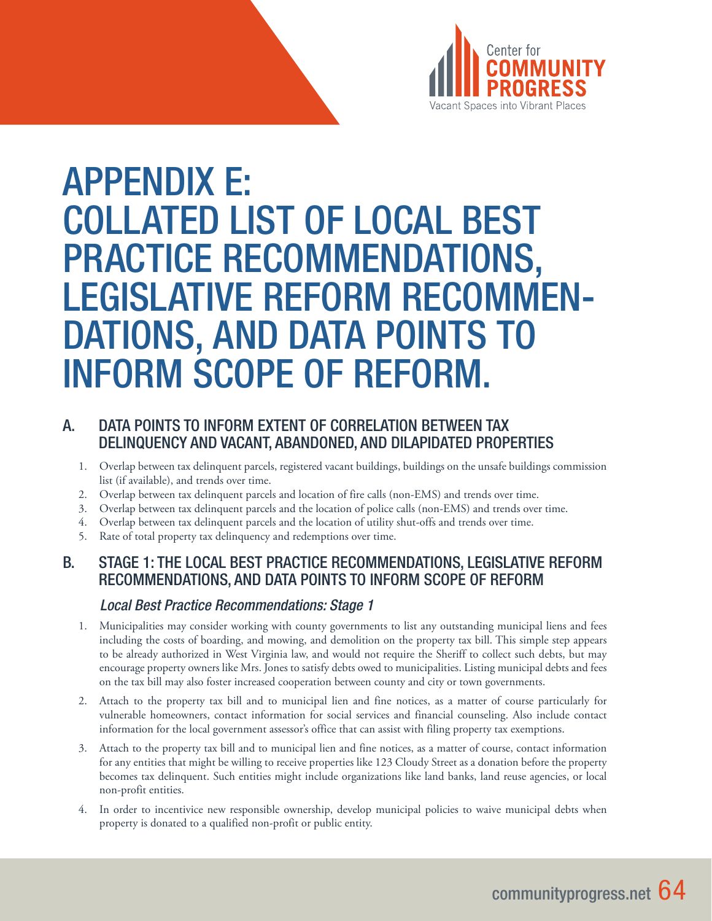# APPENDIX E: COLLATED LIST OF LOCAL BEST PRACTICE RECOMMENDATIONS, LEGISLATIVE REFORM RECOMMENDATIONS, AND DATA POINTS TO INFORM SCOPE OF REFORM.

## A. DATA POINTS TO INFORM EXTENT OF CORRELATION BETWEEN TAX DELINQUENCY AND VACANT, ABANDONED, AND DILAPIDATED PROPERTIES

1. Overlap between tax delinquent parcels, registered vacant buildings, buildings on the unsafe buildings commission list (if available), and trends over time.
2. Overlap between tax delinquent parcels and location of fire calls (non-EMS) and trends over time.
3. Overlap between tax delinquent parcels and the location of police calls (non-EMS) and trends over time.
4. Overlap between tax delinquent parcels and the location of utility shut-offs and trends over time.
5. Rate of total property tax delinquency and redemptions over time.

## B. STAGE 1: THE LOCAL BEST PRACTICE RECOMMENDATIONS, LEGISLATIVE REFORM RECOMMENDATIONS, AND DATA POINTS TO INFORM SCOPE OF REFORM

### *Local Best Practice Recommendations: Stage 1*

1. Municipalities may consider working with county governments to list any outstanding municipal liens and fees including the costs of boarding, and mowing, and demolition on the property tax bill. This simple step appears to be already authorized in West Virginia law, and would not require the Sheriff to collect such debts, but may encourage property owners like Mrs. Jones to satisfy debts owed to municipalities. Listing municipal debts and fees on the tax bill may also foster increased cooperation between county and city or town governments.
2. Attach to the property tax bill and to municipal lien and fine notices, as a matter of course particularly for vulnerable homeowners, contact information for social services and financial counseling. Also include contact information for the local government assessor's office that can assist with filing property tax exemptions.
3. Attach to the property tax bill and to municipal lien and fine notices, as a matter of course, contact information for any entities that might be willing to receive properties like 123 Cloudy Street as a donation before the property becomes tax delinquent. Such entities might include organizations like land banks, land reuse agencies, or local non-profit entities.
4. In order to incentivice new responsible ownership, develop municipal policies to waive municipal debts when property is donated to a qualified non-profit or public entity.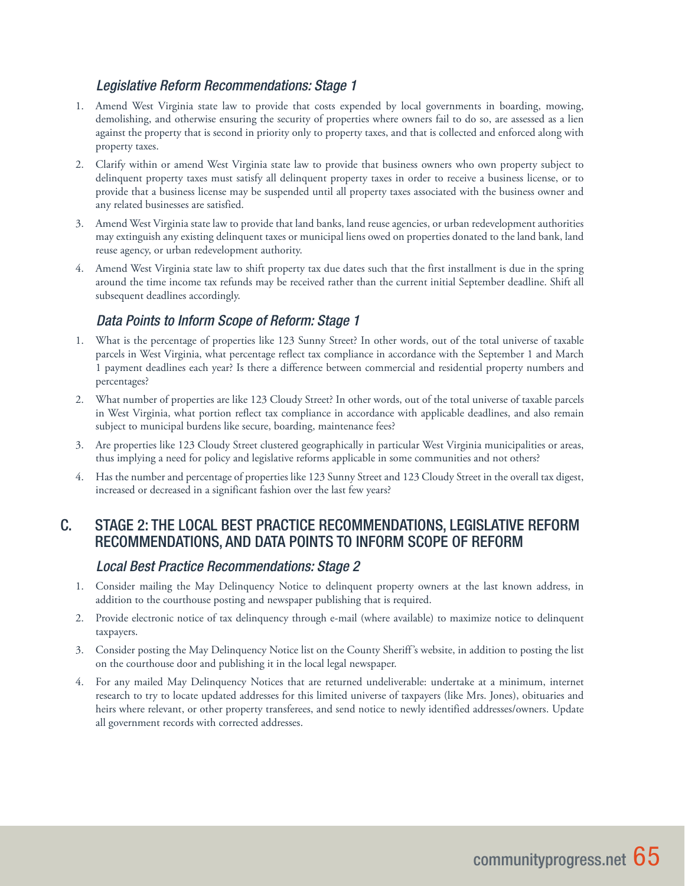### *Legislative Reform Recommendations: Stage 1*

1. Amend West Virginia state law to provide that costs expended by local governments in boarding, mowing, demolishing, and otherwise ensuring the security of properties where owners fail to do so, are assessed as a lien against the property that is second in priority only to property taxes, and that is collected and enforced along with property taxes.
2. Clarify within or amend West Virginia state law to provide that business owners who own property subject to delinquent property taxes must satisfy all delinquent property taxes in order to receive a business license, or to provide that a business license may be suspended until all property taxes associated with the business owner and any related businesses are satisfied.
3. Amend West Virginia state law to provide that land banks, land reuse agencies, or urban redevelopment authorities may extinguish any existing delinquent taxes or municipal liens owed on properties donated to the land bank, land reuse agency, or urban redevelopment authority.
4. Amend West Virginia state law to shift property tax due dates such that the first installment is due in the spring around the time income tax refunds may be received rather than the current initial September deadline. Shift all subsequent deadlines accordingly.

### *Data Points to Inform Scope of Reform: Stage 1*

1. What is the percentage of properties like 123 Sunny Street? In other words, out of the total universe of taxable parcels in West Virginia, what percentage reflect tax compliance in accordance with the September 1 and March 1 payment deadlines each year? Is there a difference between commercial and residential property numbers and percentages?
2. What number of properties are like 123 Cloudy Street? In other words, out of the total universe of taxable parcels in West Virginia, what portion reflect tax compliance in accordance with applicable deadlines, and also remain subject to municipal burdens like secure, boarding, maintenance fees?
3. Are properties like 123 Cloudy Street clustered geographically in particular West Virginia municipalities or areas, thus implying a need for policy and legislative reforms applicable in some communities and not others?
4. Has the number and percentage of properties like 123 Sunny Street and 123 Cloudy Street in the overall tax digest, increased or decreased in a significant fashion over the last few years?

## C. STAGE 2: THE LOCAL BEST PRACTICE RECOMMENDATIONS, LEGISLATIVE REFORM RECOMMENDATIONS, AND DATA POINTS TO INFORM SCOPE OF REFORM

### *Local Best Practice Recommendations: Stage 2*

1. Consider mailing the May Delinquency Notice to delinquent property owners at the last known address, in addition to the courthouse posting and newspaper publishing that is required.
2. Provide electronic notice of tax delinquency through e-mail (where available) to maximize notice to delinquent taxpayers.
3. Consider posting the May Delinquency Notice list on the County Sheriff's website, in addition to posting the list on the courthouse door and publishing it in the local legal newspaper.
4. For any mailed May Delinquency Notices that are returned undeliverable: undertake at a minimum, internet research to try to locate updated addresses for this limited universe of taxpayers (like Mrs. Jones), obituaries and heirs where relevant, or other property transferees, and send notice to newly identified addresses/owners. Update all government records with corrected addresses.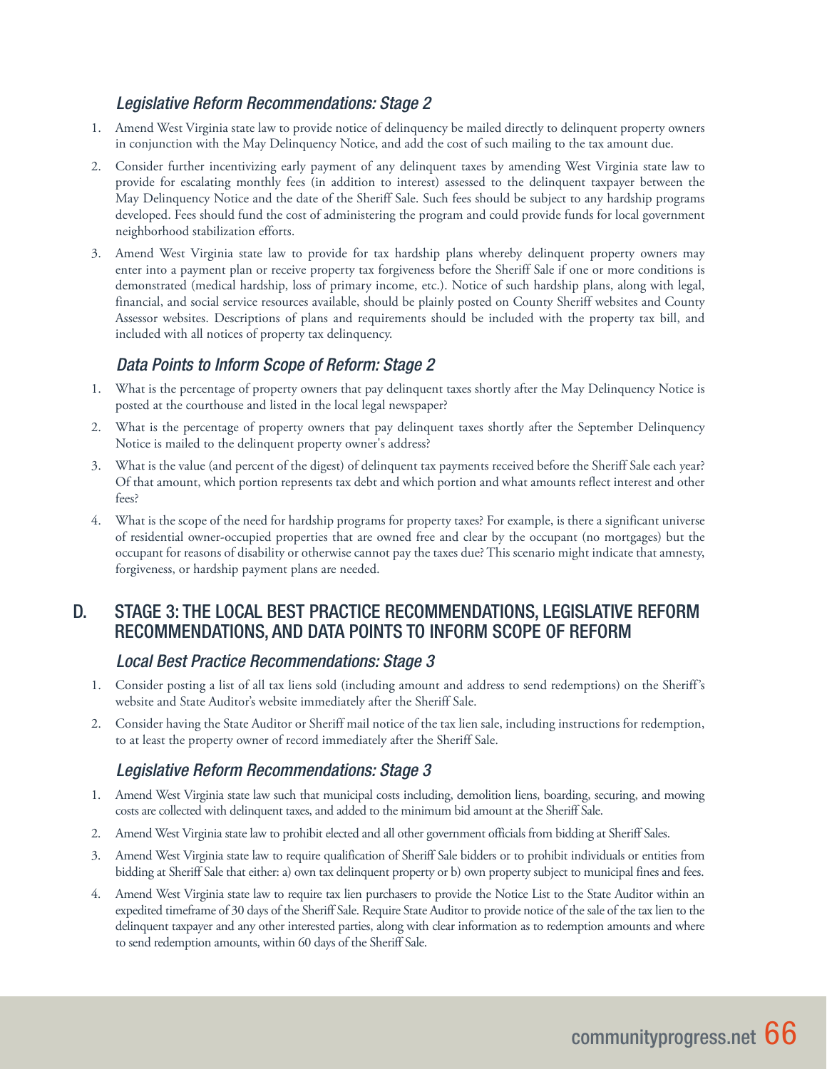### *Legislative Reform Recommendations: Stage 2*

1. Amend West Virginia state law to provide notice of delinquency be mailed directly to delinquent property owners in conjunction with the May Delinquency Notice, and add the cost of such mailing to the tax amount due.
2. Consider further incentivizing early payment of any delinquent taxes by amending West Virginia state law to provide for escalating monthly fees (in addition to interest) assessed to the delinquent taxpayer between the May Delinquency Notice and the date of the Sheriff Sale. Such fees should be subject to any hardship programs developed. Fees should fund the cost of administering the program and could provide funds for local government neighborhood stabilization efforts.
3. Amend West Virginia state law to provide for tax hardship plans whereby delinquent property owners may enter into a payment plan or receive property tax forgiveness before the Sheriff Sale if one or more conditions is demonstrated (medical hardship, loss of primary income, etc.). Notice of such hardship plans, along with legal, financial, and social service resources available, should be plainly posted on County Sheriff websites and County Assessor websites. Descriptions of plans and requirements should be included with the property tax bill, and included with all notices of property tax delinquency.

### *Data Points to Inform Scope of Reform: Stage 2*

1. What is the percentage of property owners that pay delinquent taxes shortly after the May Delinquency Notice is posted at the courthouse and listed in the local legal newspaper?
2. What is the percentage of property owners that pay delinquent taxes shortly after the September Delinquency Notice is mailed to the delinquent property owner's address?
3. What is the value (and percent of the digest) of delinquent tax payments received before the Sheriff Sale each year? Of that amount, which portion represents tax debt and which portion and what amounts reflect interest and other fees?
4. What is the scope of the need for hardship programs for property taxes? For example, is there a significant universe of residential owner-occupied properties that are owned free and clear by the occupant (no mortgages) but the occupant for reasons of disability or otherwise cannot pay the taxes due? This scenario might indicate that amnesty, forgiveness, or hardship payment plans are needed.

## D. STAGE 3: THE LOCAL BEST PRACTICE RECOMMENDATIONS, LEGISLATIVE REFORM RECOMMENDATIONS, AND DATA POINTS TO INFORM SCOPE OF REFORM

### *Local Best Practice Recommendations: Stage 3*

1. Consider posting a list of all tax liens sold (including amount and address to send redemptions) on the Sheriff's website and State Auditor's website immediately after the Sheriff Sale.
2. Consider having the State Auditor or Sheriff mail notice of the tax lien sale, including instructions for redemption, to at least the property owner of record immediately after the Sheriff Sale.

### *Legislative Reform Recommendations: Stage 3*

1. Amend West Virginia state law such that municipal costs including, demolition liens, boarding, securing, and mowing costs are collected with delinquent taxes, and added to the minimum bid amount at the Sheriff Sale.
2. Amend West Virginia state law to prohibit elected and all other government officials from bidding at Sheriff Sales.
3. Amend West Virginia state law to require qualification of Sheriff Sale bidders or to prohibit individuals or entities from bidding at Sheriff Sale that either: a) own tax delinquent property or b) own property subject to municipal fines and fees.
4. Amend West Virginia state law to require tax lien purchasers to provide the Notice List to the State Auditor within an expedited timeframe of 30 days of the Sheriff Sale. Require State Auditor to provide notice of the sale of the tax lien to the delinquent taxpayer and any other interested parties, along with clear information as to redemption amounts and where to send redemption amounts, within 60 days of the Sheriff Sale.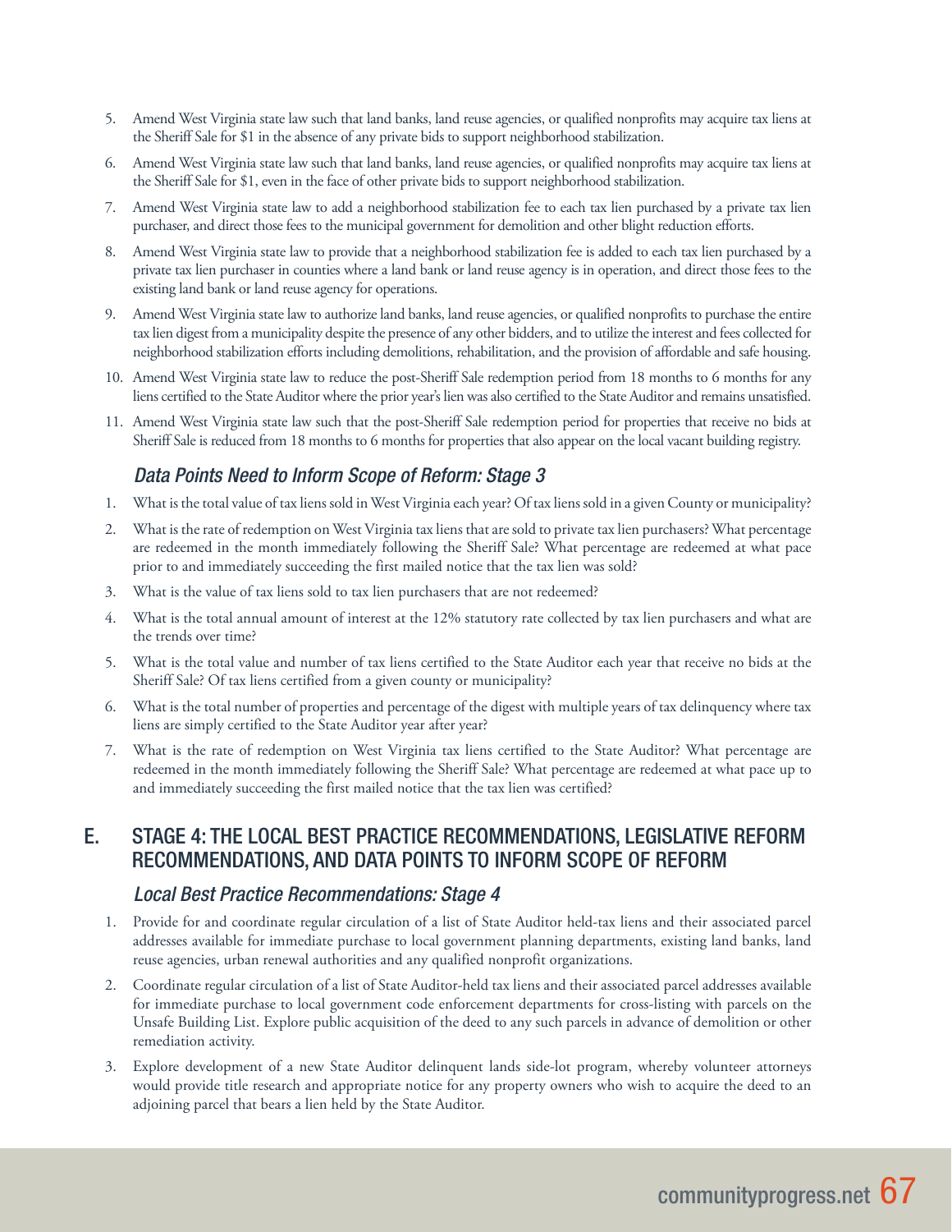5. Amend West Virginia state law such that land banks, land reuse agencies, or qualified nonprofits may acquire tax liens at the Sheriff Sale for $1 in the absence of any private bids to support neighborhood stabilization.
6. Amend West Virginia state law such that land banks, land reuse agencies, or qualified nonprofits may acquire tax liens at the Sheriff Sale for $1, even in the face of other private bids to support neighborhood stabilization.
7. Amend West Virginia state law to add a neighborhood stabilization fee to each tax lien purchased by a private tax lien purchaser, and direct those fees to the municipal government for demolition and other blight reduction efforts.
8. Amend West Virginia state law to provide that a neighborhood stabilization fee is added to each tax lien purchased by a private tax lien purchaser in counties where a land bank or land reuse agency is in operation, and direct those fees to the existing land bank or land reuse agency for operations.
9. Amend West Virginia state law to authorize land banks, land reuse agencies, or qualified nonprofits to purchase the entire tax lien digest from a municipality despite the presence of any other bidders, and to utilize the interest and fees collected for neighborhood stabilization efforts including demolitions, rehabilitation, and the provision of affordable and safe housing.
10. Amend West Virginia state law to reduce the post-Sheriff Sale redemption period from 18 months to 6 months for any liens certified to the State Auditor where the prior year's lien was also certified to the State Auditor and remains unsatisfied.
11. Amend West Virginia state law such that the post-Sheriff Sale redemption period for properties that receive no bids at Sheriff Sale is reduced from 18 months to 6 months for properties that also appear on the local vacant building registry.

### *Data Points Need to Inform Scope of Reform: Stage 3*

1. What is the total value of tax liens sold in West Virginia each year? Of tax liens sold in a given County or municipality?
2. What is the rate of redemption on West Virginia tax liens that are sold to private tax lien purchasers? What percentage are redeemed in the month immediately following the Sheriff Sale? What percentage are redeemed at what pace prior to and immediately succeeding the first mailed notice that the tax lien was sold?
3. What is the value of tax liens sold to tax lien purchasers that are not redeemed?
4. What is the total annual amount of interest at the 12% statutory rate collected by tax lien purchasers and what are the trends over time?
5. What is the total value and number of tax liens certified to the State Auditor each year that receive no bids at the Sheriff Sale? Of tax liens certified from a given county or municipality?
6. What is the total number of properties and percentage of the digest with multiple years of tax delinquency where tax liens are simply certified to the State Auditor year after year?
7. What is the rate of redemption on West Virginia tax liens certified to the State Auditor? What percentage are redeemed in the month immediately following the Sheriff Sale? What percentage are redeemed at what pace up to and immediately succeeding the first mailed notice that the tax lien was certified?

## E. STAGE 4: THE LOCAL BEST PRACTICE RECOMMENDATIONS, LEGISLATIVE REFORM RECOMMENDATIONS, AND DATA POINTS TO INFORM SCOPE OF REFORM

### *Local Best Practice Recommendations: Stage 4*

1. Provide for and coordinate regular circulation of a list of State Auditor held-tax liens and their associated parcel addresses available for immediate purchase to local government planning departments, existing land banks, land reuse agencies, urban renewal authorities and any qualified nonprofit organizations.
2. Coordinate regular circulation of a list of State Auditor-held tax liens and their associated parcel addresses available for immediate purchase to local government code enforcement departments for cross-listing with parcels on the Unsafe Building List. Explore public acquisition of the deed to any such parcels in advance of demolition or other remediation activity.
3. Explore development of a new State Auditor delinquent lands side-lot program, whereby volunteer attorneys would provide title research and appropriate notice for any property owners who wish to acquire the deed to an adjoining parcel that bears a lien held by the State Auditor.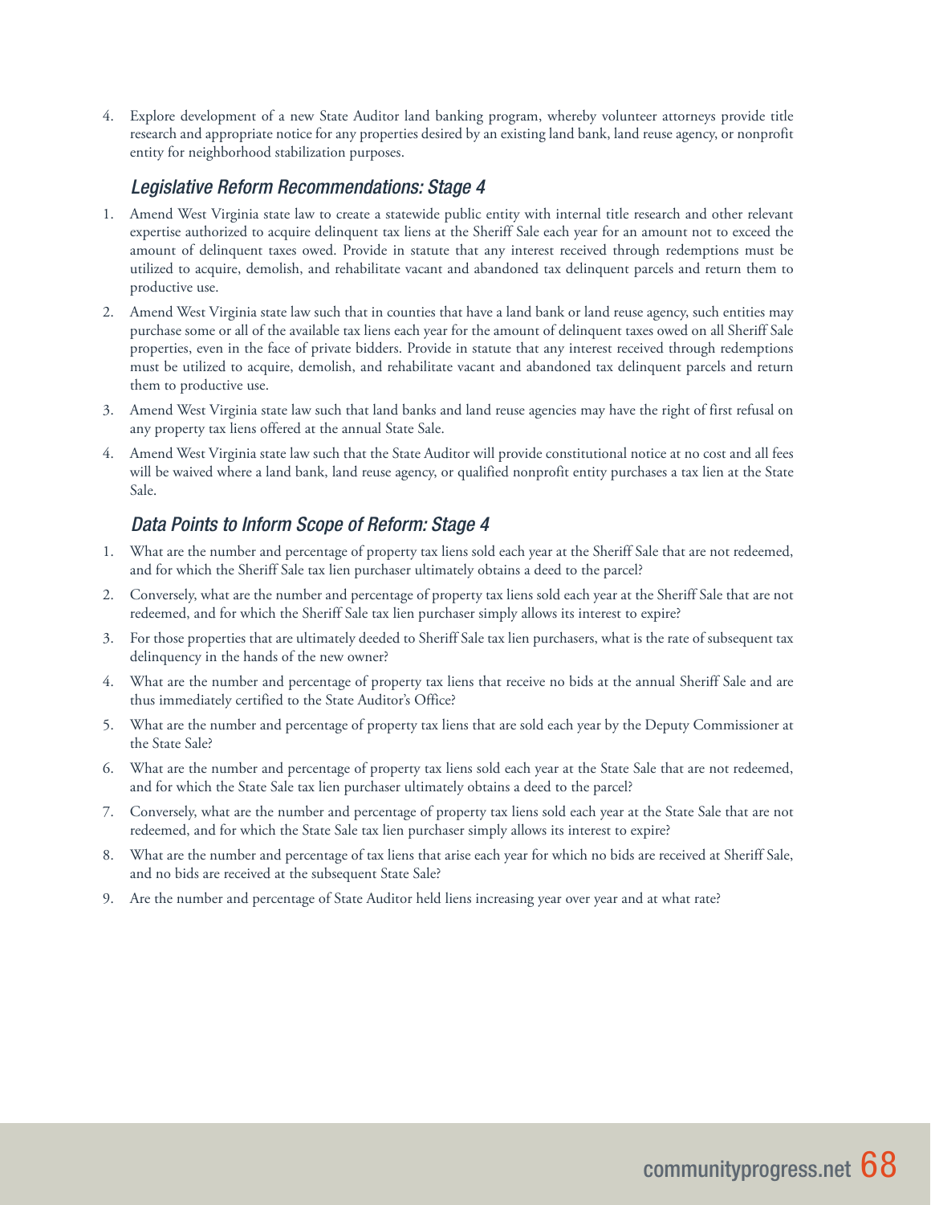4. Explore development of a new State Auditor land banking program, whereby volunteer attorneys provide title research and appropriate notice for any properties desired by an existing land bank, land reuse agency, or nonprofit entity for neighborhood stabilization purposes.

### *Legislative Reform Recommendations: Stage 4*

1. Amend West Virginia state law to create a statewide public entity with internal title research and other relevant expertise authorized to acquire delinquent tax liens at the Sheriff Sale each year for an amount not to exceed the amount of delinquent taxes owed. Provide in statute that any interest received through redemptions must be utilized to acquire, demolish, and rehabilitate vacant and abandoned tax delinquent parcels and return them to productive use.
2. Amend West Virginia state law such that in counties that have a land bank or land reuse agency, such entities may purchase some or all of the available tax liens each year for the amount of delinquent taxes owed on all Sheriff Sale properties, even in the face of private bidders. Provide in statute that any interest received through redemptions must be utilized to acquire, demolish, and rehabilitate vacant and abandoned tax delinquent parcels and return them to productive use.
3. Amend West Virginia state law such that land banks and land reuse agencies may have the right of first refusal on any property tax liens offered at the annual State Sale.
4. Amend West Virginia state law such that the State Auditor will provide constitutional notice at no cost and all fees will be waived where a land bank, land reuse agency, or qualified nonprofit entity purchases a tax lien at the State Sale.

### *Data Points to Inform Scope of Reform: Stage 4*

1. What are the number and percentage of property tax liens sold each year at the Sheriff Sale that are not redeemed, and for which the Sheriff Sale tax lien purchaser ultimately obtains a deed to the parcel?
2. Conversely, what are the number and percentage of property tax liens sold each year at the Sheriff Sale that are not redeemed, and for which the Sheriff Sale tax lien purchaser simply allows its interest to expire?
3. For those properties that are ultimately deeded to Sheriff Sale tax lien purchasers, what is the rate of subsequent tax delinquency in the hands of the new owner?
4. What are the number and percentage of property tax liens that receive no bids at the annual Sheriff Sale and are thus immediately certified to the State Auditor's Office?
5. What are the number and percentage of property tax liens that are sold each year by the Deputy Commissioner at the State Sale?
6. What are the number and percentage of property tax liens sold each year at the State Sale that are not redeemed, and for which the State Sale tax lien purchaser ultimately obtains a deed to the parcel?
7. Conversely, what are the number and percentage of property tax liens sold each year at the State Sale that are not redeemed, and for which the State Sale tax lien purchaser simply allows its interest to expire?
8. What are the number and percentage of tax liens that arise each year for which no bids are received at Sheriff Sale, and no bids are received at the subsequent State Sale?
9. Are the number and percentage of State Auditor held liens increasing year over year and at what rate?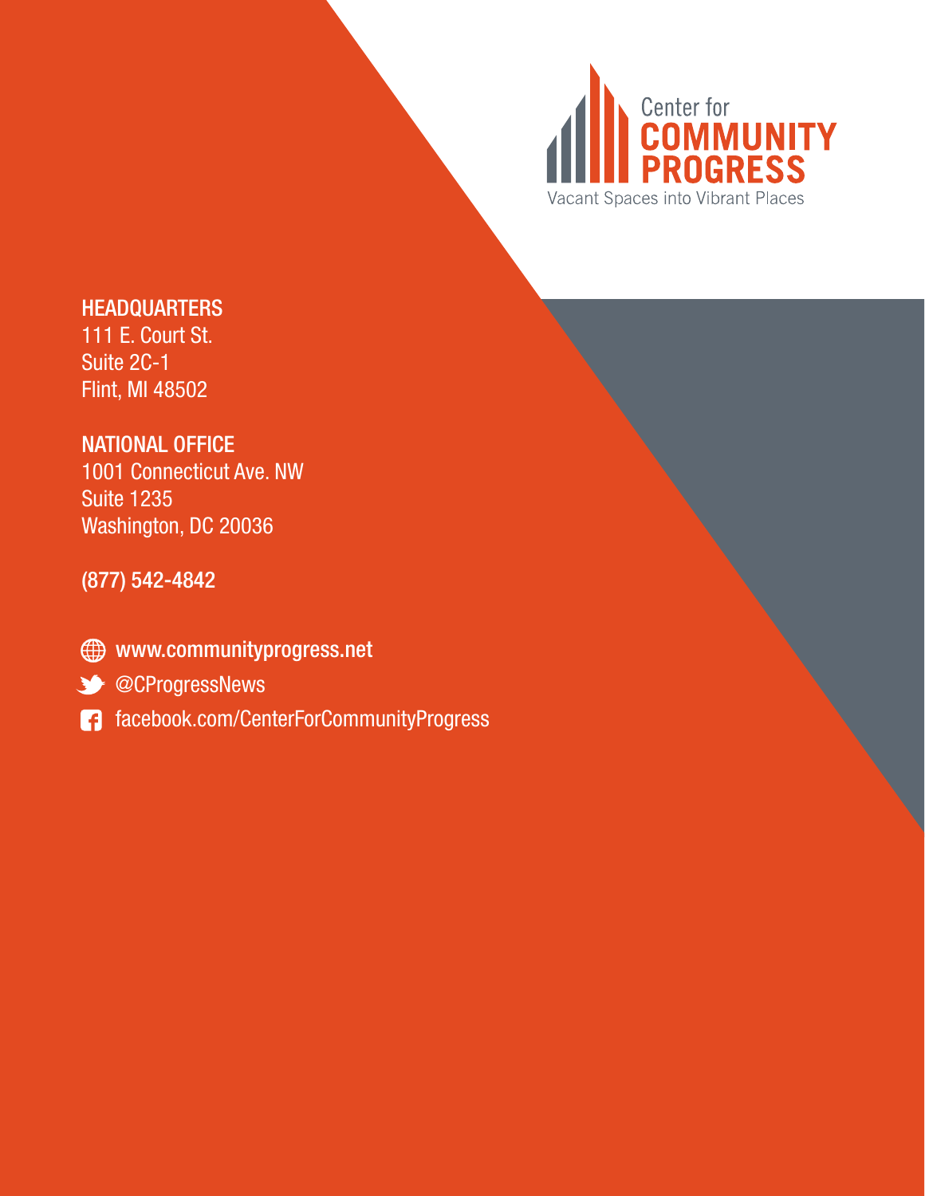Center for
**COMMUNITY PROGRESS**
Vacant Spaces into Vibrant Places

**HEADQUARTERS**
111 E. Court St.
Suite 2C-1
Flint, MI 48502

**NATIONAL OFFICE**
1001 Connecticut Ave. NW
Suite 1235
Washington, DC 20036

**(877) 542-4842**

**www.communityprogress.net**

@CProgressNews

facebook.com/CenterForCommunityProgress